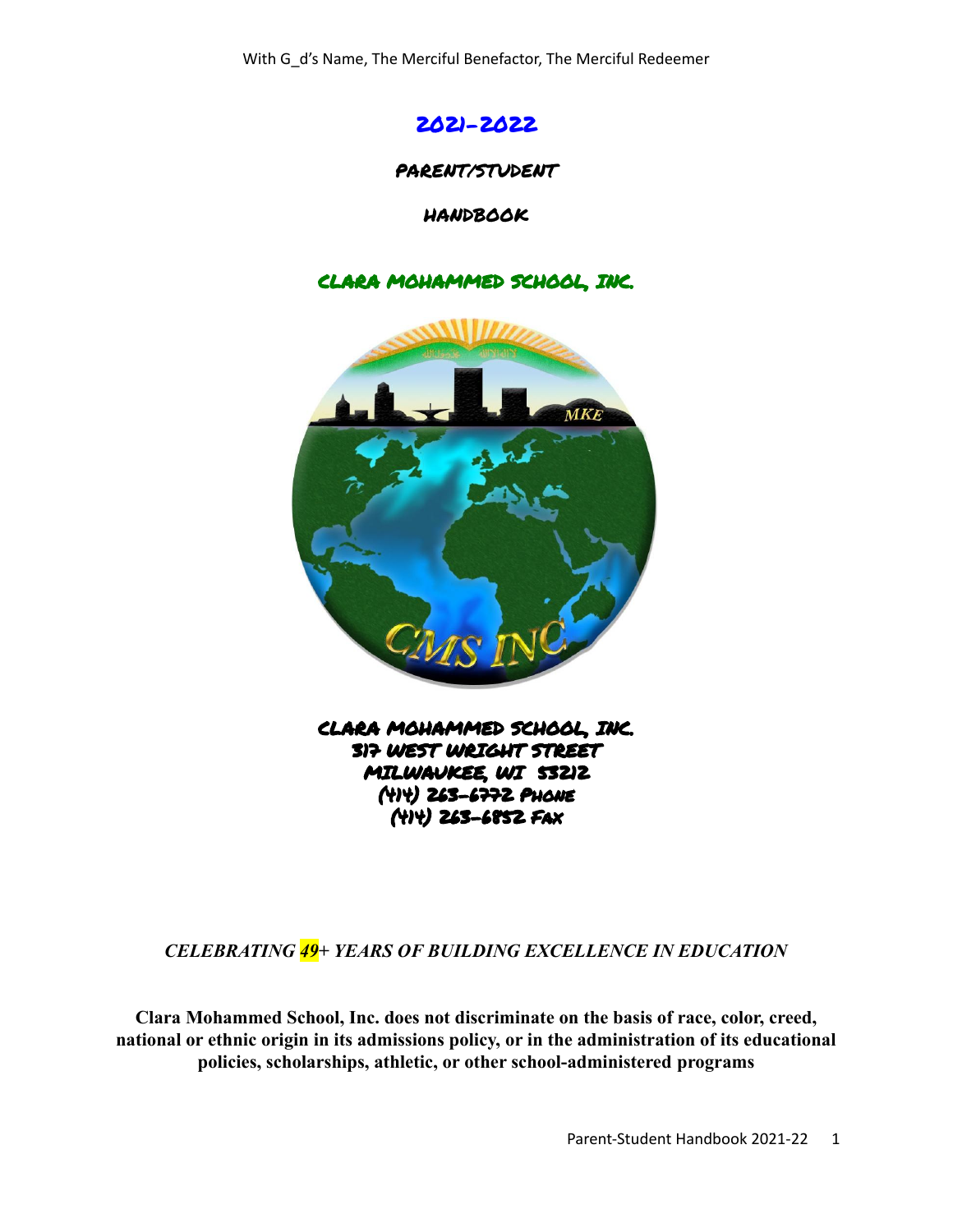With G_d's Name, The Merciful Benefactor, The Merciful Redeemer

# 2021-2022

## PARENT/STUDENT

## HANDBOOK

## CLARA MOHAMMED SCHOOL, INC.

CLARA MOHAMMED SCHOOL, INC.
317 WEST WRIGHT STREET
MILWAUKEE, WI 53212
(414) 263-6772 PHONE
(414) 263-6852 FAX

***CELEBRATING 49+ YEARS OF BUILDING EXCELLENCE IN EDUCATION***

**Clara Mohammed School, Inc. does not discriminate on the basis of race, color, creed, national or ethnic origin in its admissions policy, or in the administration of its educational policies, scholarships, athletic, or other school-administered programs**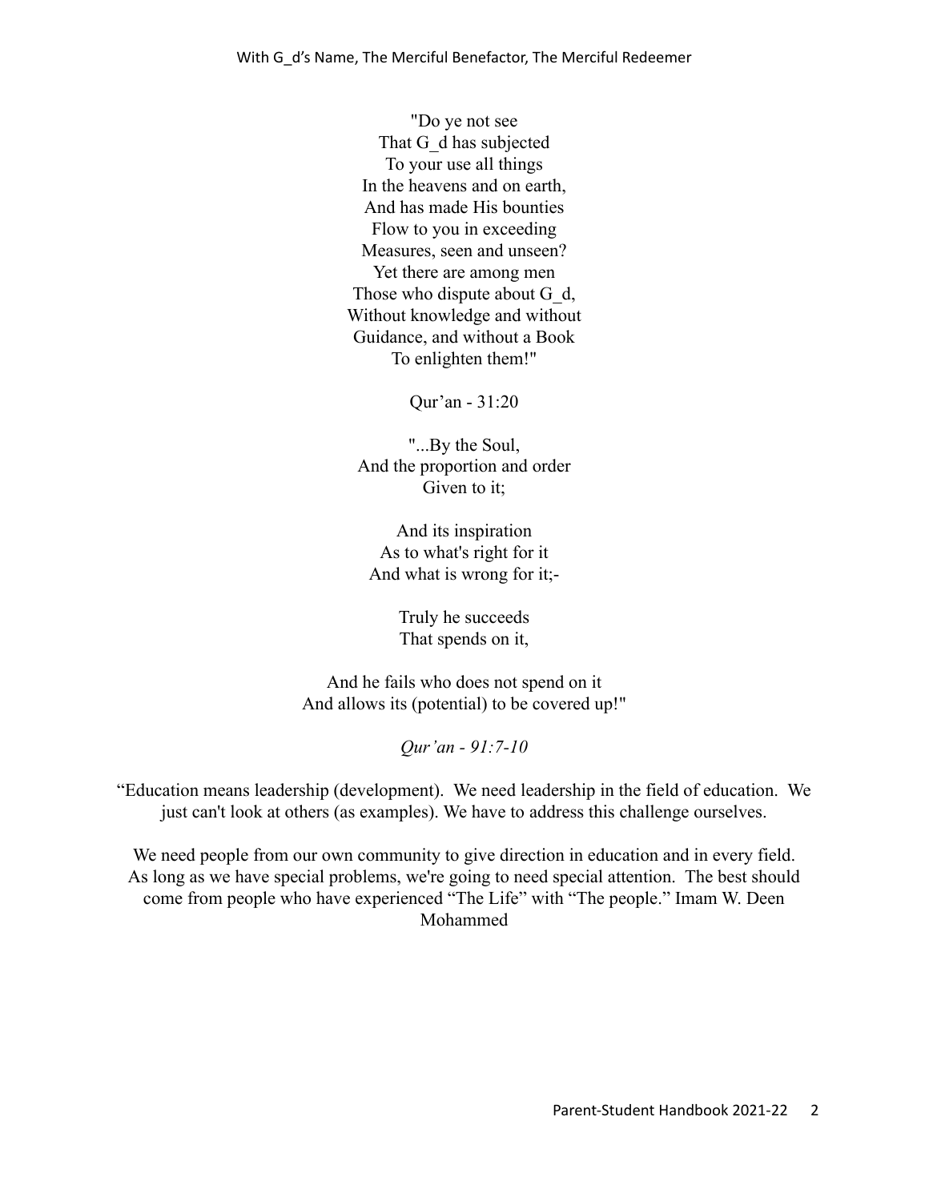"Do ye not see
That G_d has subjected
To your use all things
In the heavens and on earth,
And has made His bounties
Flow to you in exceeding
Measures, seen and unseen?
Yet there are among men
Those who dispute about G_d,
Without knowledge and without
Guidance, and without a Book
To enlighten them!"

Qur'an - 31:20

"...By the Soul,
And the proportion and order
Given to it;

And its inspiration
As to what's right for it
And what is wrong for it;-

Truly he succeeds
That spends on it,

And he fails who does not spend on it
And allows its (potential) to be covered up!"

*Qur'an - 91:7-10*

"Education means leadership (development). We need leadership in the field of education. We just can't look at others (as examples). We have to address this challenge ourselves.

We need people from our own community to give direction in education and in every field. As long as we have special problems, we're going to need special attention. The best should come from people who have experienced "The Life" with "The people." Imam W. Deen Mohammed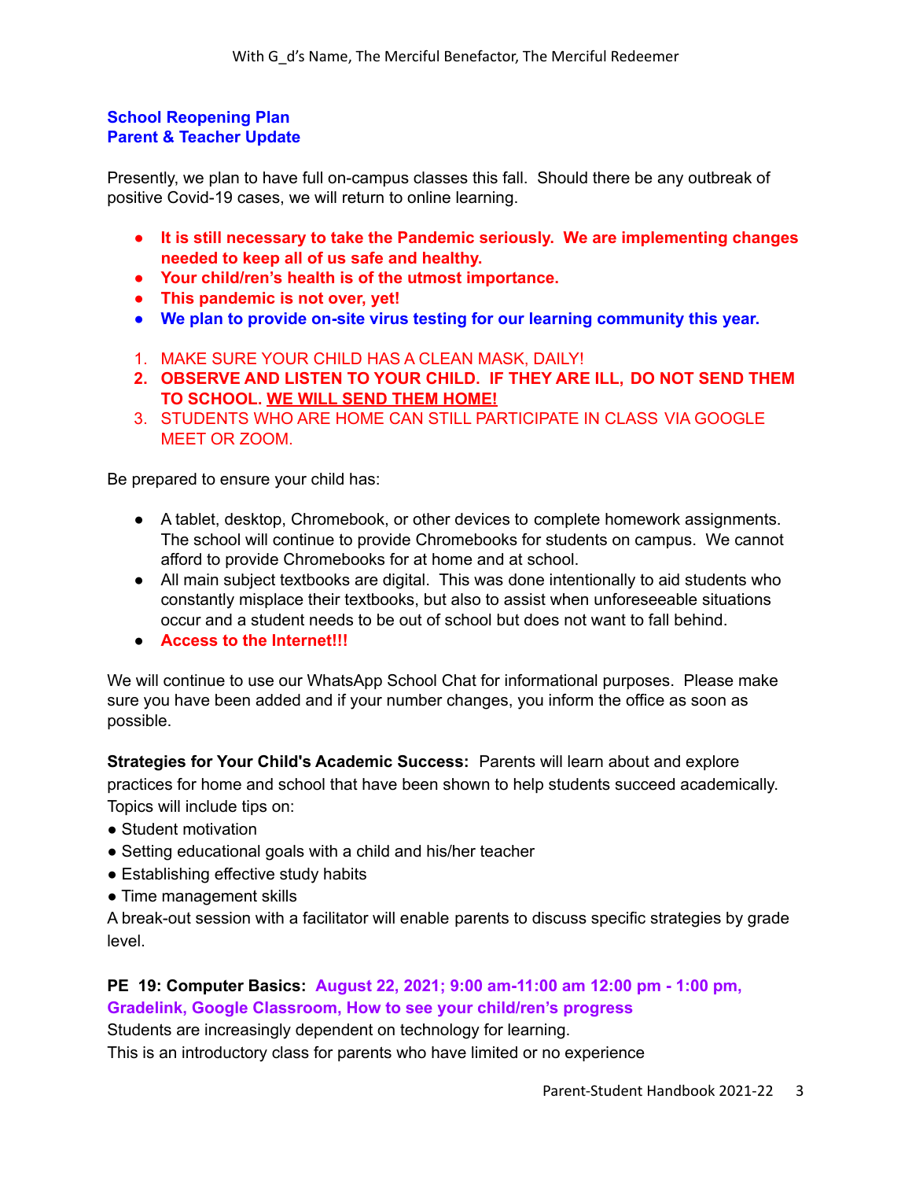With G_d's Name, The Merciful Benefactor, The Merciful Redeemer

## School Reopening Plan
## Parent & Teacher Update

Presently, we plan to have full on-campus classes this fall. Should there be any outbreak of positive Covid-19 cases, we will return to online learning.

- **It is still necessary to take the Pandemic seriously. We are implementing changes needed to keep all of us safe and healthy.**
- **Your child/ren's health is of the utmost importance.**
- **This pandemic is not over, yet!**
- **We plan to provide on-site virus testing for our learning community this year.**

1. MAKE SURE YOUR CHILD HAS A CLEAN MASK, DAILY!
2. **OBSERVE AND LISTEN TO YOUR CHILD. IF THEY ARE ILL, DO NOT SEND THEM TO SCHOOL. <u>WE WILL SEND THEM HOME!</u>**
3. STUDENTS WHO ARE HOME CAN STILL PARTICIPATE IN CLASS VIA GOOGLE MEET OR ZOOM.

Be prepared to ensure your child has:

- A tablet, desktop, Chromebook, or other devices to complete homework assignments. The school will continue to provide Chromebooks for students on campus. We cannot afford to provide Chromebooks for at home and at school.
- All main subject textbooks are digital. This was done intentionally to aid students who constantly misplace their textbooks, but also to assist when unforeseeable situations occur and a student needs to be out of school but does not want to fall behind.
- **Access to the Internet!!!**

We will continue to use our WhatsApp School Chat for informational purposes. Please make sure you have been added and if your number changes, you inform the office as soon as possible.

**Strategies for Your Child's Academic Success:** Parents will learn about and explore practices for home and school that have been shown to help students succeed academically. Topics will include tips on:

- Student motivation
- Setting educational goals with a child and his/her teacher
- Establishing effective study habits
- Time management skills

A break-out session with a facilitator will enable parents to discuss specific strategies by grade level.

**PE 19: Computer Basics: August 22, 2021; 9:00 am-11:00 am 12:00 pm - 1:00 pm, Gradelink, Google Classroom, How to see your child/ren's progress**

Students are increasingly dependent on technology for learning.

This is an introductory class for parents who have limited or no experience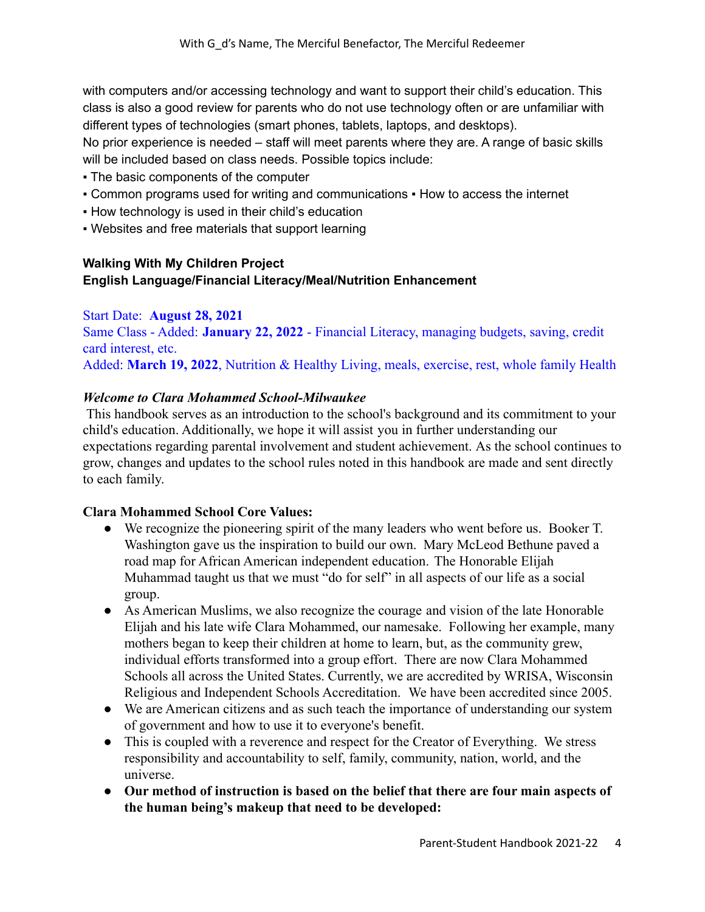with computers and/or accessing technology and want to support their child's education. This class is also a good review for parents who do not use technology often or are unfamiliar with different types of technologies (smart phones, tablets, laptops, and desktops).
No prior experience is needed – staff will meet parents where they are. A range of basic skills will be included based on class needs. Possible topics include:

- The basic components of the computer
- Common programs used for writing and communications ▪ How to access the internet
- How technology is used in their child's education
- Websites and free materials that support learning

**Walking With My Children Project**
**English Language/Financial Literacy/Meal/Nutrition Enhancement**

Start Date: **August 28, 2021**
Same Class - Added: **January 22, 2022** - Financial Literacy, managing budgets, saving, credit card interest, etc.
Added: **March 19, 2022**, Nutrition & Healthy Living, meals, exercise, rest, whole family Health

***Welcome to Clara Mohammed School-Milwaukee***

This handbook serves as an introduction to the school's background and its commitment to your child's education. Additionally, we hope it will assist you in further understanding our expectations regarding parental involvement and student achievement. As the school continues to grow, changes and updates to the school rules noted in this handbook are made and sent directly to each family.

**Clara Mohammed School Core Values:**

- We recognize the pioneering spirit of the many leaders who went before us. Booker T. Washington gave us the inspiration to build our own. Mary McLeod Bethune paved a road map for African American independent education. The Honorable Elijah Muhammad taught us that we must "do for self" in all aspects of our life as a social group.
- As American Muslims, we also recognize the courage and vision of the late Honorable Elijah and his late wife Clara Mohammed, our namesake. Following her example, many mothers began to keep their children at home to learn, but, as the community grew, individual efforts transformed into a group effort. There are now Clara Mohammed Schools all across the United States. Currently, we are accredited by WRISA, Wisconsin Religious and Independent Schools Accreditation. We have been accredited since 2005.
- We are American citizens and as such teach the importance of understanding our system of government and how to use it to everyone's benefit.
- This is coupled with a reverence and respect for the Creator of Everything. We stress responsibility and accountability to self, family, community, nation, world, and the universe.
- **Our method of instruction is based on the belief that there are four main aspects of the human being's makeup that need to be developed:**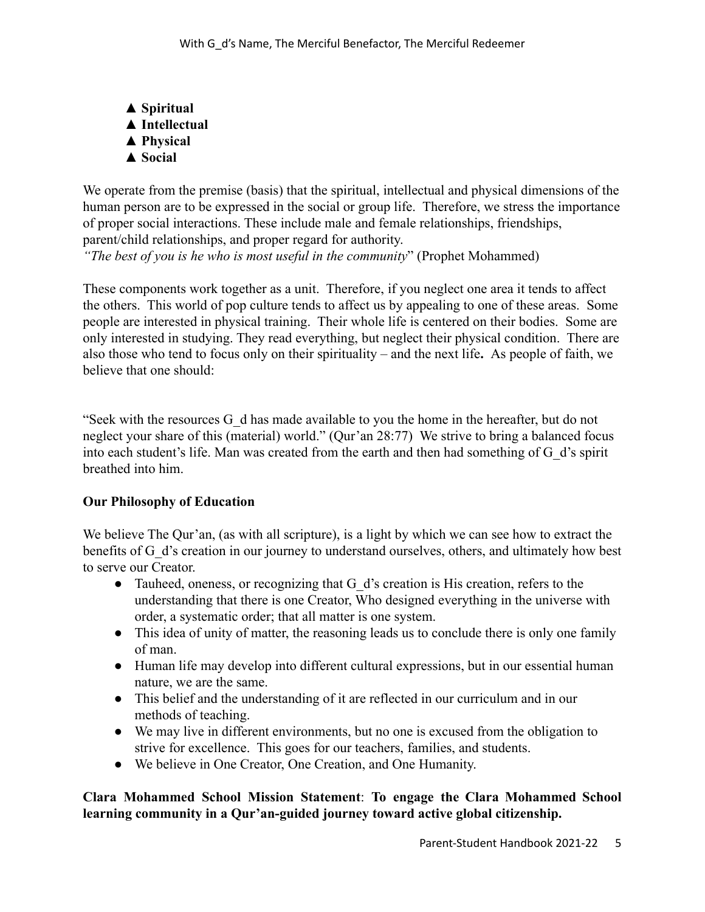- ▲ **Spiritual**
- ▲ **Intellectual**
- ▲ **Physical**
- ▲ **Social**

We operate from the premise (basis) that the spiritual, intellectual and physical dimensions of the human person are to be expressed in the social or group life. Therefore, we stress the importance of proper social interactions. These include male and female relationships, friendships, parent/child relationships, and proper regard for authority.
*"The best of you is he who is most useful in the community*" (Prophet Mohammed)

These components work together as a unit. Therefore, if you neglect one area it tends to affect the others. This world of pop culture tends to affect us by appealing to one of these areas. Some people are interested in physical training. Their whole life is centered on their bodies. Some are only interested in studying. They read everything, but neglect their physical condition. There are also those who tend to focus only on their spirituality – and the next life**.** As people of faith, we believe that one should:

"Seek with the resources G_d has made available to you the home in the hereafter, but do not neglect your share of this (material) world." (Qur'an 28:77) We strive to bring a balanced focus into each student's life. Man was created from the earth and then had something of G_d's spirit breathed into him.

**Our Philosophy of Education**

We believe The Qur'an, (as with all scripture), is a light by which we can see how to extract the benefits of G_d's creation in our journey to understand ourselves, others, and ultimately how best to serve our Creator.

- Tauheed, oneness, or recognizing that G_d's creation is His creation, refers to the understanding that there is one Creator, Who designed everything in the universe with order, a systematic order; that all matter is one system.
- This idea of unity of matter, the reasoning leads us to conclude there is only one family of man.
- Human life may develop into different cultural expressions, but in our essential human nature, we are the same.
- This belief and the understanding of it are reflected in our curriculum and in our methods of teaching.
- We may live in different environments, but no one is excused from the obligation to strive for excellence. This goes for our teachers, families, and students.
- We believe in One Creator, One Creation, and One Humanity.

**Clara Mohammed School Mission Statement**: **To engage the Clara Mohammed School learning community in a Qur'an-guided journey toward active global citizenship.**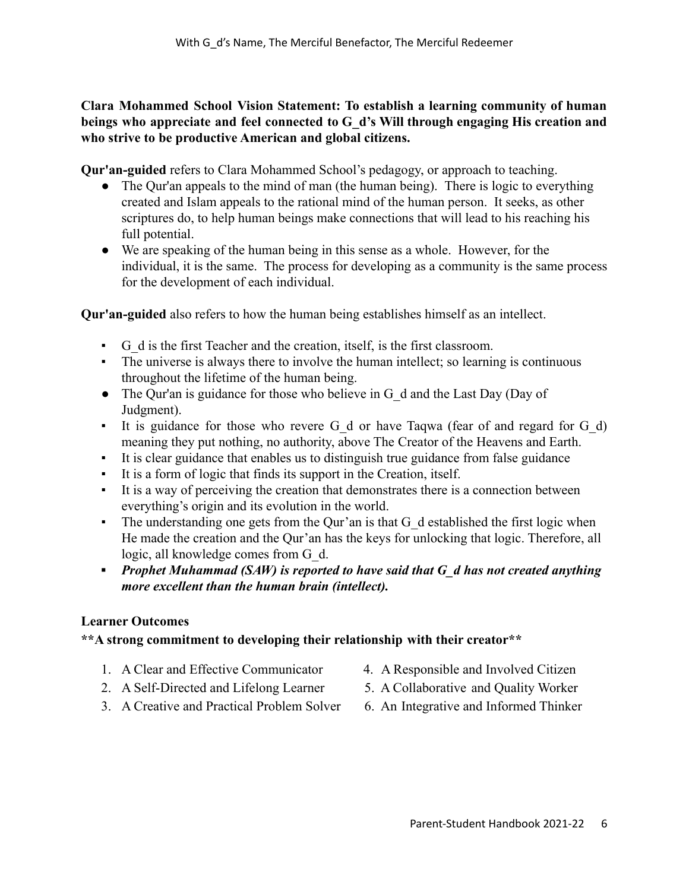**Clara Mohammed School Vision Statement: To establish a learning community of human beings who appreciate and feel connected to G_d's Will through engaging His creation and who strive to be productive American and global citizens.**

**Qur'an-guided** refers to Clara Mohammed School's pedagogy, or approach to teaching.

- The Qur'an appeals to the mind of man (the human being). There is logic to everything created and Islam appeals to the rational mind of the human person. It seeks, as other scriptures do, to help human beings make connections that will lead to his reaching his full potential.
- We are speaking of the human being in this sense as a whole. However, for the individual, it is the same. The process for developing as a community is the same process for the development of each individual.

**Qur'an-guided** also refers to how the human being establishes himself as an intellect.

- G_d is the first Teacher and the creation, itself, is the first classroom.
- The universe is always there to involve the human intellect; so learning is continuous throughout the lifetime of the human being.
- The Qur'an is guidance for those who believe in G_d and the Last Day (Day of Judgment).
- It is guidance for those who revere G_d or have Taqwa (fear of and regard for G_d) meaning they put nothing, no authority, above The Creator of the Heavens and Earth.
- It is clear guidance that enables us to distinguish true guidance from false guidance
- It is a form of logic that finds its support in the Creation, itself.
- It is a way of perceiving the creation that demonstrates there is a connection between everything's origin and its evolution in the world.
- The understanding one gets from the Qur'an is that G_d established the first logic when He made the creation and the Qur'an has the keys for unlocking that logic. Therefore, all logic, all knowledge comes from G_d.
- ***Prophet Muhammad (SAW) is reported to have said that G_d has not created anything more excellent than the human brain (intellect).***

**Learner Outcomes**

**\*\*A strong commitment to developing their relationship with their creator\*\***

1. A Clear and Effective Communicator
2. A Self-Directed and Lifelong Learner
3. A Creative and Practical Problem Solver
4. A Responsible and Involved Citizen
5. A Collaborative and Quality Worker
6. An Integrative and Informed Thinker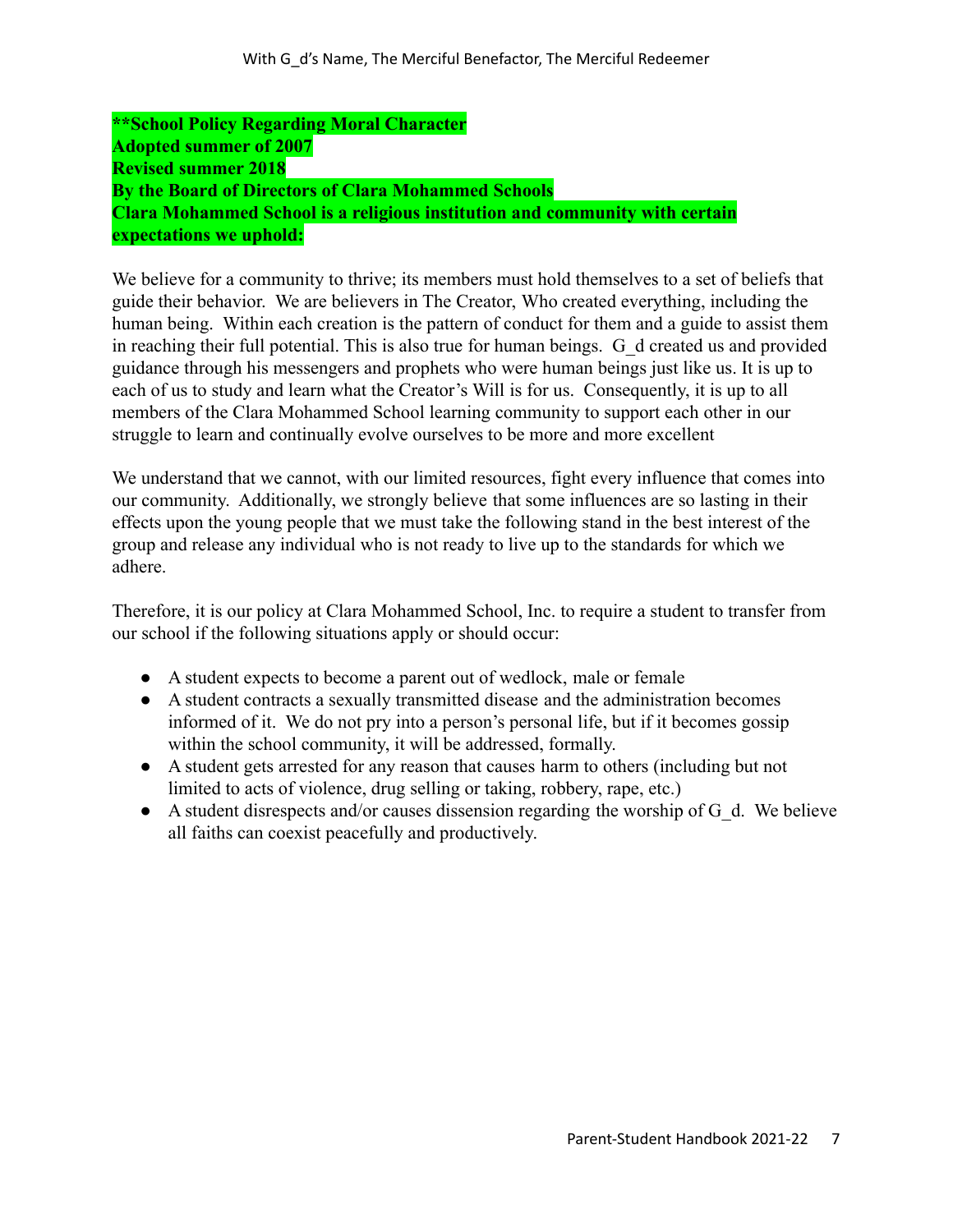**School Policy Regarding Moral Character**
**Adopted summer of 2007**
**Revised summer 2018**
**By the Board of Directors of Clara Mohammed Schools**
**Clara Mohammed School is a religious institution and community with certain expectations we uphold:**

We believe for a community to thrive; its members must hold themselves to a set of beliefs that guide their behavior. We are believers in The Creator, Who created everything, including the human being. Within each creation is the pattern of conduct for them and a guide to assist them in reaching their full potential. This is also true for human beings. G_d created us and provided guidance through his messengers and prophets who were human beings just like us. It is up to each of us to study and learn what the Creator's Will is for us. Consequently, it is up to all members of the Clara Mohammed School learning community to support each other in our struggle to learn and continually evolve ourselves to be more and more excellent

We understand that we cannot, with our limited resources, fight every influence that comes into our community. Additionally, we strongly believe that some influences are so lasting in their effects upon the young people that we must take the following stand in the best interest of the group and release any individual who is not ready to live up to the standards for which we adhere.

Therefore, it is our policy at Clara Mohammed School, Inc. to require a student to transfer from our school if the following situations apply or should occur:

- A student expects to become a parent out of wedlock, male or female
- A student contracts a sexually transmitted disease and the administration becomes informed of it. We do not pry into a person's personal life, but if it becomes gossip within the school community, it will be addressed, formally.
- A student gets arrested for any reason that causes harm to others (including but not limited to acts of violence, drug selling or taking, robbery, rape, etc.)
- A student disrespects and/or causes dissension regarding the worship of G_d. We believe all faiths can coexist peacefully and productively.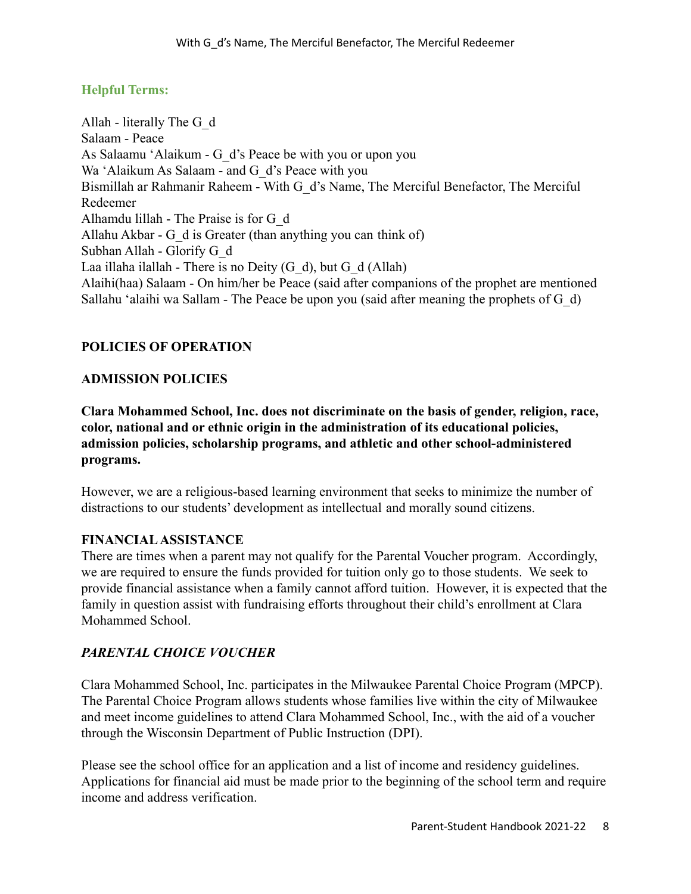### Helpful Terms:

Allah - literally The G_d
Salaam - Peace
As Salaamu 'Alaikum - G_d's Peace be with you or upon you
Wa 'Alaikum As Salaam - and G_d's Peace with you
Bismillah ar Rahmanir Raheem - With G_d's Name, The Merciful Benefactor, The Merciful Redeemer
Alhamdu lillah - The Praise is for G_d
Allahu Akbar - G_d is Greater (than anything you can think of)
Subhan Allah - Glorify G_d
Laa illaha ilallah - There is no Deity (G_d), but G_d (Allah)
Alaihi(haa) Salaam - On him/her be Peace (said after companions of the prophet are mentioned
Sallahu 'alaihi wa Sallam - The Peace be upon you (said after meaning the prophets of G_d)

## POLICIES OF OPERATION

### ADMISSION POLICIES

**Clara Mohammed School, Inc. does not discriminate on the basis of gender, religion, race, color, national and or ethnic origin in the administration of its educational policies, admission policies, scholarship programs, and athletic and other school-administered programs.**

However, we are a religious-based learning environment that seeks to minimize the number of distractions to our students' development as intellectual and morally sound citizens.

### FINANCIAL ASSISTANCE

There are times when a parent may not qualify for the Parental Voucher program. Accordingly, we are required to ensure the funds provided for tuition only go to those students. We seek to provide financial assistance when a family cannot afford tuition. However, it is expected that the family in question assist with fundraising efforts throughout their child's enrollment at Clara Mohammed School.

### *PARENTAL CHOICE VOUCHER*

Clara Mohammed School, Inc. participates in the Milwaukee Parental Choice Program (MPCP). The Parental Choice Program allows students whose families live within the city of Milwaukee and meet income guidelines to attend Clara Mohammed School, Inc., with the aid of a voucher through the Wisconsin Department of Public Instruction (DPI).

Please see the school office for an application and a list of income and residency guidelines. Applications for financial aid must be made prior to the beginning of the school term and require income and address verification.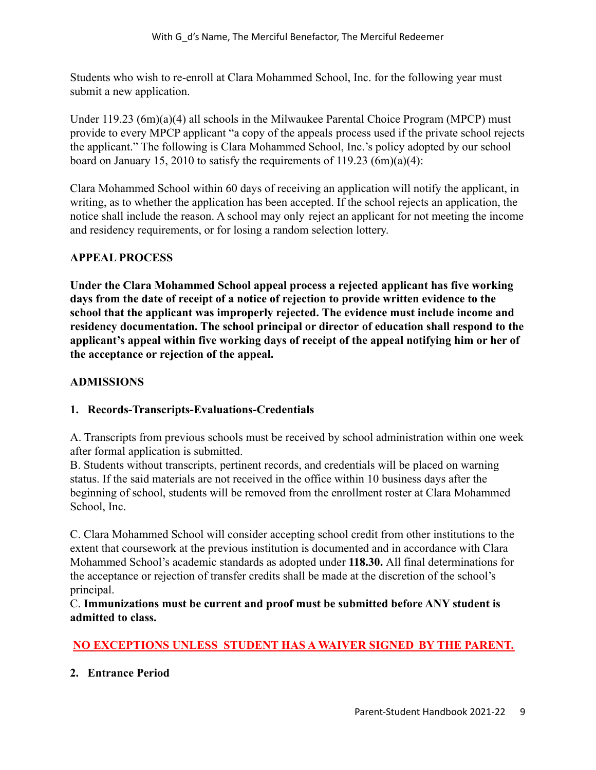Students who wish to re-enroll at Clara Mohammed School, Inc. for the following year must submit a new application.

Under 119.23 (6m)(a)(4) all schools in the Milwaukee Parental Choice Program (MPCP) must provide to every MPCP applicant "a copy of the appeals process used if the private school rejects the applicant." The following is Clara Mohammed School, Inc.'s policy adopted by our school board on January 15, 2010 to satisfy the requirements of 119.23 (6m)(a)(4):

Clara Mohammed School within 60 days of receiving an application will notify the applicant, in writing, as to whether the application has been accepted. If the school rejects an application, the notice shall include the reason. A school may only reject an applicant for not meeting the income and residency requirements, or for losing a random selection lottery.

## APPEAL PROCESS

**Under the Clara Mohammed School appeal process a rejected applicant has five working days from the date of receipt of a notice of rejection to provide written evidence to the school that the applicant was improperly rejected. The evidence must include income and residency documentation. The school principal or director of education shall respond to the applicant's appeal within five working days of receipt of the appeal notifying him or her of the acceptance or rejection of the appeal.**

## ADMISSIONS

### 1. Records-Transcripts-Evaluations-Credentials

A. Transcripts from previous schools must be received by school administration within one week after formal application is submitted.
B. Students without transcripts, pertinent records, and credentials will be placed on warning status. If the said materials are not received in the office within 10 business days after the beginning of school, students will be removed from the enrollment roster at Clara Mohammed School, Inc.

C. Clara Mohammed School will consider accepting school credit from other institutions to the extent that coursework at the previous institution is documented and in accordance with Clara Mohammed School's academic standards as adopted under **118.30.** All final determinations for the acceptance or rejection of transfer credits shall be made at the discretion of the school's principal.
C. **Immunizations must be current and proof must be submitted before ANY student is admitted to class.**

**NO EXCEPTIONS UNLESS STUDENT HAS A WAIVER SIGNED BY THE PARENT.**

### 2. Entrance Period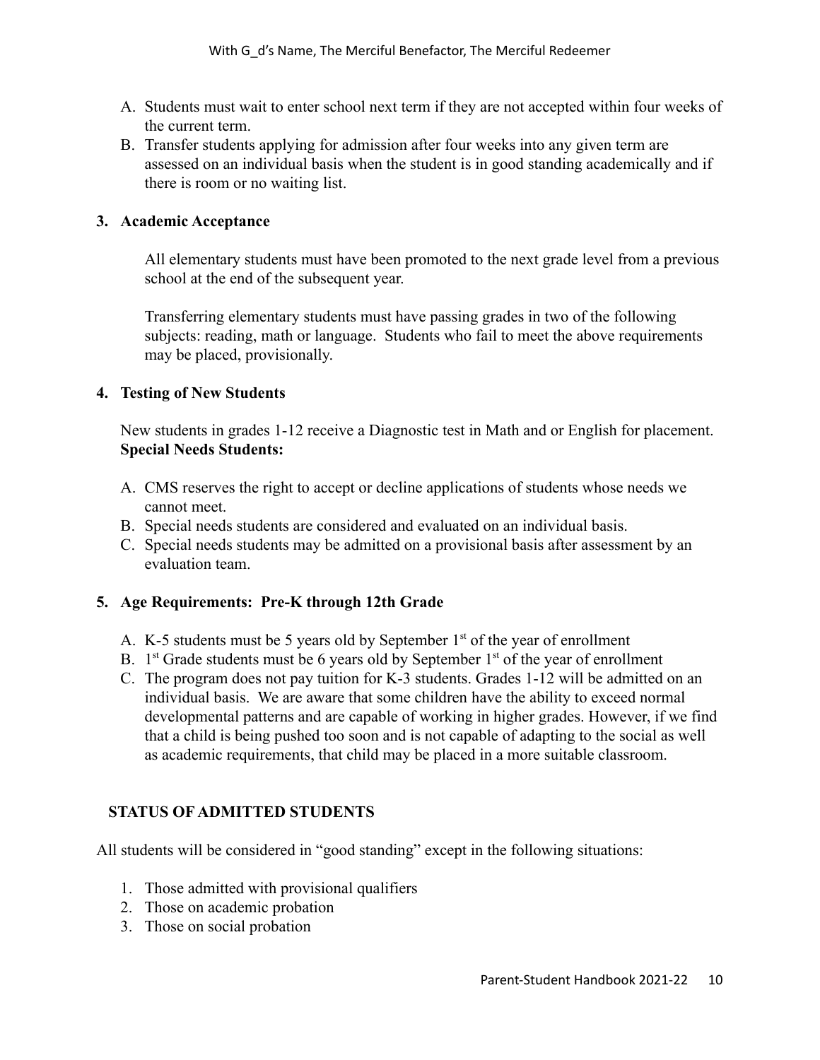A. Students must wait to enter school next term if they are not accepted within four weeks of the current term.
B. Transfer students applying for admission after four weeks into any given term are assessed on an individual basis when the student is in good standing academically and if there is room or no waiting list.

**3. Academic Acceptance**

All elementary students must have been promoted to the next grade level from a previous school at the end of the subsequent year.

Transferring elementary students must have passing grades in two of the following subjects: reading, math or language. Students who fail to meet the above requirements may be placed, provisionally.

**4. Testing of New Students**

New students in grades 1-12 receive a Diagnostic test in Math and or English for placement.
**Special Needs Students:**

A. CMS reserves the right to accept or decline applications of students whose needs we cannot meet.
B. Special needs students are considered and evaluated on an individual basis.
C. Special needs students may be admitted on a provisional basis after assessment by an evaluation team.

**5. Age Requirements: Pre-K through 12th Grade**

A. K-5 students must be 5 years old by September 1st of the year of enrollment
B. 1st Grade students must be 6 years old by September 1st of the year of enrollment
C. The program does not pay tuition for K-3 students. Grades 1-12 will be admitted on an individual basis. We are aware that some children have the ability to exceed normal developmental patterns and are capable of working in higher grades. However, if we find that a child is being pushed too soon and is not capable of adapting to the social as well as academic requirements, that child may be placed in a more suitable classroom.

**STATUS OF ADMITTED STUDENTS**

All students will be considered in "good standing" except in the following situations:

1. Those admitted with provisional qualifiers
2. Those on academic probation
3. Those on social probation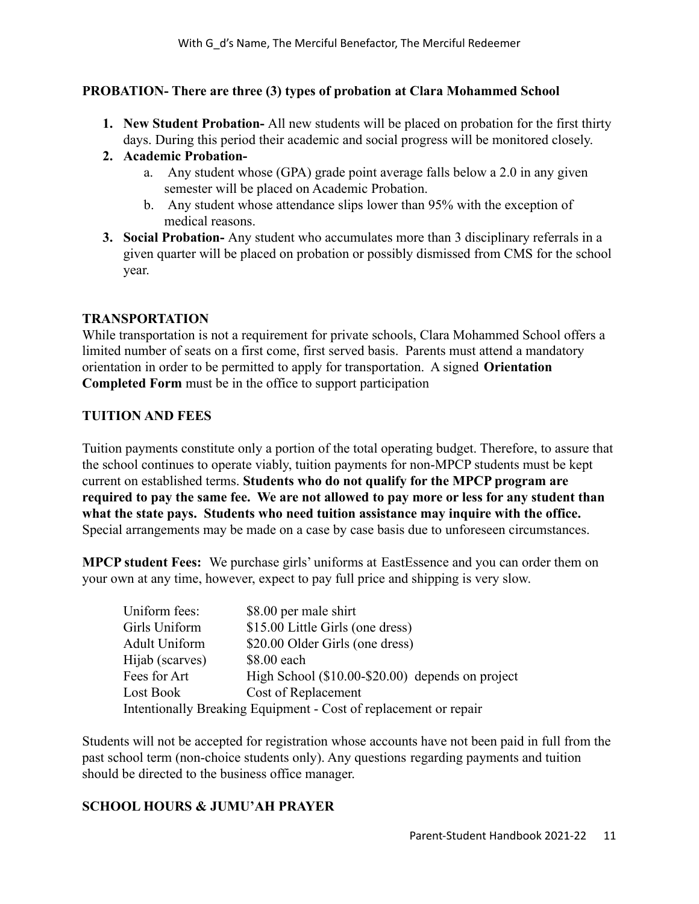**PROBATION- There are three (3) types of probation at Clara Mohammed School**

1. **New Student Probation-** All new students will be placed on probation for the first thirty days. During this period their academic and social progress will be monitored closely.
2. **Academic Probation-**
   a. Any student whose (GPA) grade point average falls below a 2.0 in any given semester will be placed on Academic Probation.
   b. Any student whose attendance slips lower than 95% with the exception of medical reasons.
3. **Social Probation-** Any student who accumulates more than 3 disciplinary referrals in a given quarter will be placed on probation or possibly dismissed from CMS for the school year.

**TRANSPORTATION**

While transportation is not a requirement for private schools, Clara Mohammed School offers a limited number of seats on a first come, first served basis. Parents must attend a mandatory orientation in order to be permitted to apply for transportation. A signed **Orientation Completed Form** must be in the office to support participation

**TUITION AND FEES**

Tuition payments constitute only a portion of the total operating budget. Therefore, to assure that the school continues to operate viably, tuition payments for non-MPCP students must be kept current on established terms. **Students who do not qualify for the MPCP program are required to pay the same fee. We are not allowed to pay more or less for any student than what the state pays. Students who need tuition assistance may inquire with the office.** Special arrangements may be made on a case by case basis due to unforeseen circumstances.

**MPCP student Fees:** We purchase girls' uniforms at EastEssence and you can order them on your own at any time, however, expect to pay full price and shipping is very slow.

| | |
|---|---|
| Uniform fees: | $8.00 per male shirt |
| Girls Uniform | $15.00 Little Girls (one dress) |
| Adult Uniform | $20.00 Older Girls (one dress) |
| Hijab (scarves) | $8.00 each |
| Fees for Art | High School ($10.00-$20.00) depends on project |
| Lost Book | Cost of Replacement |
| Intentionally Breaking Equipment - Cost of replacement or repair | |

Students will not be accepted for registration whose accounts have not been paid in full from the past school term (non-choice students only). Any questions regarding payments and tuition should be directed to the business office manager.

**SCHOOL HOURS & JUMU'AH PRAYER**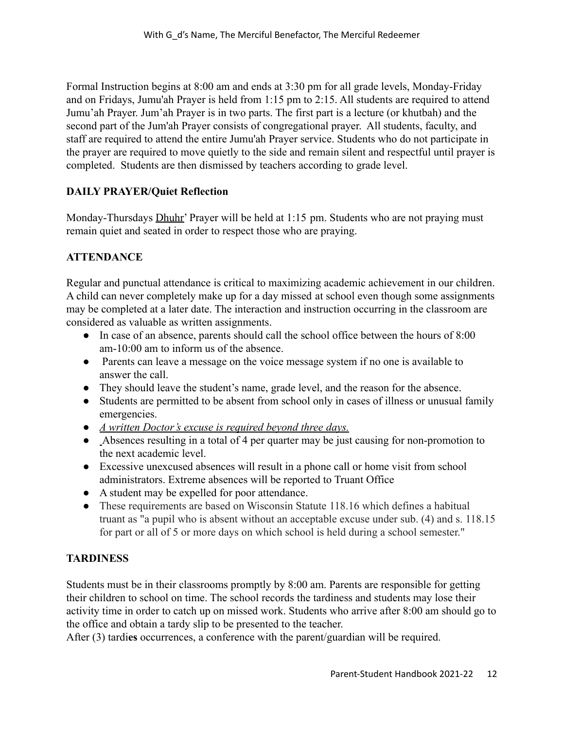Formal Instruction begins at 8:00 am and ends at 3:30 pm for all grade levels, Monday-Friday and on Fridays, Jumu'ah Prayer is held from 1:15 pm to 2:15. All students are required to attend Jumu'ah Prayer. Jum'ah Prayer is in two parts. The first part is a lecture (or khutbah) and the second part of the Jum'ah Prayer consists of congregational prayer. All students, faculty, and staff are required to attend the entire Jumu'ah Prayer service. Students who do not participate in the prayer are required to move quietly to the side and remain silent and respectful until prayer is completed. Students are then dismissed by teachers according to grade level.

### DAILY PRAYER/Quiet Reflection

Monday-Thursdays Dhuhr' Prayer will be held at 1:15 pm. Students who are not praying must remain quiet and seated in order to respect those who are praying.

### ATTENDANCE

Regular and punctual attendance is critical to maximizing academic achievement in our children. A child can never completely make up for a day missed at school even though some assignments may be completed at a later date. The interaction and instruction occurring in the classroom are considered as valuable as written assignments.

- In case of an absence, parents should call the school office between the hours of 8:00 am-10:00 am to inform us of the absence.
- Parents can leave a message on the voice message system if no one is available to answer the call.
- They should leave the student's name, grade level, and the reason for the absence.
- Students are permitted to be absent from school only in cases of illness or unusual family emergencies.
- *A written Doctor's excuse is required beyond three days.*
- Absences resulting in a total of 4 per quarter may be just causing for non-promotion to the next academic level.
- Excessive unexcused absences will result in a phone call or home visit from school administrators. Extreme absences will be reported to Truant Office
- A student may be expelled for poor attendance.
- These requirements are based on Wisconsin Statute 118.16 which defines a habitual truant as "a pupil who is absent without an acceptable excuse under sub. (4) and s. 118.15 for part or all of 5 or more days on which school is held during a school semester."

### TARDINESS

Students must be in their classrooms promptly by 8:00 am. Parents are responsible for getting their children to school on time. The school records the tardiness and students may lose their activity time in order to catch up on missed work. Students who arrive after 8:00 am should go to the office and obtain a tardy slip to be presented to the teacher.
After (3) tardi**es** occurrences, a conference with the parent/guardian will be required.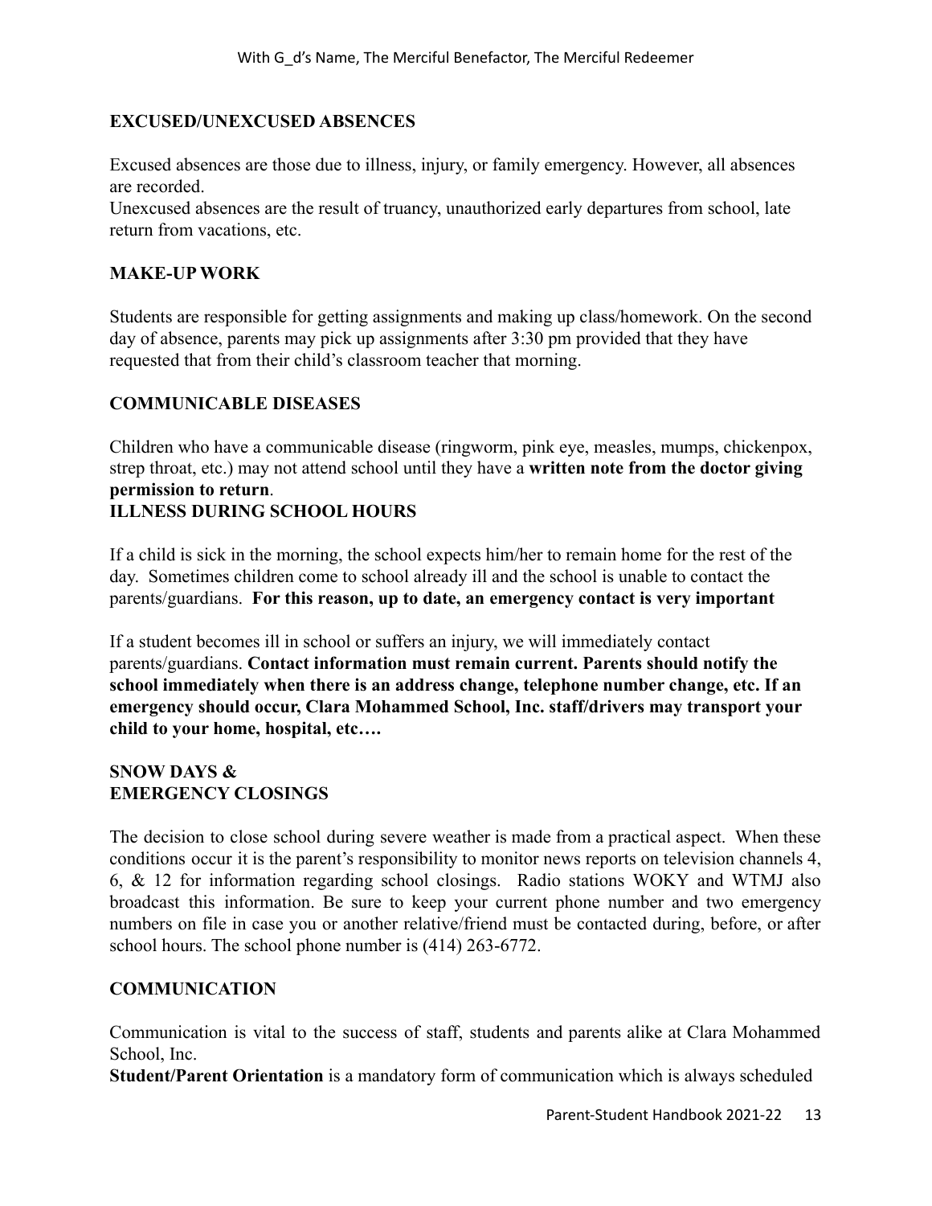## EXCUSED/UNEXCUSED ABSENCES

Excused absences are those due to illness, injury, or family emergency. However, all absences are recorded.
Unexcused absences are the result of truancy, unauthorized early departures from school, late return from vacations, etc.

## MAKE-UP WORK

Students are responsible for getting assignments and making up class/homework. On the second day of absence, parents may pick up assignments after 3:30 pm provided that they have requested that from their child's classroom teacher that morning.

## COMMUNICABLE DISEASES

Children who have a communicable disease (ringworm, pink eye, measles, mumps, chickenpox, strep throat, etc.) may not attend school until they have a **written note from the doctor giving permission to return**.

## ILLNESS DURING SCHOOL HOURS

If a child is sick in the morning, the school expects him/her to remain home for the rest of the day. Sometimes children come to school already ill and the school is unable to contact the parents/guardians. **For this reason, up to date, an emergency contact is very important**

If a student becomes ill in school or suffers an injury, we will immediately contact parents/guardians. **Contact information must remain current. Parents should notify the school immediately when there is an address change, telephone number change, etc. If an emergency should occur, Clara Mohammed School, Inc. staff/drivers may transport your child to your home, hospital, etc….**

## SNOW DAYS & EMERGENCY CLOSINGS

The decision to close school during severe weather is made from a practical aspect. When these conditions occur it is the parent's responsibility to monitor news reports on television channels 4, 6, & 12 for information regarding school closings. Radio stations WOKY and WTMJ also broadcast this information. Be sure to keep your current phone number and two emergency numbers on file in case you or another relative/friend must be contacted during, before, or after school hours. The school phone number is (414) 263-6772.

## COMMUNICATION

Communication is vital to the success of staff, students and parents alike at Clara Mohammed School, Inc.

**Student/Parent Orientation** is a mandatory form of communication which is always scheduled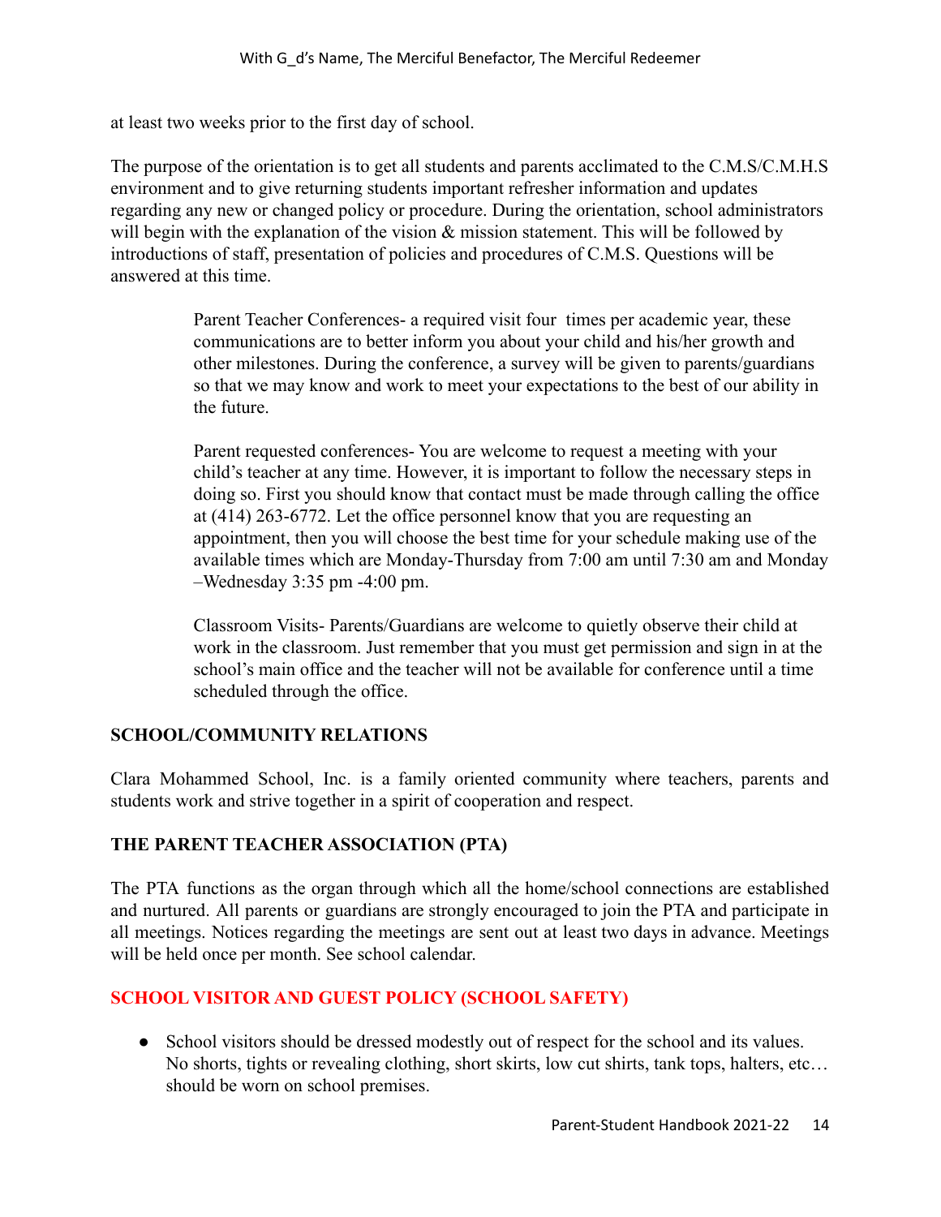at least two weeks prior to the first day of school.

The purpose of the orientation is to get all students and parents acclimated to the C.M.S/C.M.H.S environment and to give returning students important refresher information and updates regarding any new or changed policy or procedure. During the orientation, school administrators will begin with the explanation of the vision & mission statement. This will be followed by introductions of staff, presentation of policies and procedures of C.M.S. Questions will be answered at this time.

> Parent Teacher Conferences- a required visit four times per academic year, these communications are to better inform you about your child and his/her growth and other milestones. During the conference, a survey will be given to parents/guardians so that we may know and work to meet your expectations to the best of our ability in the future.
>
> Parent requested conferences- You are welcome to request a meeting with your child's teacher at any time. However, it is important to follow the necessary steps in doing so. First you should know that contact must be made through calling the office at (414) 263-6772. Let the office personnel know that you are requesting an appointment, then you will choose the best time for your schedule making use of the available times which are Monday-Thursday from 7:00 am until 7:30 am and Monday –Wednesday 3:35 pm -4:00 pm.
>
> Classroom Visits- Parents/Guardians are welcome to quietly observe their child at work in the classroom. Just remember that you must get permission and sign in at the school's main office and the teacher will not be available for conference until a time scheduled through the office.

## SCHOOL/COMMUNITY RELATIONS

Clara Mohammed School, Inc. is a family oriented community where teachers, parents and students work and strive together in a spirit of cooperation and respect.

## THE PARENT TEACHER ASSOCIATION (PTA)

The PTA functions as the organ through which all the home/school connections are established and nurtured. All parents or guardians are strongly encouraged to join the PTA and participate in all meetings. Notices regarding the meetings are sent out at least two days in advance. Meetings will be held once per month. See school calendar.

## SCHOOL VISITOR AND GUEST POLICY (SCHOOL SAFETY)

- School visitors should be dressed modestly out of respect for the school and its values. No shorts, tights or revealing clothing, short skirts, low cut shirts, tank tops, halters, etc… should be worn on school premises.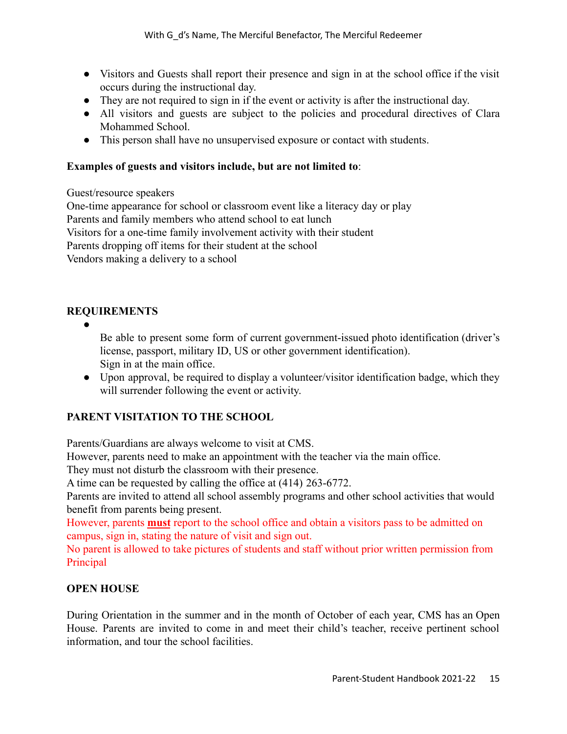- Visitors and Guests shall report their presence and sign in at the school office if the visit occurs during the instructional day.
- They are not required to sign in if the event or activity is after the instructional day.
- All visitors and guests are subject to the policies and procedural directives of Clara Mohammed School.
- This person shall have no unsupervised exposure or contact with students.

**Examples of guests and visitors include, but are not limited to**:

Guest/resource speakers
One-time appearance for school or classroom event like a literacy day or play
Parents and family members who attend school to eat lunch
Visitors for a one-time family involvement activity with their student
Parents dropping off items for their student at the school
Vendors making a delivery to a school

**REQUIREMENTS**

- Be able to present some form of current government-issued photo identification (driver's license, passport, military ID, US or other government identification).
  Sign in at the main office.
- Upon approval, be required to display a volunteer/visitor identification badge, which they will surrender following the event or activity.

**PARENT VISITATION TO THE SCHOOL**

Parents/Guardians are always welcome to visit at CMS.
However, parents need to make an appointment with the teacher via the main office.
They must not disturb the classroom with their presence.
A time can be requested by calling the office at (414) 263-6772.
Parents are invited to attend all school assembly programs and other school activities that would benefit from parents being present.
However, parents **must** report to the school office and obtain a visitors pass to be admitted on campus, sign in, stating the nature of visit and sign out.
No parent is allowed to take pictures of students and staff without prior written permission from Principal

**OPEN HOUSE**

During Orientation in the summer and in the month of October of each year, CMS has an Open House. Parents are invited to come in and meet their child's teacher, receive pertinent school information, and tour the school facilities.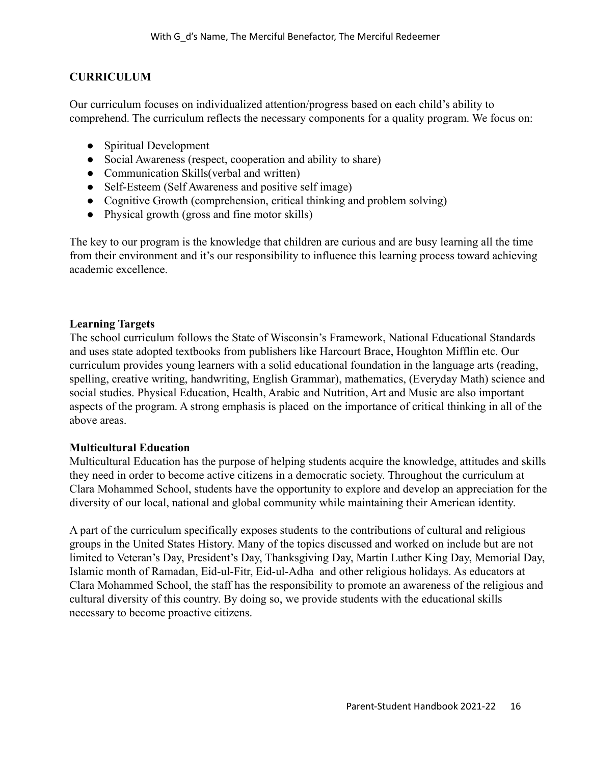## CURRICULUM

Our curriculum focuses on individualized attention/progress based on each child's ability to comprehend. The curriculum reflects the necessary components for a quality program. We focus on:

- Spiritual Development
- Social Awareness (respect, cooperation and ability to share)
- Communication Skills(verbal and written)
- Self-Esteem (Self Awareness and positive self image)
- Cognitive Growth (comprehension, critical thinking and problem solving)
- Physical growth (gross and fine motor skills)

The key to our program is the knowledge that children are curious and are busy learning all the time from their environment and it's our responsibility to influence this learning process toward achieving academic excellence.

### Learning Targets

The school curriculum follows the State of Wisconsin's Framework, National Educational Standards and uses state adopted textbooks from publishers like Harcourt Brace, Houghton Mifflin etc. Our curriculum provides young learners with a solid educational foundation in the language arts (reading, spelling, creative writing, handwriting, English Grammar), mathematics, (Everyday Math) science and social studies. Physical Education, Health, Arabic and Nutrition, Art and Music are also important aspects of the program. A strong emphasis is placed on the importance of critical thinking in all of the above areas.

### Multicultural Education

Multicultural Education has the purpose of helping students acquire the knowledge, attitudes and skills they need in order to become active citizens in a democratic society. Throughout the curriculum at Clara Mohammed School, students have the opportunity to explore and develop an appreciation for the diversity of our local, national and global community while maintaining their American identity.

A part of the curriculum specifically exposes students to the contributions of cultural and religious groups in the United States History. Many of the topics discussed and worked on include but are not limited to Veteran's Day, President's Day, Thanksgiving Day, Martin Luther King Day, Memorial Day, Islamic month of Ramadan, Eid-ul-Fitr, Eid-ul-Adha and other religious holidays. As educators at Clara Mohammed School, the staff has the responsibility to promote an awareness of the religious and cultural diversity of this country. By doing so, we provide students with the educational skills necessary to become proactive citizens.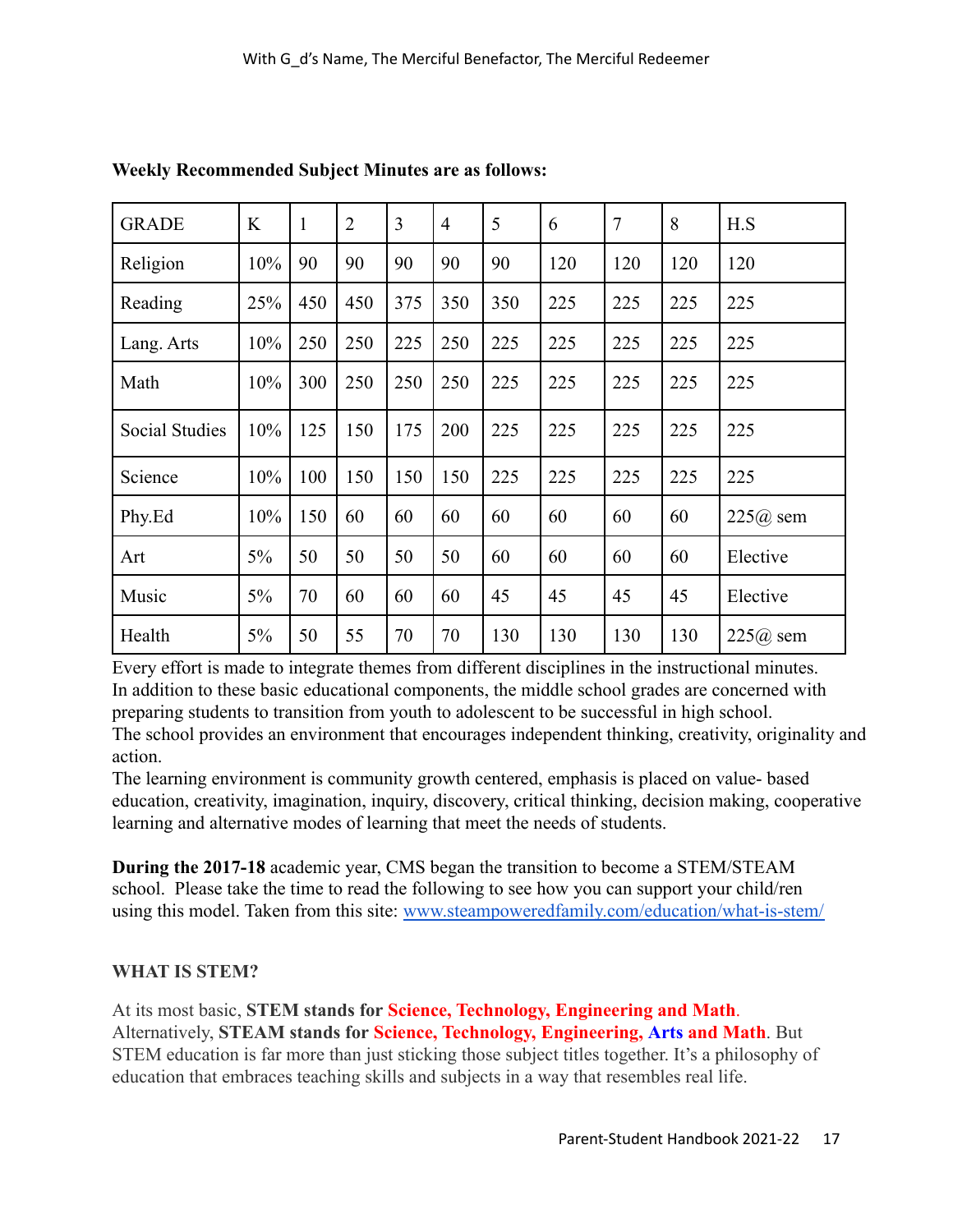**Weekly Recommended Subject Minutes are as follows:**

| GRADE | K | 1 | 2 | 3 | 4 | 5 | 6 | 7 | 8 | H.S |
|---|---|---|---|---|---|---|---|---|---|---|
| Religion | 10% | 90 | 90 | 90 | 90 | 90 | 120 | 120 | 120 | 120 |
| Reading | 25% | 450 | 450 | 375 | 350 | 350 | 225 | 225 | 225 | 225 |
| Lang. Arts | 10% | 250 | 250 | 225 | 250 | 225 | 225 | 225 | 225 | 225 |
| Math | 10% | 300 | 250 | 250 | 250 | 225 | 225 | 225 | 225 | 225 |
| Social Studies | 10% | 125 | 150 | 175 | 200 | 225 | 225 | 225 | 225 | 225 |
| Science | 10% | 100 | 150 | 150 | 150 | 225 | 225 | 225 | 225 | 225 |
| Phy.Ed | 10% | 150 | 60 | 60 | 60 | 60 | 60 | 60 | 60 | 225@ sem |
| Art | 5% | 50 | 50 | 50 | 50 | 60 | 60 | 60 | 60 | Elective |
| Music | 5% | 70 | 60 | 60 | 60 | 45 | 45 | 45 | 45 | Elective |
| Health | 5% | 50 | 55 | 70 | 70 | 130 | 130 | 130 | 130 | 225@ sem |

Every effort is made to integrate themes from different disciplines in the instructional minutes.
In addition to these basic educational components, the middle school grades are concerned with preparing students to transition from youth to adolescent to be successful in high school.
The school provides an environment that encourages independent thinking, creativity, originality and action.
The learning environment is community growth centered, emphasis is placed on value- based education, creativity, imagination, inquiry, discovery, critical thinking, decision making, cooperative learning and alternative modes of learning that meet the needs of students.

**During the 2017-18** academic year, CMS began the transition to become a STEM/STEAM school. Please take the time to read the following to see how you can support your child/ren using this model. Taken from this site: www.steampoweredfamily.com/education/what-is-stem/

**WHAT IS STEM?**

At its most basic, **STEM stands for Science, Technology, Engineering and Math**. Alternatively, **STEAM stands for Science, Technology, Engineering, Arts and Math**. But STEM education is far more than just sticking those subject titles together. It's a philosophy of education that embraces teaching skills and subjects in a way that resembles real life.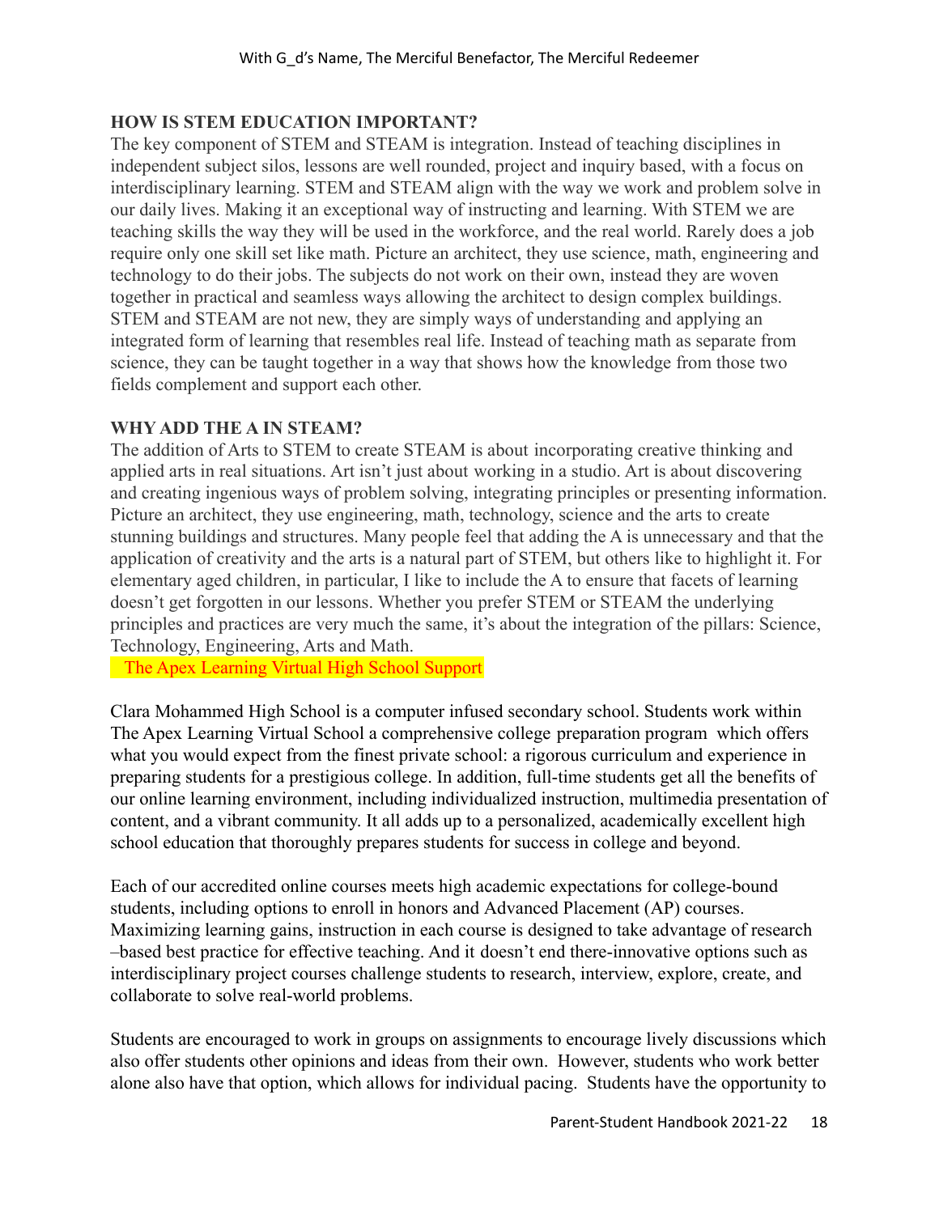### HOW IS STEM EDUCATION IMPORTANT?

The key component of STEM and STEAM is integration. Instead of teaching disciplines in independent subject silos, lessons are well rounded, project and inquiry based, with a focus on interdisciplinary learning. STEM and STEAM align with the way we work and problem solve in our daily lives. Making it an exceptional way of instructing and learning. With STEM we are teaching skills the way they will be used in the workforce, and the real world. Rarely does a job require only one skill set like math. Picture an architect, they use science, math, engineering and technology to do their jobs. The subjects do not work on their own, instead they are woven together in practical and seamless ways allowing the architect to design complex buildings. STEM and STEAM are not new, they are simply ways of understanding and applying an integrated form of learning that resembles real life. Instead of teaching math as separate from science, they can be taught together in a way that shows how the knowledge from those two fields complement and support each other.

### WHY ADD THE A IN STEAM?

The addition of Arts to STEM to create STEAM is about incorporating creative thinking and applied arts in real situations. Art isn't just about working in a studio. Art is about discovering and creating ingenious ways of problem solving, integrating principles or presenting information. Picture an architect, they use engineering, math, technology, science and the arts to create stunning buildings and structures. Many people feel that adding the A is unnecessary and that the application of creativity and the arts is a natural part of STEM, but others like to highlight it. For elementary aged children, in particular, I like to include the A to ensure that facets of learning doesn't get forgotten in our lessons. Whether you prefer STEM or STEAM the underlying principles and practices are very much the same, it's about the integration of the pillars: Science, Technology, Engineering, Arts and Math.

The Apex Learning Virtual High School Support

Clara Mohammed High School is a computer infused secondary school. Students work within The Apex Learning Virtual School a comprehensive college preparation program which offers what you would expect from the finest private school: a rigorous curriculum and experience in preparing students for a prestigious college. In addition, full-time students get all the benefits of our online learning environment, including individualized instruction, multimedia presentation of content, and a vibrant community. It all adds up to a personalized, academically excellent high school education that thoroughly prepares students for success in college and beyond.

Each of our accredited online courses meets high academic expectations for college-bound students, including options to enroll in honors and Advanced Placement (AP) courses. Maximizing learning gains, instruction in each course is designed to take advantage of research –based best practice for effective teaching. And it doesn't end there-innovative options such as interdisciplinary project courses challenge students to research, interview, explore, create, and collaborate to solve real-world problems.

Students are encouraged to work in groups on assignments to encourage lively discussions which also offer students other opinions and ideas from their own. However, students who work better alone also have that option, which allows for individual pacing. Students have the opportunity to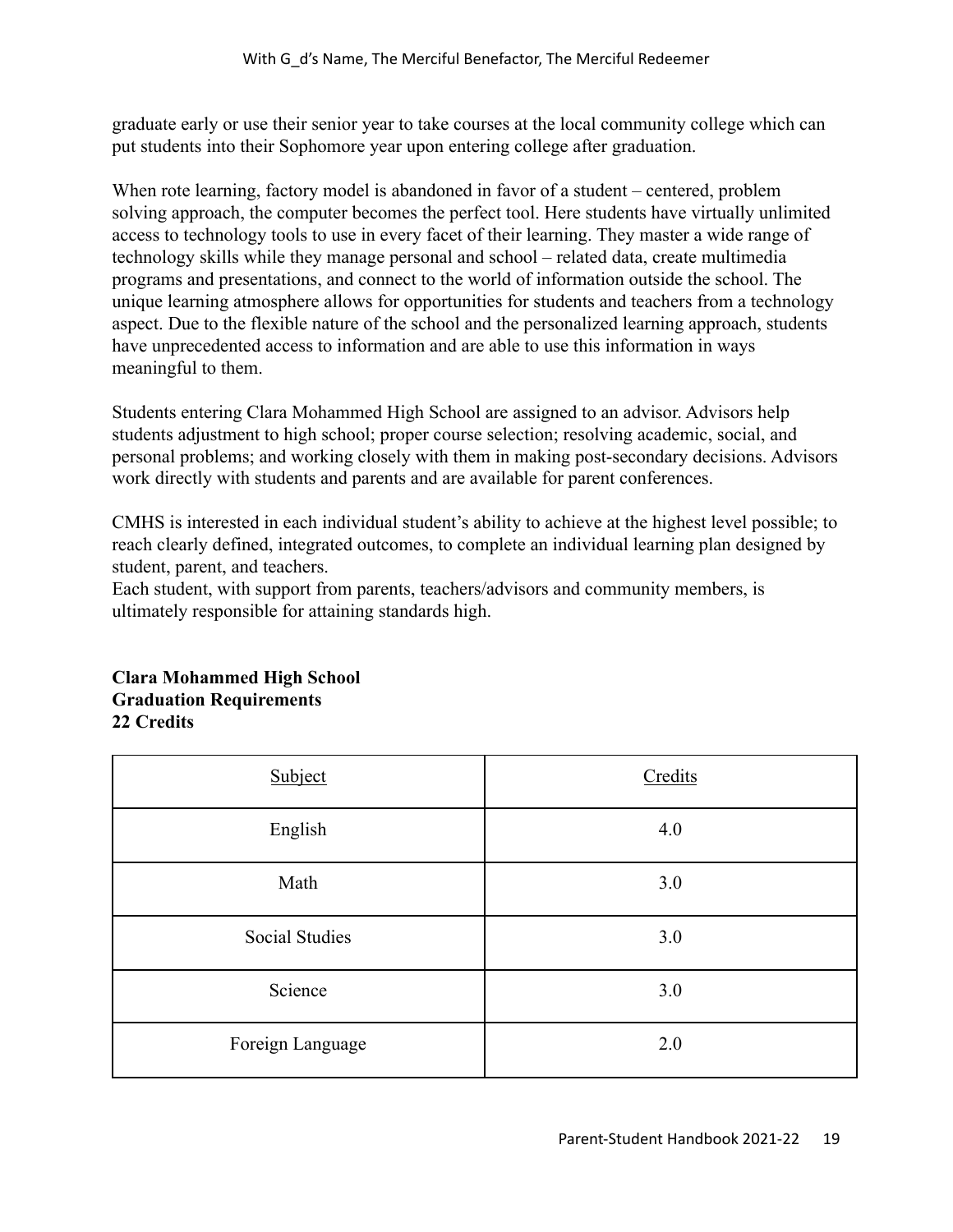graduate early or use their senior year to take courses at the local community college which can put students into their Sophomore year upon entering college after graduation.

When rote learning, factory model is abandoned in favor of a student – centered, problem solving approach, the computer becomes the perfect tool. Here students have virtually unlimited access to technology tools to use in every facet of their learning. They master a wide range of technology skills while they manage personal and school – related data, create multimedia programs and presentations, and connect to the world of information outside the school. The unique learning atmosphere allows for opportunities for students and teachers from a technology aspect. Due to the flexible nature of the school and the personalized learning approach, students have unprecedented access to information and are able to use this information in ways meaningful to them.

Students entering Clara Mohammed High School are assigned to an advisor. Advisors help students adjustment to high school; proper course selection; resolving academic, social, and personal problems; and working closely with them in making post-secondary decisions. Advisors work directly with students and parents and are available for parent conferences.

CMHS is interested in each individual student's ability to achieve at the highest level possible; to reach clearly defined, integrated outcomes, to complete an individual learning plan designed by student, parent, and teachers.
Each student, with support from parents, teachers/advisors and community members, is ultimately responsible for attaining standards high.

**Clara Mohammed High School**
**Graduation Requirements**
**22 Credits**

| Subject | Credits |
|---|---|
| English | 4.0 |
| Math | 3.0 |
| Social Studies | 3.0 |
| Science | 3.0 |
| Foreign Language | 2.0 |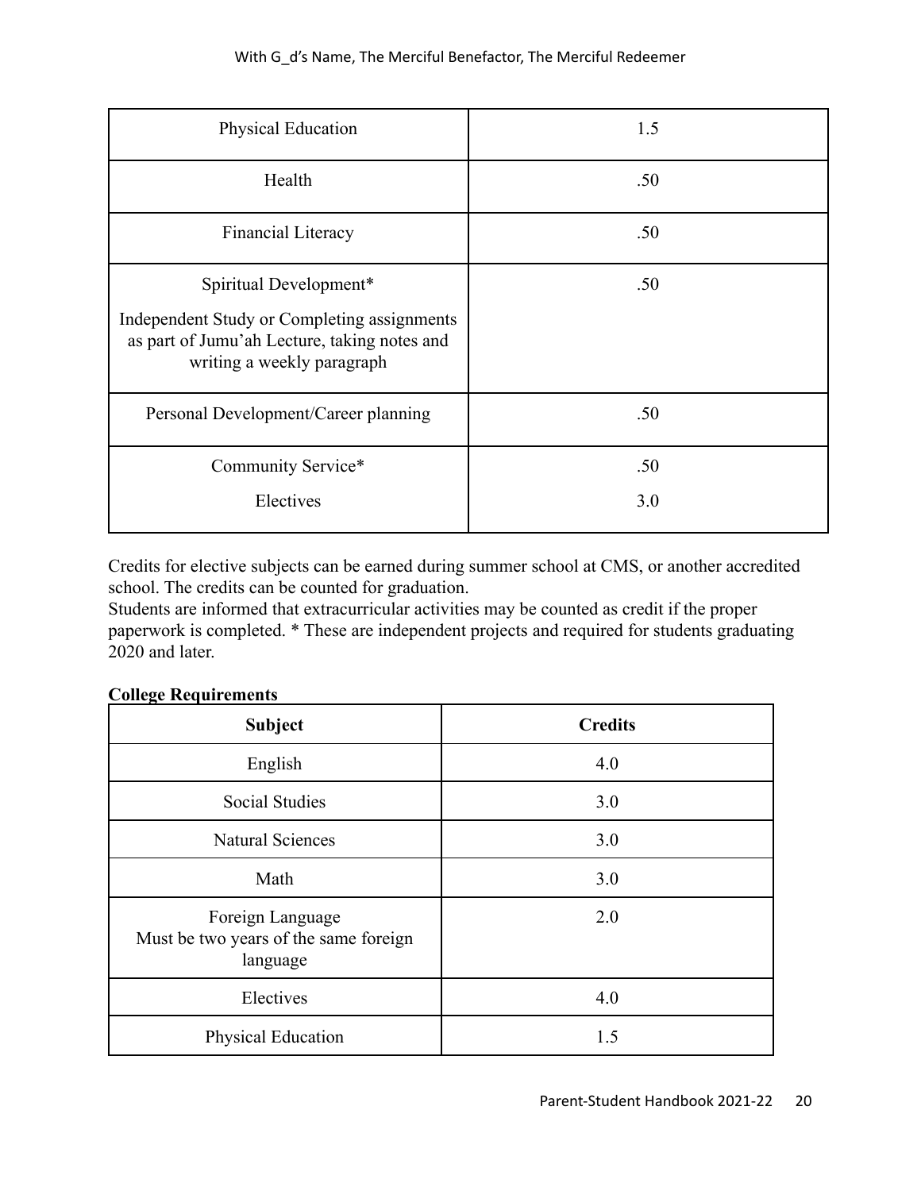| Physical Education | 1.5 |
|---|---|
| Health | .50 |
| Financial Literacy | .50 |
| Spiritual Development*<br><br>Independent Study or Completing assignments as part of Jumu'ah Lecture, taking notes and writing a weekly paragraph | .50 |
| Personal Development/Career planning | .50 |
| Community Service* | .50 |
| Electives | 3.0 |

Credits for elective subjects can be earned during summer school at CMS, or another accredited school. The credits can be counted for graduation.
Students are informed that extracurricular activities may be counted as credit if the proper paperwork is completed. * These are independent projects and required for students graduating 2020 and later.

**College Requirements**

| Subject | Credits |
|---|---|
| English | 4.0 |
| Social Studies | 3.0 |
| Natural Sciences | 3.0 |
| Math | 3.0 |
| Foreign Language<br>Must be two years of the same foreign language | 2.0 |
| Electives | 4.0 |
| Physical Education | 1.5 |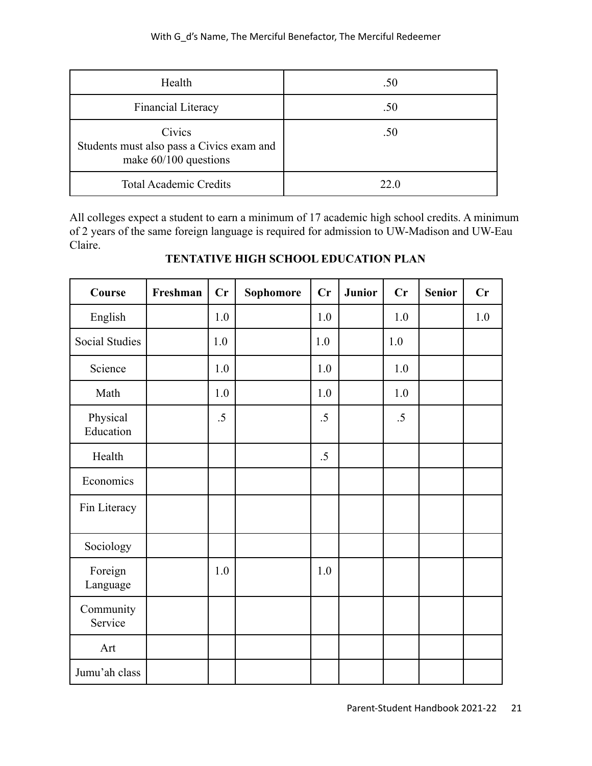| Health | .50 |
|---|---|
| Financial Literacy | .50 |
| Civics<br>Students must also pass a Civics exam and make 60/100 questions | .50 |
| Total Academic Credits | 22.0 |

All colleges expect a student to earn a minimum of 17 academic high school credits. A minimum of 2 years of the same foreign language is required for admission to UW-Madison and UW-Eau Claire.

**TENTATIVE HIGH SCHOOL EDUCATION PLAN**

| Course | Freshman | Cr | Sophomore | Cr | Junior | Cr | Senior | Cr |
|---|---|---|---|---|---|---|---|---|
| English | | 1.0 | | 1.0 | | 1.0 | | 1.0 |
| Social Studies | | 1.0 | | 1.0 | | 1.0 | | |
| Science | | 1.0 | | 1.0 | | 1.0 | | |
| Math | | 1.0 | | 1.0 | | 1.0 | | |
| Physical Education | | .5 | | .5 | | .5 | | |
| Health | | | | .5 | | | | |
| Economics | | | | | | | | |
| Fin Literacy | | | | | | | | |
| Sociology | | | | | | | | |
| Foreign Language | | 1.0 | | 1.0 | | | | |
| Community Service | | | | | | | | |
| Art | | | | | | | | |
| Jumu'ah class | | | | | | | | |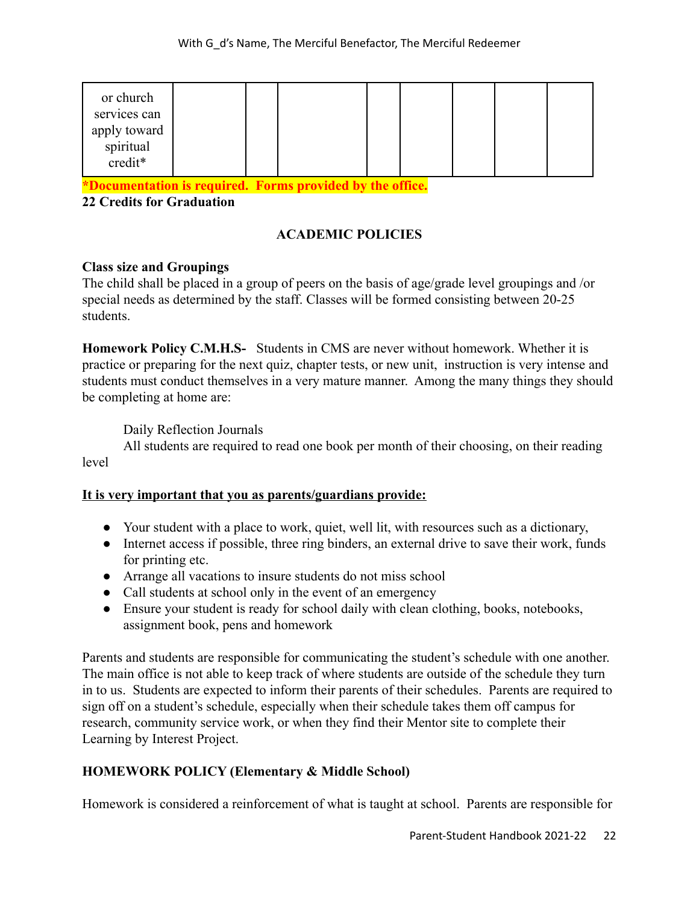| or church services can apply toward spiritual credit* | | | | | | | | |
|---|---|---|---|---|---|---|---|---|

***Documentation is required.  Forms provided by the office.***

**22 Credits for Graduation**

## ACADEMIC POLICIES

**Class size and Groupings**

The child shall be placed in a group of peers on the basis of age/grade level groupings and /or special needs as determined by the staff. Classes will be formed consisting between 20-25 students.

**Homework Policy C.M.H.S-** Students in CMS are never without homework. Whether it is practice or preparing for the next quiz, chapter tests, or new unit, instruction is very intense and students must conduct themselves in a very mature manner. Among the many things they should be completing at home are:

Daily Reflection Journals

All students are required to read one book per month of their choosing, on their reading level

**<u>It is very important that you as parents/guardians provide:</u>**

- Your student with a place to work, quiet, well lit, with resources such as a dictionary,
- Internet access if possible, three ring binders, an external drive to save their work, funds for printing etc.
- Arrange all vacations to insure students do not miss school
- Call students at school only in the event of an emergency
- Ensure your student is ready for school daily with clean clothing, books, notebooks, assignment book, pens and homework

Parents and students are responsible for communicating the student's schedule with one another. The main office is not able to keep track of where students are outside of the schedule they turn in to us. Students are expected to inform their parents of their schedules. Parents are required to sign off on a student's schedule, especially when their schedule takes them off campus for research, community service work, or when they find their Mentor site to complete their Learning by Interest Project.

**HOMEWORK POLICY (Elementary & Middle School)**

Homework is considered a reinforcement of what is taught at school. Parents are responsible for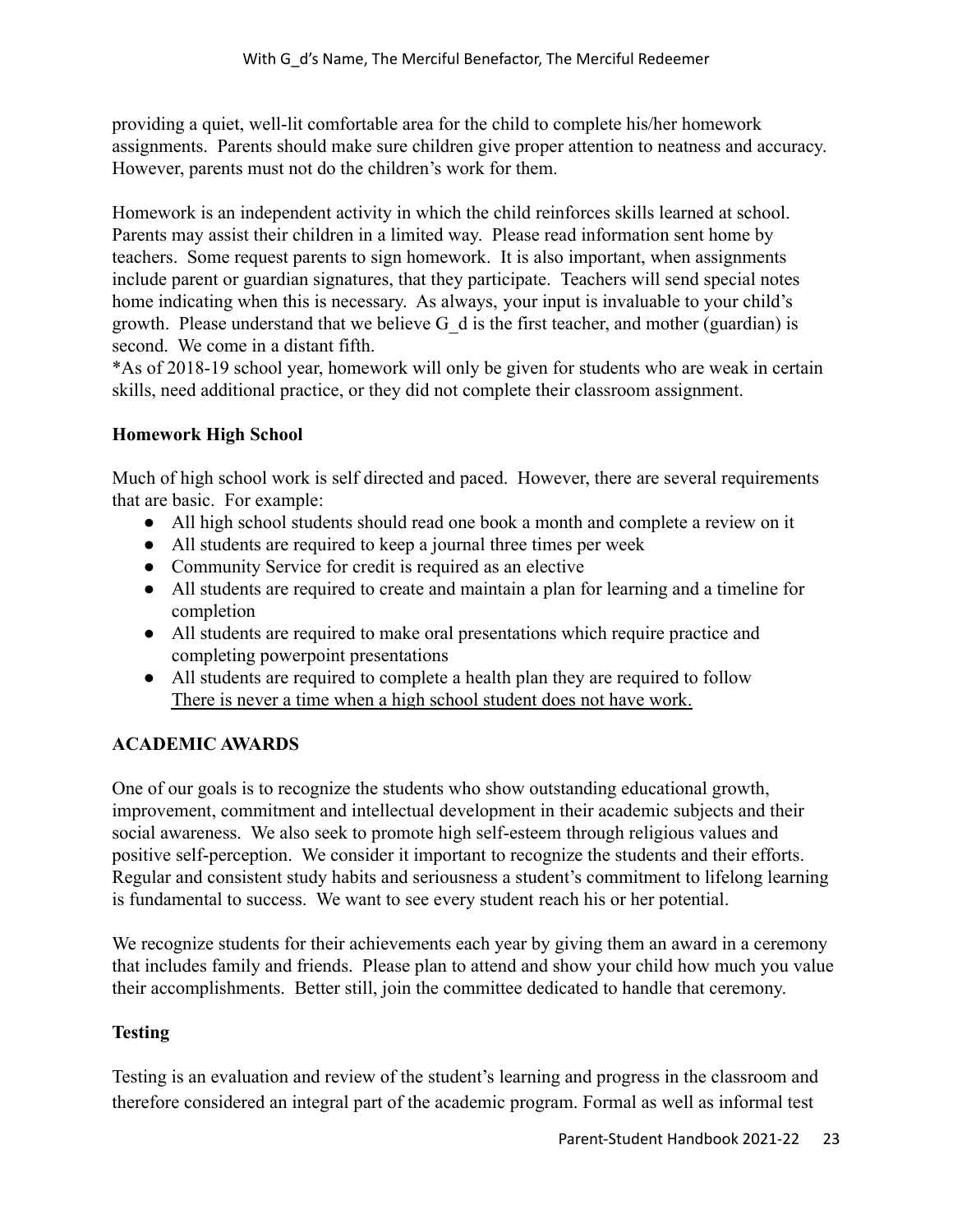providing a quiet, well-lit comfortable area for the child to complete his/her homework assignments. Parents should make sure children give proper attention to neatness and accuracy. However, parents must not do the children's work for them.

Homework is an independent activity in which the child reinforces skills learned at school. Parents may assist their children in a limited way. Please read information sent home by teachers. Some request parents to sign homework. It is also important, when assignments include parent or guardian signatures, that they participate. Teachers will send special notes home indicating when this is necessary. As always, your input is invaluable to your child's growth. Please understand that we believe G_d is the first teacher, and mother (guardian) is second. We come in a distant fifth.
*As of 2018-19 school year, homework will only be given for students who are weak in certain skills, need additional practice, or they did not complete their classroom assignment.

### Homework High School

Much of high school work is self directed and paced. However, there are several requirements that are basic. For example:

- All high school students should read one book a month and complete a review on it
- All students are required to keep a journal three times per week
- Community Service for credit is required as an elective
- All students are required to create and maintain a plan for learning and a timeline for completion
- All students are required to make oral presentations which require practice and completing powerpoint presentations
- All students are required to complete a health plan they are required to follow
  <u>There is never a time when a high school student does not have work.</u>

## ACADEMIC AWARDS

One of our goals is to recognize the students who show outstanding educational growth, improvement, commitment and intellectual development in their academic subjects and their social awareness. We also seek to promote high self-esteem through religious values and positive self-perception. We consider it important to recognize the students and their efforts. Regular and consistent study habits and seriousness a student's commitment to lifelong learning is fundamental to success. We want to see every student reach his or her potential.

We recognize students for their achievements each year by giving them an award in a ceremony that includes family and friends. Please plan to attend and show your child how much you value their accomplishments. Better still, join the committee dedicated to handle that ceremony.

### Testing

Testing is an evaluation and review of the student's learning and progress in the classroom and therefore considered an integral part of the academic program. Formal as well as informal test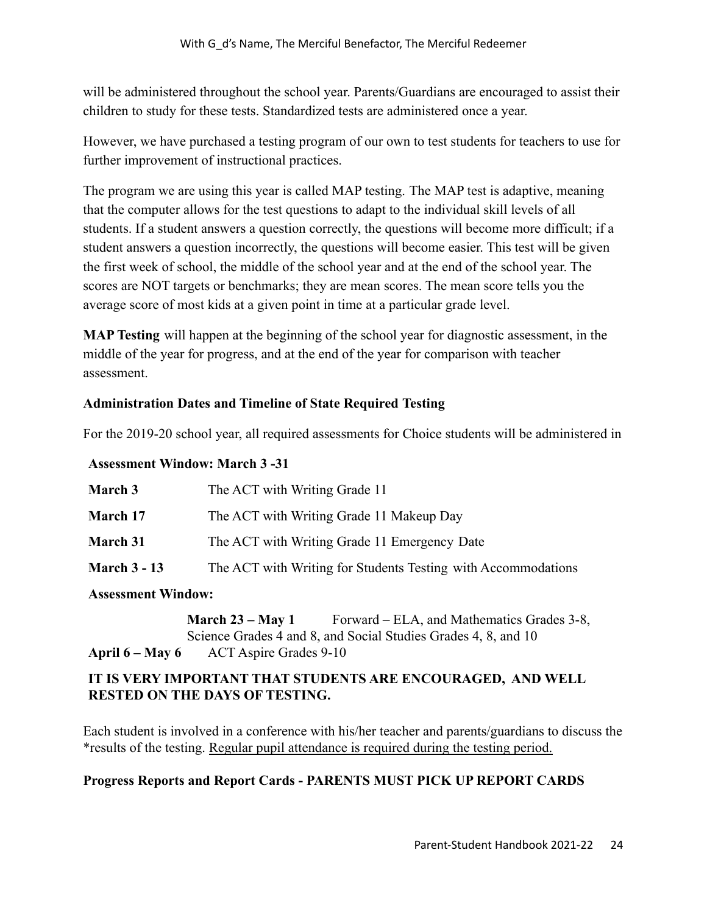will be administered throughout the school year. Parents/Guardians are encouraged to assist their children to study for these tests. Standardized tests are administered once a year.

However, we have purchased a testing program of our own to test students for teachers to use for further improvement of instructional practices.

The program we are using this year is called MAP testing. The MAP test is adaptive, meaning that the computer allows for the test questions to adapt to the individual skill levels of all students. If a student answers a question correctly, the questions will become more difficult; if a student answers a question incorrectly, the questions will become easier. This test will be given the first week of school, the middle of the school year and at the end of the school year. The scores are NOT targets or benchmarks; they are mean scores. The mean score tells you the average score of most kids at a given point in time at a particular grade level.

**MAP Testing** will happen at the beginning of the school year for diagnostic assessment, in the middle of the year for progress, and at the end of the year for comparison with teacher assessment.

**Administration Dates and Timeline of State Required Testing**

For the 2019-20 school year, all required assessments for Choice students will be administered in

**Assessment Window: March 3 -31**

| | |
|---|---|
| **March 3** | The ACT with Writing Grade 11 |
| **March 17** | The ACT with Writing Grade 11 Makeup Day |
| **March 31** | The ACT with Writing Grade 11 Emergency Date |
| **March 3 - 13** | The ACT with Writing for Students Testing with Accommodations |

**Assessment Window:**

**March 23 – May 1** Forward – ELA, and Mathematics Grades 3-8, Science Grades 4 and 8, and Social Studies Grades 4, 8, and 10

**April 6 – May 6** ACT Aspire Grades 9-10

**IT IS VERY IMPORTANT THAT STUDENTS ARE ENCOURAGED, AND WELL RESTED ON THE DAYS OF TESTING.**

Each student is involved in a conference with his/her teacher and parents/guardians to discuss the *results of the testing. <u>Regular pupil attendance is required during the testing period.</u>

**Progress Reports and Report Cards - PARENTS MUST PICK UP REPORT CARDS**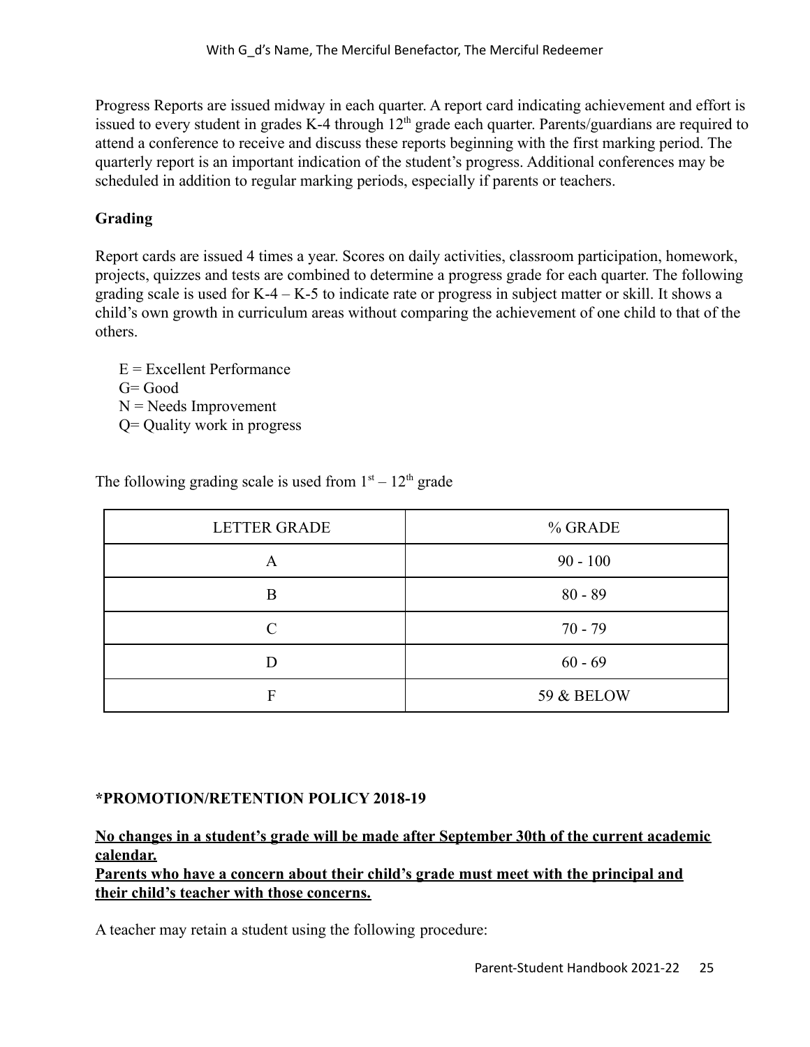Progress Reports are issued midway in each quarter. A report card indicating achievement and effort is issued to every student in grades K-4 through 12th grade each quarter. Parents/guardians are required to attend a conference to receive and discuss these reports beginning with the first marking period. The quarterly report is an important indication of the student's progress. Additional conferences may be scheduled in addition to regular marking periods, especially if parents or teachers.

**Grading**

Report cards are issued 4 times a year. Scores on daily activities, classroom participation, homework, projects, quizzes and tests are combined to determine a progress grade for each quarter. The following grading scale is used for K-4 – K-5 to indicate rate or progress in subject matter or skill. It shows a child's own growth in curriculum areas without comparing the achievement of one child to that of the others.

E = Excellent Performance
G= Good
N = Needs Improvement
Q= Quality work in progress

The following grading scale is used from 1st – 12th grade

| LETTER GRADE | % GRADE |
|---|---|
| A | 90 - 100 |
| B | 80 - 89 |
| C | 70 - 79 |
| D | 60 - 69 |
| F | 59 & BELOW |

**\*PROMOTION/RETENTION POLICY 2018-19**

**<u>No changes in a student's grade will be made after September 30th of the current academic calendar.</u>**
**<u>Parents who have a concern about their child's grade must meet with the principal and their child's teacher with those concerns.</u>**

A teacher may retain a student using the following procedure: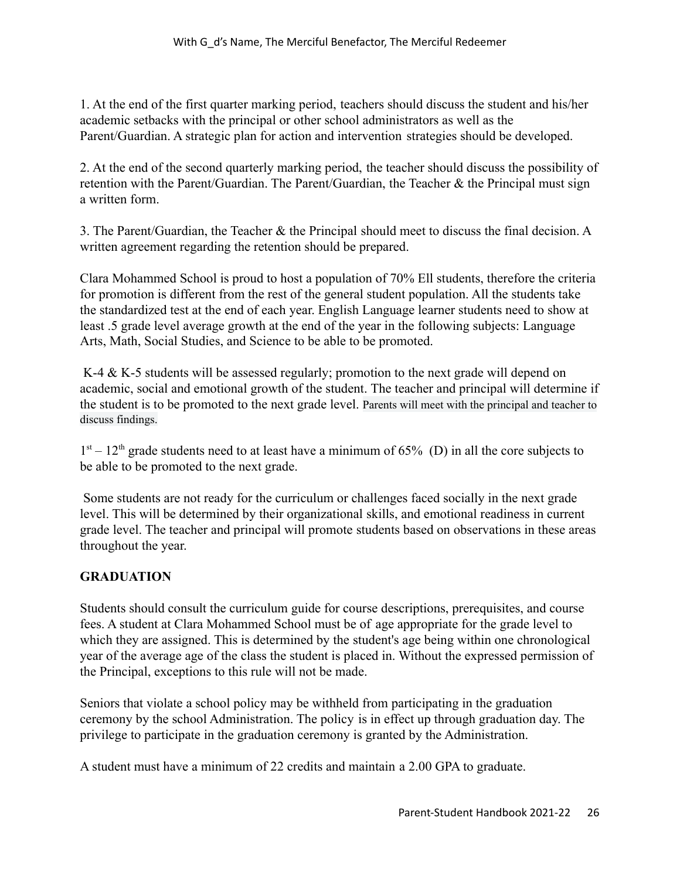1. At the end of the first quarter marking period, teachers should discuss the student and his/her academic setbacks with the principal or other school administrators as well as the Parent/Guardian. A strategic plan for action and intervention strategies should be developed.

2. At the end of the second quarterly marking period, the teacher should discuss the possibility of retention with the Parent/Guardian. The Parent/Guardian, the Teacher & the Principal must sign a written form.

3. The Parent/Guardian, the Teacher & the Principal should meet to discuss the final decision. A written agreement regarding the retention should be prepared.

Clara Mohammed School is proud to host a population of 70% Ell students, therefore the criteria for promotion is different from the rest of the general student population. All the students take the standardized test at the end of each year. English Language learner students need to show at least .5 grade level average growth at the end of the year in the following subjects: Language Arts, Math, Social Studies, and Science to be able to be promoted.

K-4 & K-5 students will be assessed regularly; promotion to the next grade will depend on academic, social and emotional growth of the student. The teacher and principal will determine if the student is to be promoted to the next grade level. Parents will meet with the principal and teacher to discuss findings.

1st – 12th grade students need to at least have a minimum of 65% (D) in all the core subjects to be able to be promoted to the next grade.

Some students are not ready for the curriculum or challenges faced socially in the next grade level. This will be determined by their organizational skills, and emotional readiness in current grade level. The teacher and principal will promote students based on observations in these areas throughout the year.

## GRADUATION

Students should consult the curriculum guide for course descriptions, prerequisites, and course fees. A student at Clara Mohammed School must be of age appropriate for the grade level to which they are assigned. This is determined by the student's age being within one chronological year of the average age of the class the student is placed in. Without the expressed permission of the Principal, exceptions to this rule will not be made.

Seniors that violate a school policy may be withheld from participating in the graduation ceremony by the school Administration. The policy is in effect up through graduation day. The privilege to participate in the graduation ceremony is granted by the Administration.

A student must have a minimum of 22 credits and maintain a 2.00 GPA to graduate.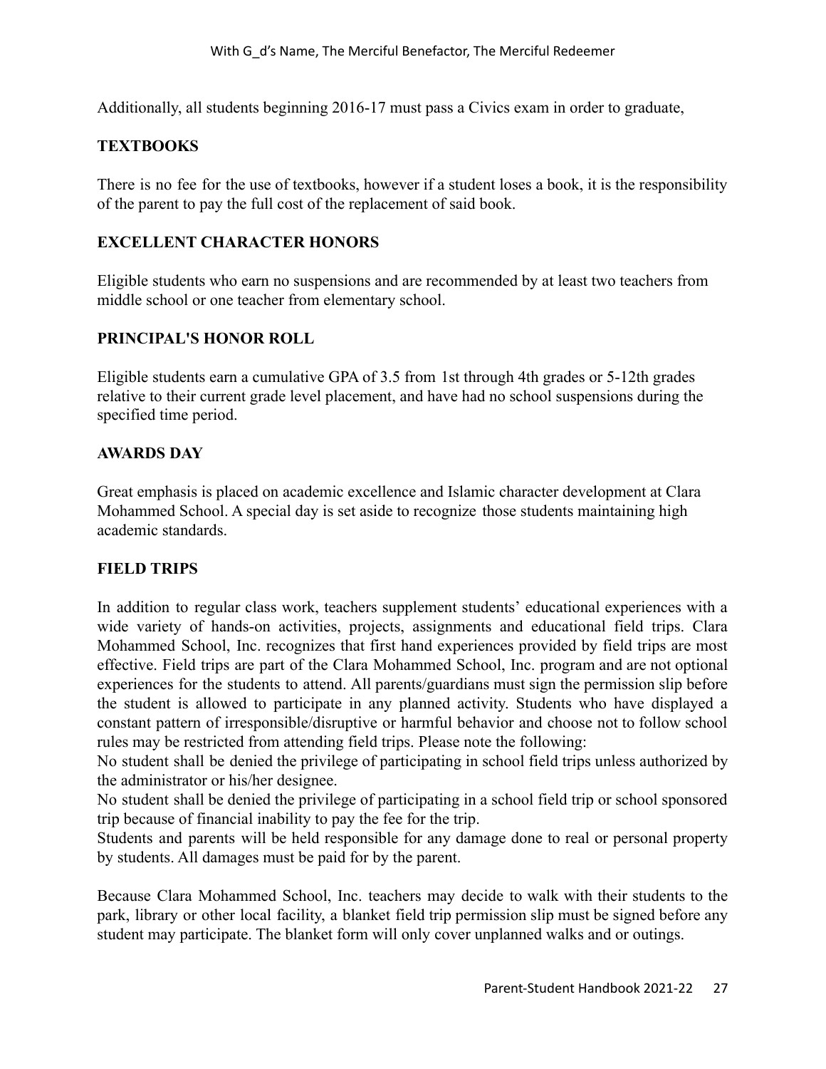Additionally, all students beginning 2016-17 must pass a Civics exam in order to graduate,

## TEXTBOOKS

There is no fee for the use of textbooks, however if a student loses a book, it is the responsibility of the parent to pay the full cost of the replacement of said book.

## EXCELLENT CHARACTER HONORS

Eligible students who earn no suspensions and are recommended by at least two teachers from middle school or one teacher from elementary school.

## PRINCIPAL'S HONOR ROLL

Eligible students earn a cumulative GPA of 3.5 from 1st through 4th grades or 5-12th grades relative to their current grade level placement, and have had no school suspensions during the specified time period.

## AWARDS DAY

Great emphasis is placed on academic excellence and Islamic character development at Clara Mohammed School. A special day is set aside to recognize those students maintaining high academic standards.

## FIELD TRIPS

In addition to regular class work, teachers supplement students' educational experiences with a wide variety of hands-on activities, projects, assignments and educational field trips. Clara Mohammed School, Inc. recognizes that first hand experiences provided by field trips are most effective. Field trips are part of the Clara Mohammed School, Inc. program and are not optional experiences for the students to attend. All parents/guardians must sign the permission slip before the student is allowed to participate in any planned activity. Students who have displayed a constant pattern of irresponsible/disruptive or harmful behavior and choose not to follow school rules may be restricted from attending field trips. Please note the following:

No student shall be denied the privilege of participating in school field trips unless authorized by the administrator or his/her designee.

No student shall be denied the privilege of participating in a school field trip or school sponsored trip because of financial inability to pay the fee for the trip.

Students and parents will be held responsible for any damage done to real or personal property by students. All damages must be paid for by the parent.

Because Clara Mohammed School, Inc. teachers may decide to walk with their students to the park, library or other local facility, a blanket field trip permission slip must be signed before any student may participate. The blanket form will only cover unplanned walks and or outings.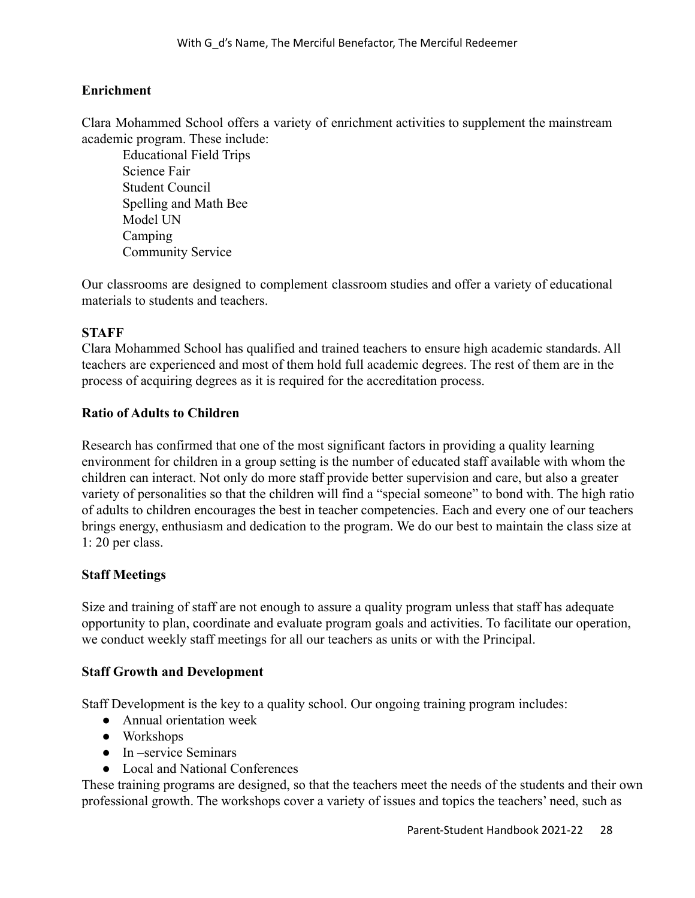## Enrichment

Clara Mohammed School offers a variety of enrichment activities to supplement the mainstream academic program. These include:

Educational Field Trips
Science Fair
Student Council
Spelling and Math Bee
Model UN
Camping
Community Service

Our classrooms are designed to complement classroom studies and offer a variety of educational materials to students and teachers.

## STAFF

Clara Mohammed School has qualified and trained teachers to ensure high academic standards. All teachers are experienced and most of them hold full academic degrees. The rest of them are in the process of acquiring degrees as it is required for the accreditation process.

### Ratio of Adults to Children

Research has confirmed that one of the most significant factors in providing a quality learning environment for children in a group setting is the number of educated staff available with whom the children can interact. Not only do more staff provide better supervision and care, but also a greater variety of personalities so that the children will find a "special someone" to bond with. The high ratio of adults to children encourages the best in teacher competencies. Each and every one of our teachers brings energy, enthusiasm and dedication to the program. We do our best to maintain the class size at 1: 20 per class.

### Staff Meetings

Size and training of staff are not enough to assure a quality program unless that staff has adequate opportunity to plan, coordinate and evaluate program goals and activities. To facilitate our operation, we conduct weekly staff meetings for all our teachers as units or with the Principal.

### Staff Growth and Development

Staff Development is the key to a quality school. Our ongoing training program includes:

- Annual orientation week
- Workshops
- In –service Seminars
- Local and National Conferences

These training programs are designed, so that the teachers meet the needs of the students and their own professional growth. The workshops cover a variety of issues and topics the teachers' need, such as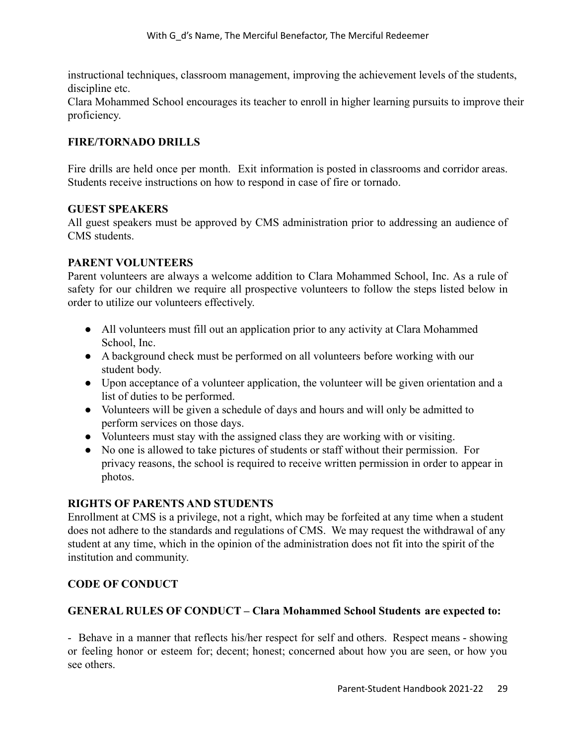instructional techniques, classroom management, improving the achievement levels of the students, discipline etc.

Clara Mohammed School encourages its teacher to enroll in higher learning pursuits to improve their proficiency.

## FIRE/TORNADO DRILLS

Fire drills are held once per month. Exit information is posted in classrooms and corridor areas. Students receive instructions on how to respond in case of fire or tornado.

## GUEST SPEAKERS

All guest speakers must be approved by CMS administration prior to addressing an audience of CMS students.

## PARENT VOLUNTEERS

Parent volunteers are always a welcome addition to Clara Mohammed School, Inc. As a rule of safety for our children we require all prospective volunteers to follow the steps listed below in order to utilize our volunteers effectively.

- All volunteers must fill out an application prior to any activity at Clara Mohammed School, Inc.
- A background check must be performed on all volunteers before working with our student body.
- Upon acceptance of a volunteer application, the volunteer will be given orientation and a list of duties to be performed.
- Volunteers will be given a schedule of days and hours and will only be admitted to perform services on those days.
- Volunteers must stay with the assigned class they are working with or visiting.
- No one is allowed to take pictures of students or staff without their permission. For privacy reasons, the school is required to receive written permission in order to appear in photos.

## RIGHTS OF PARENTS AND STUDENTS

Enrollment at CMS is a privilege, not a right, which may be forfeited at any time when a student does not adhere to the standards and regulations of CMS. We may request the withdrawal of any student at any time, which in the opinion of the administration does not fit into the spirit of the institution and community.

## CODE OF CONDUCT

### GENERAL RULES OF CONDUCT – Clara Mohammed School Students are expected to:

- Behave in a manner that reflects his/her respect for self and others. Respect means - showing or feeling honor or esteem for; decent; honest; concerned about how you are seen, or how you see others.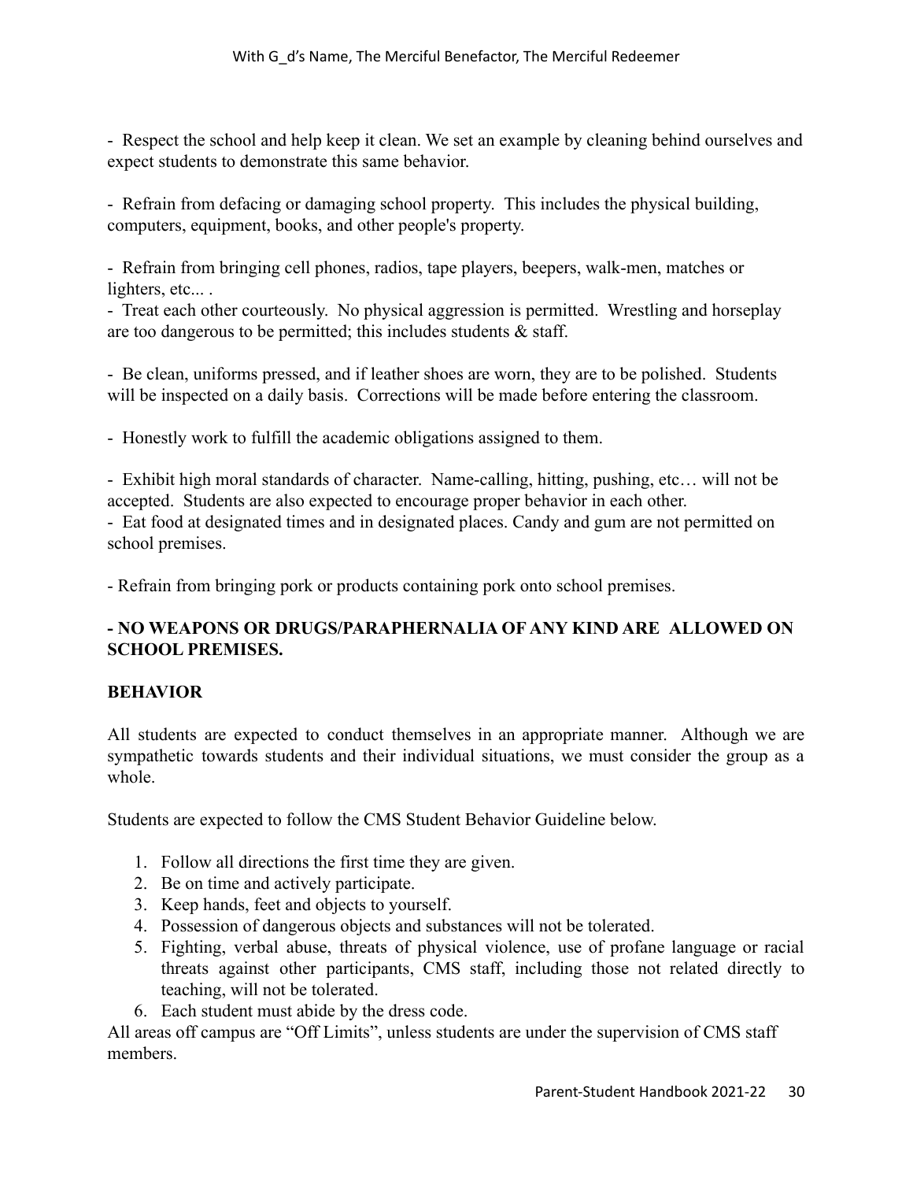- Respect the school and help keep it clean. We set an example by cleaning behind ourselves and expect students to demonstrate this same behavior.

- Refrain from defacing or damaging school property. This includes the physical building, computers, equipment, books, and other people's property.

- Refrain from bringing cell phones, radios, tape players, beepers, walk-men, matches or lighters, etc... .
- Treat each other courteously. No physical aggression is permitted. Wrestling and horseplay are too dangerous to be permitted; this includes students & staff.

- Be clean, uniforms pressed, and if leather shoes are worn, they are to be polished. Students will be inspected on a daily basis. Corrections will be made before entering the classroom.

- Honestly work to fulfill the academic obligations assigned to them.

- Exhibit high moral standards of character. Name-calling, hitting, pushing, etc… will not be accepted. Students are also expected to encourage proper behavior in each other.
- Eat food at designated times and in designated places. Candy and gum are not permitted on school premises.

- Refrain from bringing pork or products containing pork onto school premises.

**- NO WEAPONS OR DRUGS/PARAPHERNALIA OF ANY KIND ARE ALLOWED ON SCHOOL PREMISES.**

## BEHAVIOR

All students are expected to conduct themselves in an appropriate manner. Although we are sympathetic towards students and their individual situations, we must consider the group as a whole.

Students are expected to follow the CMS Student Behavior Guideline below.

1. Follow all directions the first time they are given.
2. Be on time and actively participate.
3. Keep hands, feet and objects to yourself.
4. Possession of dangerous objects and substances will not be tolerated.
5. Fighting, verbal abuse, threats of physical violence, use of profane language or racial threats against other participants, CMS staff, including those not related directly to teaching, will not be tolerated.
6. Each student must abide by the dress code.

All areas off campus are "Off Limits", unless students are under the supervision of CMS staff members.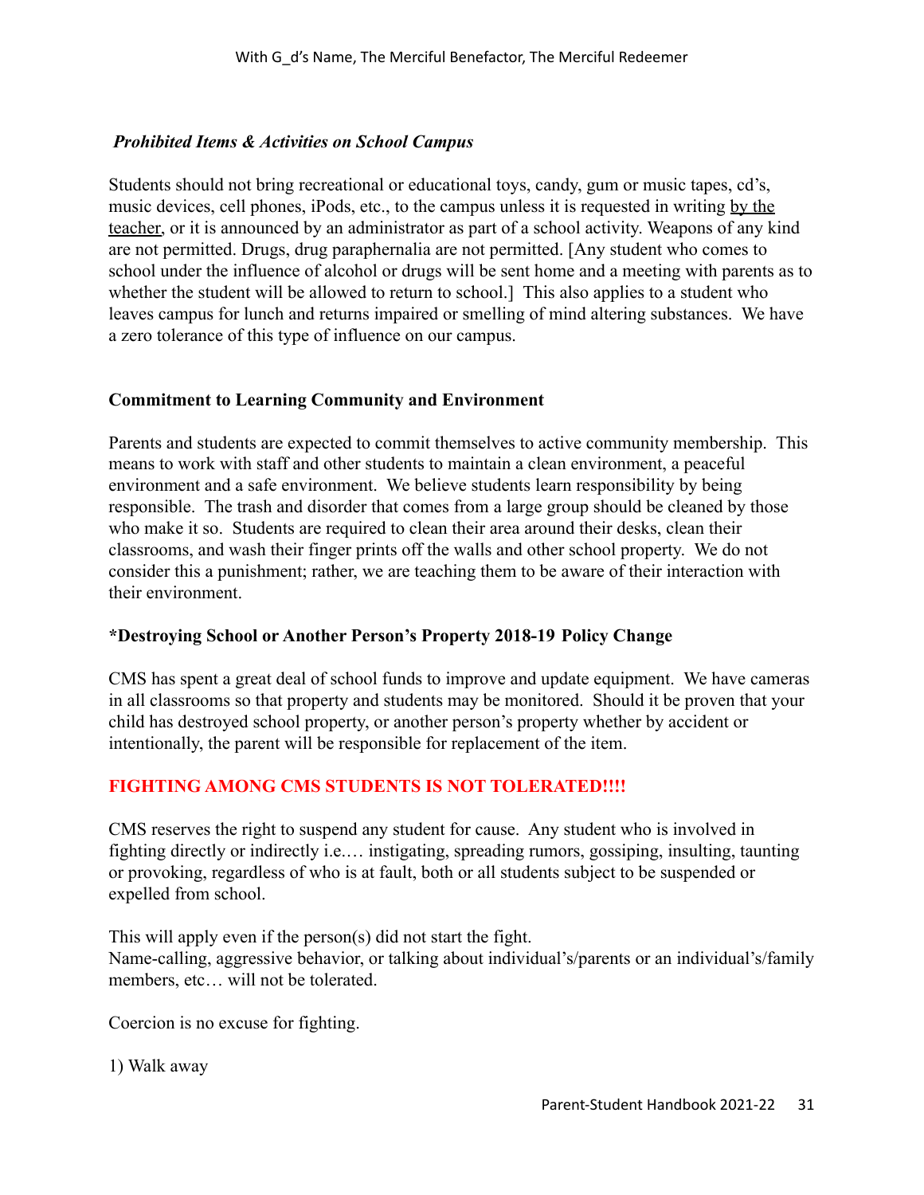***Prohibited Items & Activities on School Campus***

Students should not bring recreational or educational toys, candy, gum or music tapes, cd's, music devices, cell phones, iPods, etc., to the campus unless it is requested in writing <u>by the teacher</u>, or it is announced by an administrator as part of a school activity. Weapons of any kind are not permitted. Drugs, drug paraphernalia are not permitted. [Any student who comes to school under the influence of alcohol or drugs will be sent home and a meeting with parents as to whether the student will be allowed to return to school.] This also applies to a student who leaves campus for lunch and returns impaired or smelling of mind altering substances. We have a zero tolerance of this type of influence on our campus.

**Commitment to Learning Community and Environment**

Parents and students are expected to commit themselves to active community membership. This means to work with staff and other students to maintain a clean environment, a peaceful environment and a safe environment. We believe students learn responsibility by being responsible. The trash and disorder that comes from a large group should be cleaned by those who make it so. Students are required to clean their area around their desks, clean their classrooms, and wash their finger prints off the walls and other school property. We do not consider this a punishment; rather, we are teaching them to be aware of their interaction with their environment.

**\*Destroying School or Another Person's Property 2018-19 Policy Change**

CMS has spent a great deal of school funds to improve and update equipment. We have cameras in all classrooms so that property and students may be monitored. Should it be proven that your child has destroyed school property, or another person's property whether by accident or intentionally, the parent will be responsible for replacement of the item.

**FIGHTING AMONG CMS STUDENTS IS NOT TOLERATED!!!!**

CMS reserves the right to suspend any student for cause. Any student who is involved in fighting directly or indirectly i.e.… instigating, spreading rumors, gossiping, insulting, taunting or provoking, regardless of who is at fault, both or all students subject to be suspended or expelled from school.

This will apply even if the person(s) did not start the fight.
Name-calling, aggressive behavior, or talking about individual's/parents or an individual's/family members, etc… will not be tolerated.

Coercion is no excuse for fighting.

1) Walk away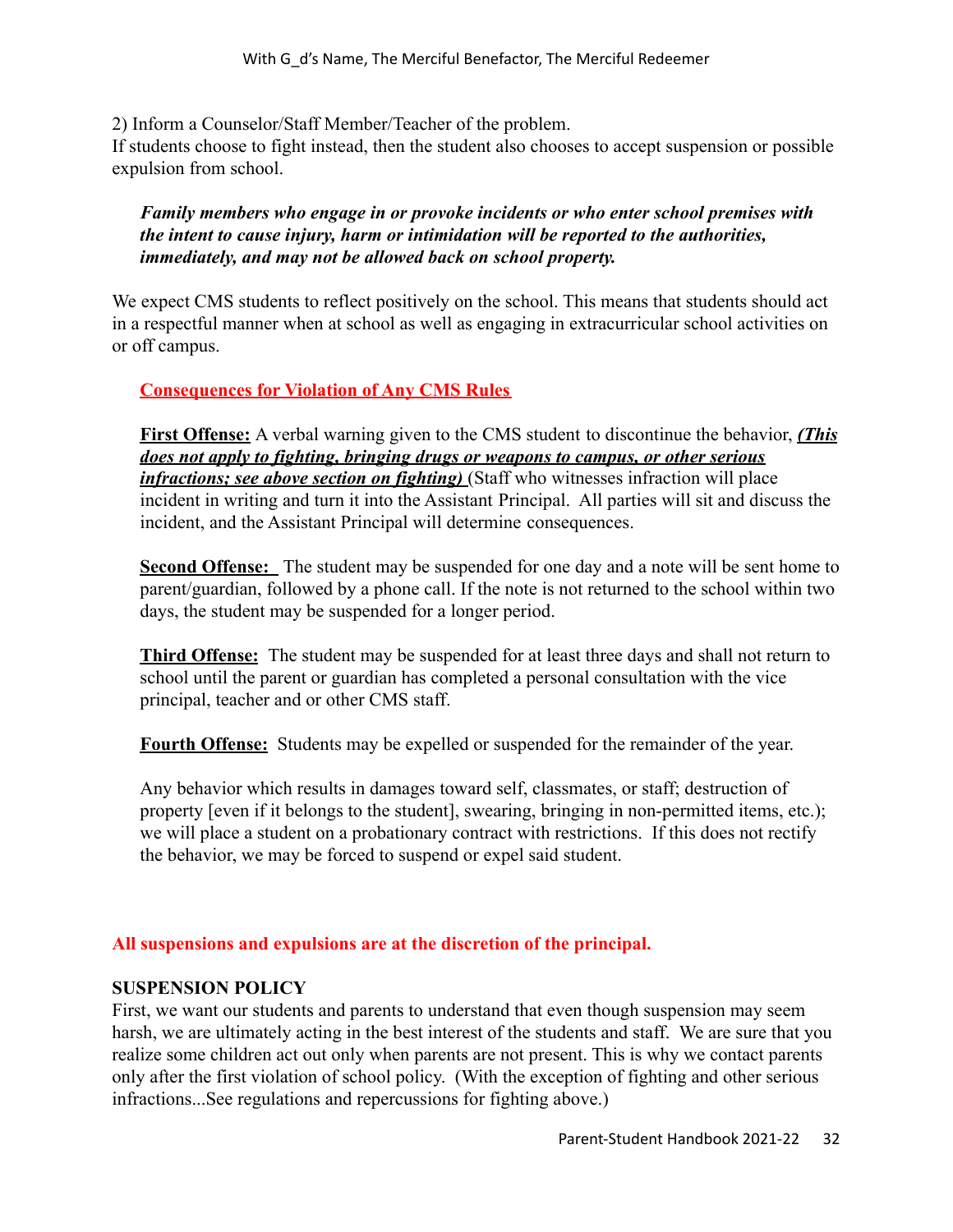2) Inform a Counselor/Staff Member/Teacher of the problem.
If students choose to fight instead, then the student also chooses to accept suspension or possible expulsion from school.

> ***Family members who engage in or provoke incidents or who enter school premises with the intent to cause injury, harm or intimidation will be reported to the authorities, immediately, and may not be allowed back on school property.***

We expect CMS students to reflect positively on the school. This means that students should act in a respectful manner when at school as well as engaging in extracurricular school activities on or off campus.

**Consequences for Violation of Any CMS Rules**

**First Offense:** A verbal warning given to the CMS student to discontinue the behavior, ***(This does not apply to fighting, bringing drugs or weapons to campus, or other serious infractions; see above section on fighting)*** (Staff who witnesses infraction will place incident in writing and turn it into the Assistant Principal. All parties will sit and discuss the incident, and the Assistant Principal will determine consequences.

**Second Offense:** The student may be suspended for one day and a note will be sent home to parent/guardian, followed by a phone call. If the note is not returned to the school within two days, the student may be suspended for a longer period.

**Third Offense:** The student may be suspended for at least three days and shall not return to school until the parent or guardian has completed a personal consultation with the vice principal, teacher and or other CMS staff.

**Fourth Offense:** Students may be expelled or suspended for the remainder of the year.

Any behavior which results in damages toward self, classmates, or staff; destruction of property [even if it belongs to the student], swearing, bringing in non-permitted items, etc.); we will place a student on a probationary contract with restrictions. If this does not rectify the behavior, we may be forced to suspend or expel said student.

**All suspensions and expulsions are at the discretion of the principal.**

**SUSPENSION POLICY**

First, we want our students and parents to understand that even though suspension may seem harsh, we are ultimately acting in the best interest of the students and staff. We are sure that you realize some children act out only when parents are not present. This is why we contact parents only after the first violation of school policy. (With the exception of fighting and other serious infractions...See regulations and repercussions for fighting above.)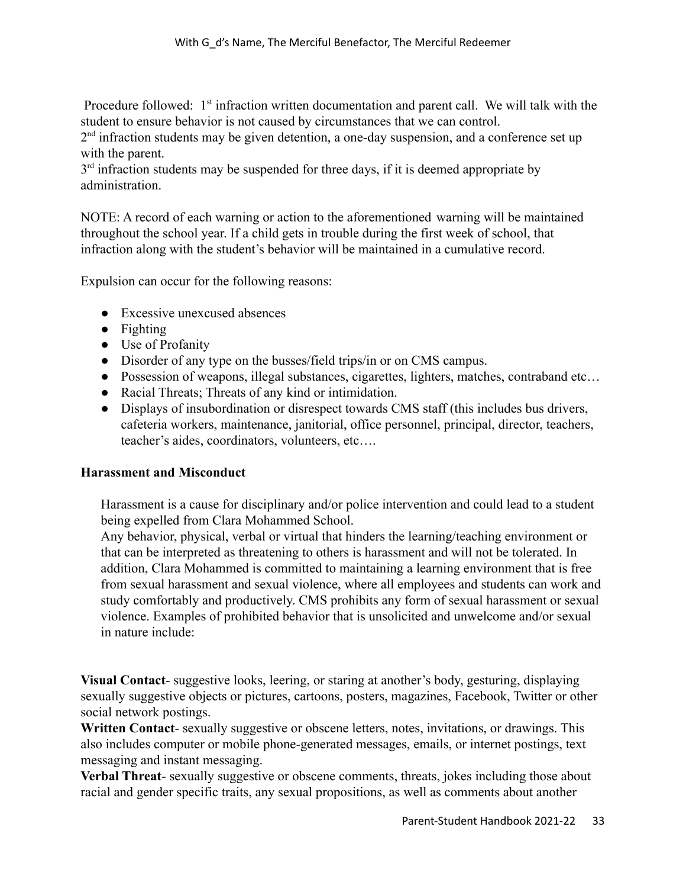Procedure followed: 1st infraction written documentation and parent call. We will talk with the student to ensure behavior is not caused by circumstances that we can control.
2nd infraction students may be given detention, a one-day suspension, and a conference set up with the parent.
3rd infraction students may be suspended for three days, if it is deemed appropriate by administration.

NOTE: A record of each warning or action to the aforementioned warning will be maintained throughout the school year. If a child gets in trouble during the first week of school, that infraction along with the student's behavior will be maintained in a cumulative record.

Expulsion can occur for the following reasons:

- Excessive unexcused absences
- Fighting
- Use of Profanity
- Disorder of any type on the busses/field trips/in or on CMS campus.
- Possession of weapons, illegal substances, cigarettes, lighters, matches, contraband etc…
- Racial Threats; Threats of any kind or intimidation.
- Displays of insubordination or disrespect towards CMS staff (this includes bus drivers, cafeteria workers, maintenance, janitorial, office personnel, principal, director, teachers, teacher's aides, coordinators, volunteers, etc….

**Harassment and Misconduct**

Harassment is a cause for disciplinary and/or police intervention and could lead to a student being expelled from Clara Mohammed School.
Any behavior, physical, verbal or virtual that hinders the learning/teaching environment or that can be interpreted as threatening to others is harassment and will not be tolerated. In addition, Clara Mohammed is committed to maintaining a learning environment that is free from sexual harassment and sexual violence, where all employees and students can work and study comfortably and productively. CMS prohibits any form of sexual harassment or sexual violence. Examples of prohibited behavior that is unsolicited and unwelcome and/or sexual in nature include:

**Visual Contact**- suggestive looks, leering, or staring at another's body, gesturing, displaying sexually suggestive objects or pictures, cartoons, posters, magazines, Facebook, Twitter or other social network postings.
**Written Contact**- sexually suggestive or obscene letters, notes, invitations, or drawings. This also includes computer or mobile phone-generated messages, emails, or internet postings, text messaging and instant messaging.
**Verbal Threat**- sexually suggestive or obscene comments, threats, jokes including those about racial and gender specific traits, any sexual propositions, as well as comments about another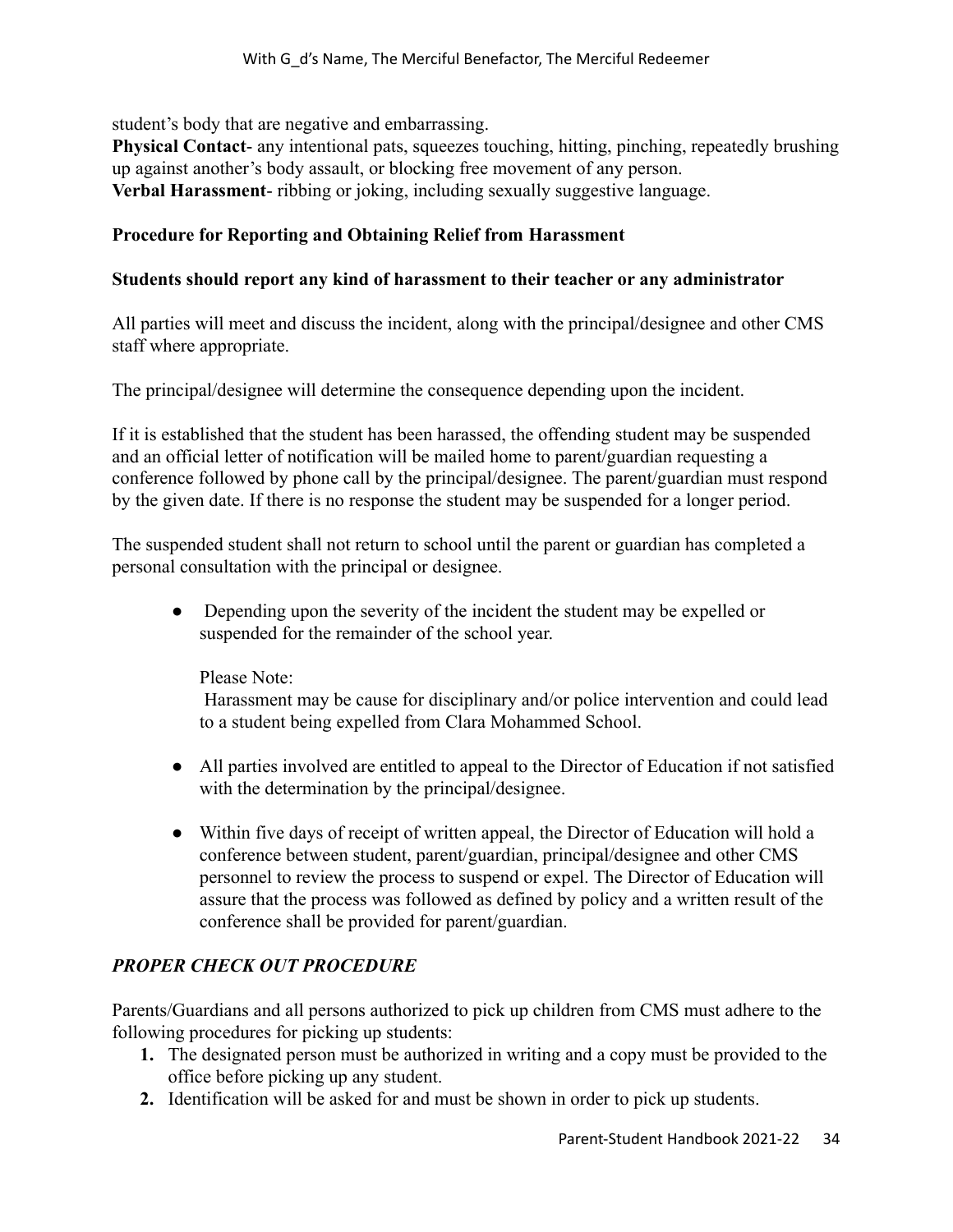student's body that are negative and embarrassing.
**Physical Contact**- any intentional pats, squeezes touching, hitting, pinching, repeatedly brushing up against another's body assault, or blocking free movement of any person.
**Verbal Harassment**- ribbing or joking, including sexually suggestive language.

**Procedure for Reporting and Obtaining Relief from Harassment**

**Students should report any kind of harassment to their teacher or any administrator**

All parties will meet and discuss the incident, along with the principal/designee and other CMS staff where appropriate.

The principal/designee will determine the consequence depending upon the incident.

If it is established that the student has been harassed, the offending student may be suspended and an official letter of notification will be mailed home to parent/guardian requesting a conference followed by phone call by the principal/designee. The parent/guardian must respond by the given date. If there is no response the student may be suspended for a longer period.

The suspended student shall not return to school until the parent or guardian has completed a personal consultation with the principal or designee.

- Depending upon the severity of the incident the student may be expelled or suspended for the remainder of the school year.

  Please Note:
  Harassment may be cause for disciplinary and/or police intervention and could lead to a student being expelled from Clara Mohammed School.

- All parties involved are entitled to appeal to the Director of Education if not satisfied with the determination by the principal/designee.

- Within five days of receipt of written appeal, the Director of Education will hold a conference between student, parent/guardian, principal/designee and other CMS personnel to review the process to suspend or expel. The Director of Education will assure that the process was followed as defined by policy and a written result of the conference shall be provided for parent/guardian.

***PROPER CHECK OUT PROCEDURE***

Parents/Guardians and all persons authorized to pick up children from CMS must adhere to the following procedures for picking up students:

1. The designated person must be authorized in writing and a copy must be provided to the office before picking up any student.
2. Identification will be asked for and must be shown in order to pick up students.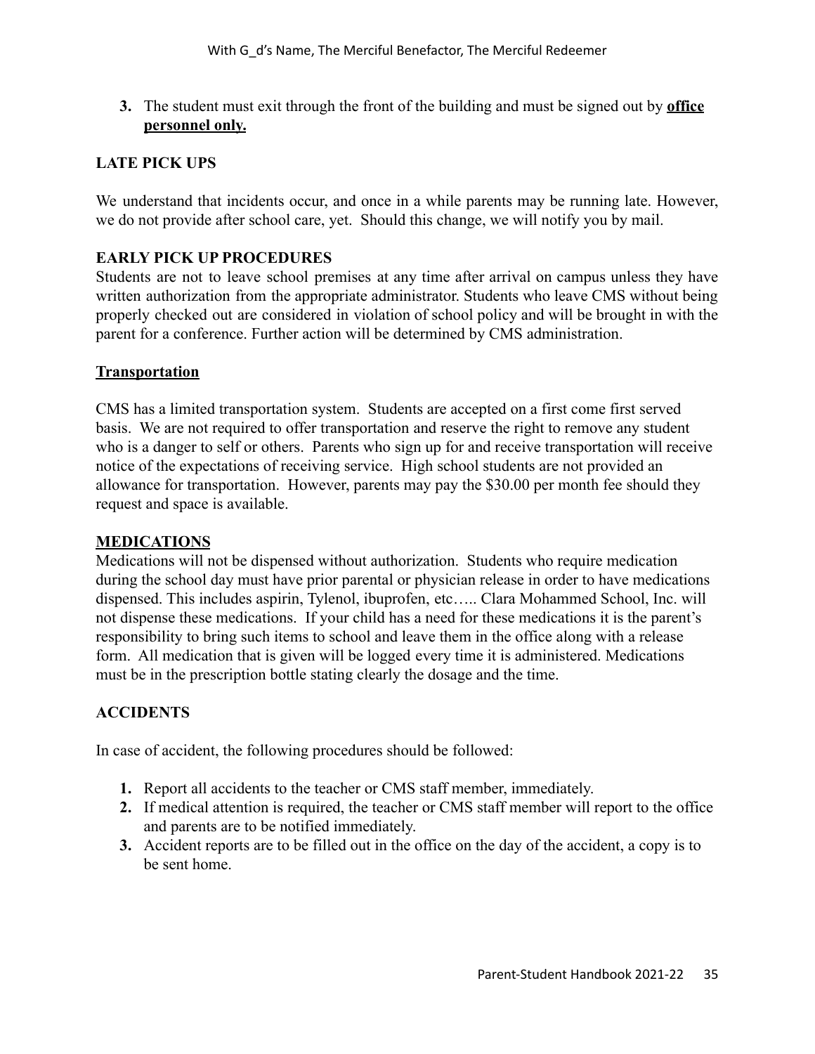3. The student must exit through the front of the building and must be signed out by **office personnel only.**

### LATE PICK UPS

We understand that incidents occur, and once in a while parents may be running late. However, we do not provide after school care, yet. Should this change, we will notify you by mail.

### EARLY PICK UP PROCEDURES

Students are not to leave school premises at any time after arrival on campus unless they have written authorization from the appropriate administrator. Students who leave CMS without being properly checked out are considered in violation of school policy and will be brought in with the parent for a conference. Further action will be determined by CMS administration.

### Transportation

CMS has a limited transportation system. Students are accepted on a first come first served basis. We are not required to offer transportation and reserve the right to remove any student who is a danger to self or others. Parents who sign up for and receive transportation will receive notice of the expectations of receiving service. High school students are not provided an allowance for transportation. However, parents may pay the $30.00 per month fee should they request and space is available.

### MEDICATIONS

Medications will not be dispensed without authorization. Students who require medication during the school day must have prior parental or physician release in order to have medications dispensed. This includes aspirin, Tylenol, ibuprofen, etc….. Clara Mohammed School, Inc. will not dispense these medications. If your child has a need for these medications it is the parent's responsibility to bring such items to school and leave them in the office along with a release form. All medication that is given will be logged every time it is administered. Medications must be in the prescription bottle stating clearly the dosage and the time.

### ACCIDENTS

In case of accident, the following procedures should be followed:

1. Report all accidents to the teacher or CMS staff member, immediately.
2. If medical attention is required, the teacher or CMS staff member will report to the office and parents are to be notified immediately.
3. Accident reports are to be filled out in the office on the day of the accident, a copy is to be sent home.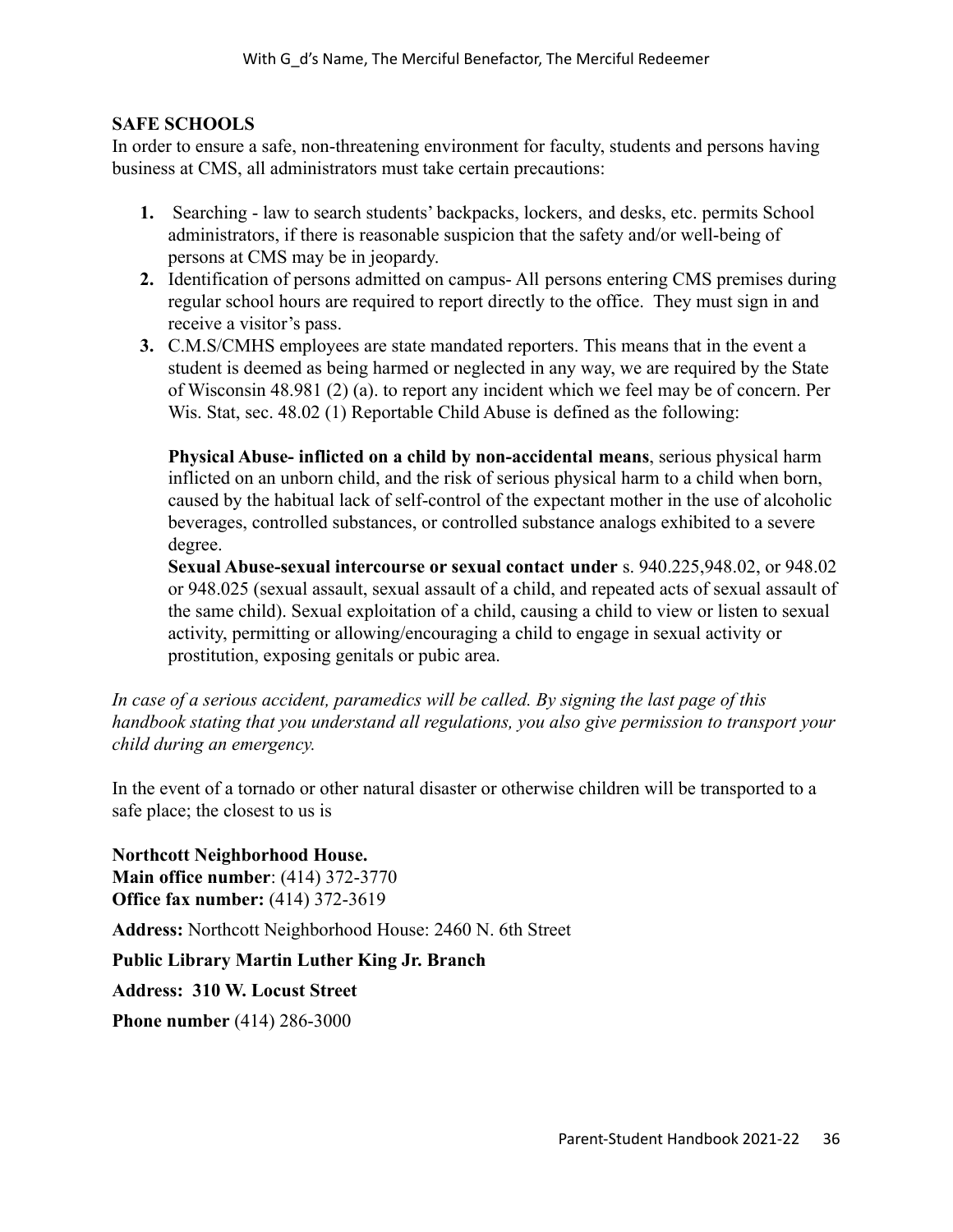## SAFE SCHOOLS

In order to ensure a safe, non-threatening environment for faculty, students and persons having business at CMS, all administrators must take certain precautions:

1. Searching - law to search students' backpacks, lockers, and desks, etc. permits School administrators, if there is reasonable suspicion that the safety and/or well-being of persons at CMS may be in jeopardy.
2. Identification of persons admitted on campus- All persons entering CMS premises during regular school hours are required to report directly to the office. They must sign in and receive a visitor's pass.
3. C.M.S/CMHS employees are state mandated reporters. This means that in the event a student is deemed as being harmed or neglected in any way, we are required by the State of Wisconsin 48.981 (2) (a). to report any incident which we feel may be of concern. Per Wis. Stat, sec. 48.02 (1) Reportable Child Abuse is defined as the following:

   **Physical Abuse- inflicted on a child by non-accidental means**, serious physical harm inflicted on an unborn child, and the risk of serious physical harm to a child when born, caused by the habitual lack of self-control of the expectant mother in the use of alcoholic beverages, controlled substances, or controlled substance analogs exhibited to a severe degree.

   **Sexual Abuse-sexual intercourse or sexual contact under** s. 940.225,948.02, or 948.02 or 948.025 (sexual assault, sexual assault of a child, and repeated acts of sexual assault of the same child). Sexual exploitation of a child, causing a child to view or listen to sexual activity, permitting or allowing/encouraging a child to engage in sexual activity or prostitution, exposing genitals or pubic area.

*In case of a serious accident, paramedics will be called. By signing the last page of this handbook stating that you understand all regulations, you also give permission to transport your child during an emergency.*

In the event of a tornado or other natural disaster or otherwise children will be transported to a safe place; the closest to us is

**Northcott Neighborhood House.**
**Main office number**: (414) 372-3770
**Office fax number:** (414) 372-3619

**Address:** Northcott Neighborhood House: 2460 N. 6th Street

**Public Library Martin Luther King Jr. Branch**

**Address: 310 W. Locust Street**

**Phone number** (414) 286-3000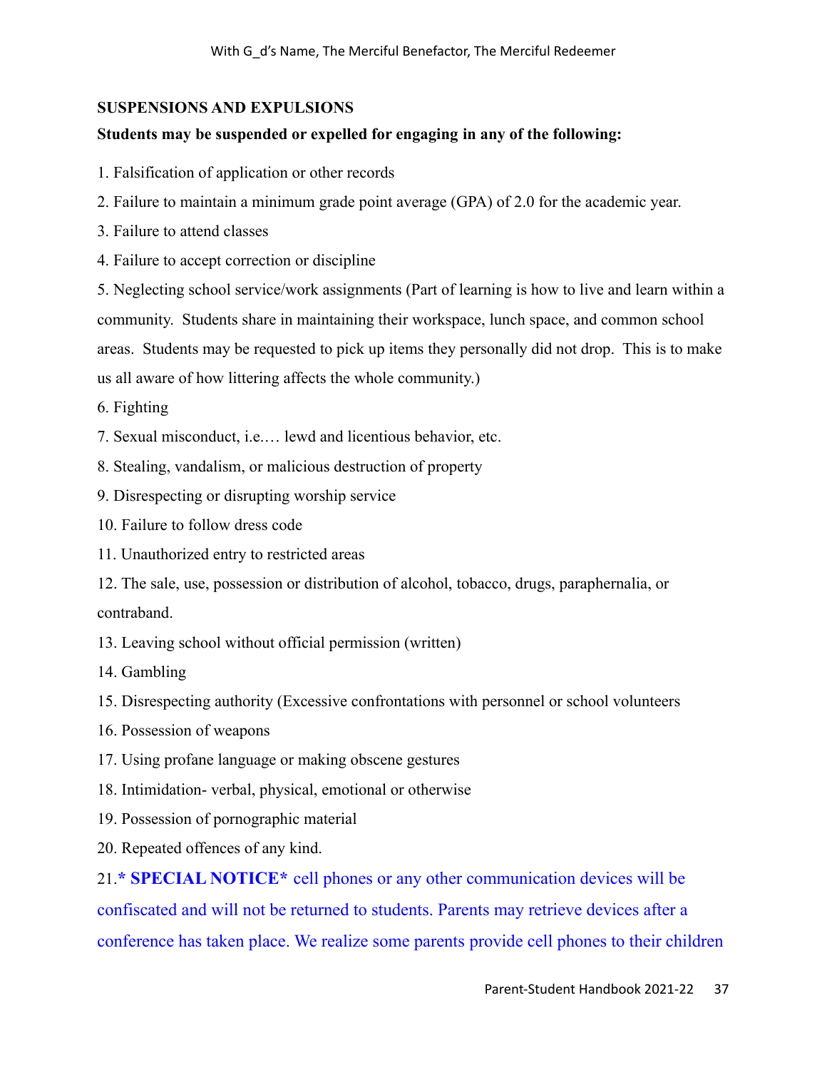## SUSPENSIONS AND EXPULSIONS

**Students may be suspended or expelled for engaging in any of the following:**

1. Falsification of application or other records
2. Failure to maintain a minimum grade point average (GPA) of 2.0 for the academic year.
3. Failure to attend classes
4. Failure to accept correction or discipline
5. Neglecting school service/work assignments (Part of learning is how to live and learn within a community. Students share in maintaining their workspace, lunch space, and common school areas. Students may be requested to pick up items they personally did not drop. This is to make us all aware of how littering affects the whole community.)
6. Fighting
7. Sexual misconduct, i.e.… lewd and licentious behavior, etc.
8. Stealing, vandalism, or malicious destruction of property
9. Disrespecting or disrupting worship service
10. Failure to follow dress code
11. Unauthorized entry to restricted areas
12. The sale, use, possession or distribution of alcohol, tobacco, drugs, paraphernalia, or contraband.
13. Leaving school without official permission (written)
14. Gambling
15. Disrespecting authority (Excessive confrontations with personnel or school volunteers
16. Possession of weapons
17. Using profane language or making obscene gestures
18. Intimidation- verbal, physical, emotional or otherwise
19. Possession of pornographic material
20. Repeated offences of any kind.
21. **\* SPECIAL NOTICE\*** cell phones or any other communication devices will be confiscated and will not be returned to students. Parents may retrieve devices after a conference has taken place. We realize some parents provide cell phones to their children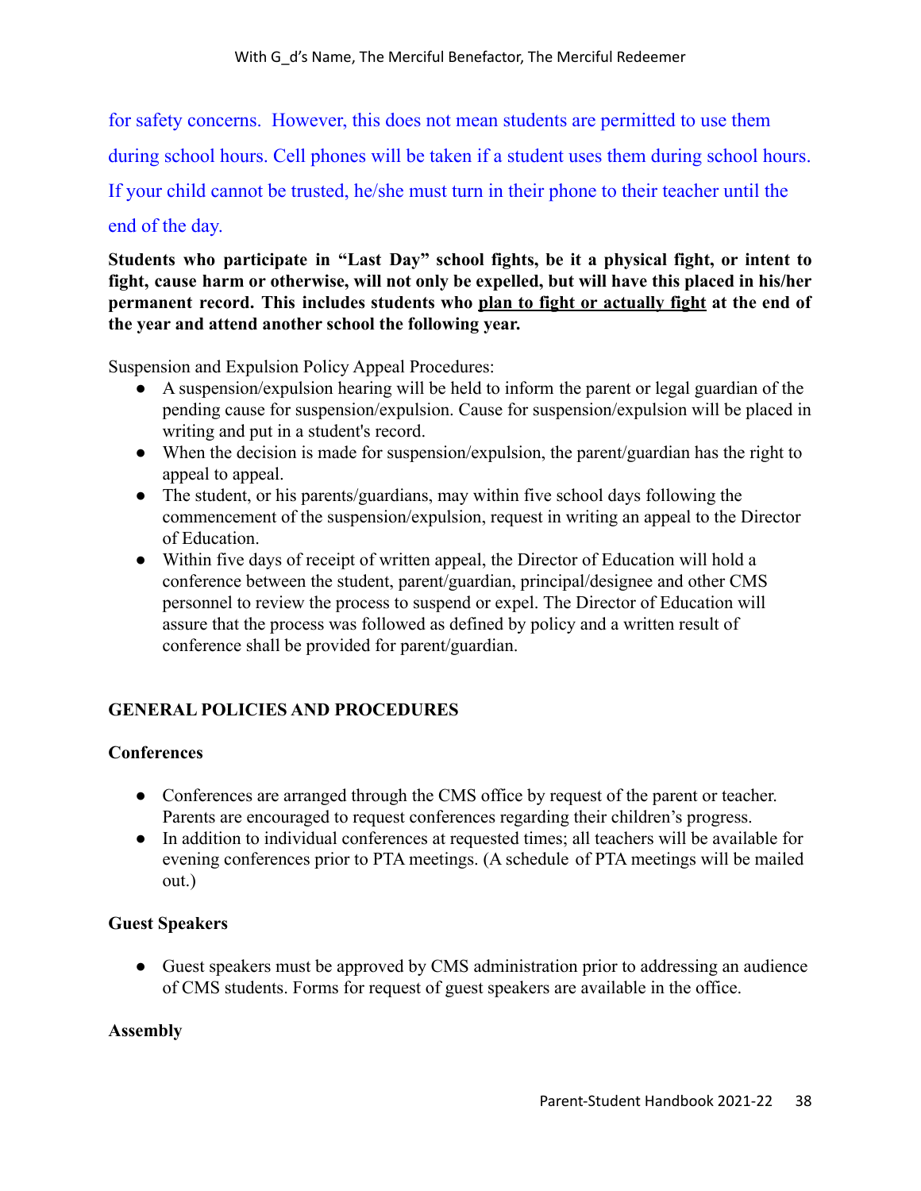for safety concerns. However, this does not mean students are permitted to use them during school hours. Cell phones will be taken if a student uses them during school hours. If your child cannot be trusted, he/she must turn in their phone to their teacher until the end of the day.

**Students who participate in "Last Day" school fights, be it a physical fight, or intent to fight, cause harm or otherwise, will not only be expelled, but will have this placed in his/her permanent record. This includes students who plan to fight or actually fight at the end of the year and attend another school the following year.**

Suspension and Expulsion Policy Appeal Procedures:

- A suspension/expulsion hearing will be held to inform the parent or legal guardian of the pending cause for suspension/expulsion. Cause for suspension/expulsion will be placed in writing and put in a student's record.
- When the decision is made for suspension/expulsion, the parent/guardian has the right to appeal to appeal.
- The student, or his parents/guardians, may within five school days following the commencement of the suspension/expulsion, request in writing an appeal to the Director of Education.
- Within five days of receipt of written appeal, the Director of Education will hold a conference between the student, parent/guardian, principal/designee and other CMS personnel to review the process to suspend or expel. The Director of Education will assure that the process was followed as defined by policy and a written result of conference shall be provided for parent/guardian.

## GENERAL POLICIES AND PROCEDURES

### Conferences

- Conferences are arranged through the CMS office by request of the parent or teacher. Parents are encouraged to request conferences regarding their children's progress.
- In addition to individual conferences at requested times; all teachers will be available for evening conferences prior to PTA meetings. (A schedule of PTA meetings will be mailed out.)

### Guest Speakers

- Guest speakers must be approved by CMS administration prior to addressing an audience of CMS students. Forms for request of guest speakers are available in the office.

### Assembly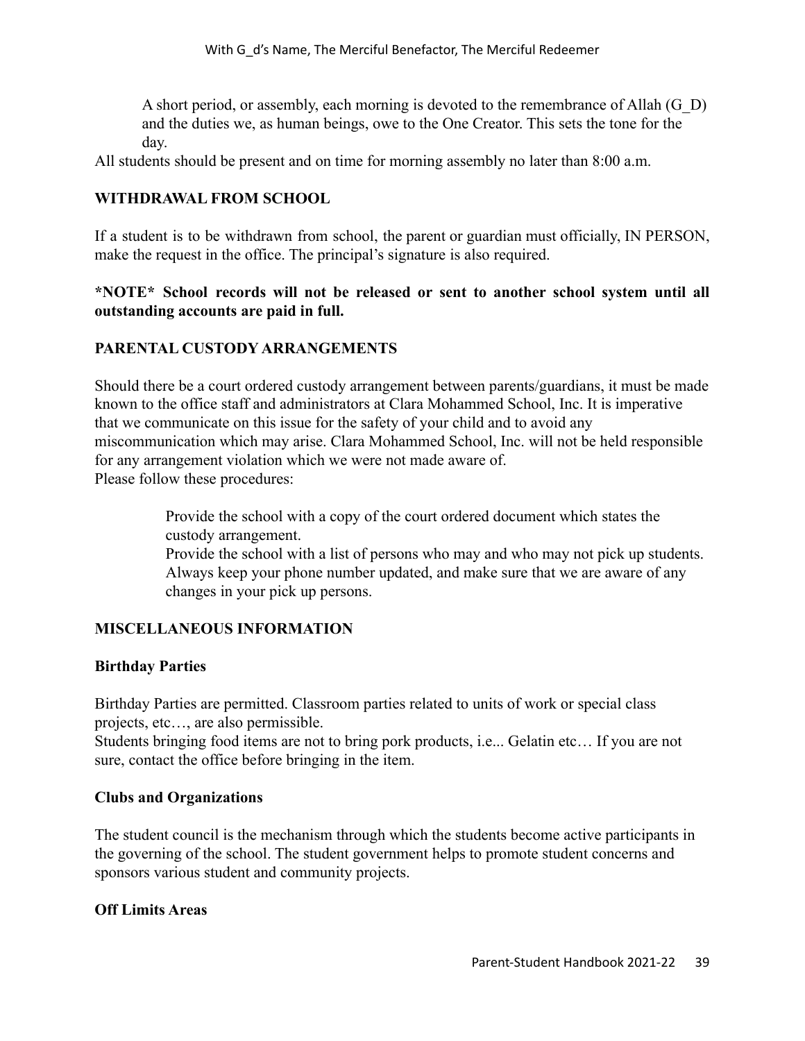A short period, or assembly, each morning is devoted to the remembrance of Allah (G_D) and the duties we, as human beings, owe to the One Creator. This sets the tone for the day.

All students should be present and on time for morning assembly no later than 8:00 a.m.

## WITHDRAWAL FROM SCHOOL

If a student is to be withdrawn from school, the parent or guardian must officially, IN PERSON, make the request in the office. The principal's signature is also required.

**\*NOTE\* School records will not be released or sent to another school system until all outstanding accounts are paid in full.**

## PARENTAL CUSTODY ARRANGEMENTS

Should there be a court ordered custody arrangement between parents/guardians, it must be made known to the office staff and administrators at Clara Mohammed School, Inc. It is imperative that we communicate on this issue for the safety of your child and to avoid any miscommunication which may arise. Clara Mohammed School, Inc. will not be held responsible for any arrangement violation which we were not made aware of.

Please follow these procedures:

Provide the school with a copy of the court ordered document which states the custody arrangement.

Provide the school with a list of persons who may and who may not pick up students.

Always keep your phone number updated, and make sure that we are aware of any changes in your pick up persons.

## MISCELLANEOUS INFORMATION

### Birthday Parties

Birthday Parties are permitted. Classroom parties related to units of work or special class projects, etc…, are also permissible.

Students bringing food items are not to bring pork products, i.e... Gelatin etc… If you are not sure, contact the office before bringing in the item.

### Clubs and Organizations

The student council is the mechanism through which the students become active participants in the governing of the school. The student government helps to promote student concerns and sponsors various student and community projects.

### Off Limits Areas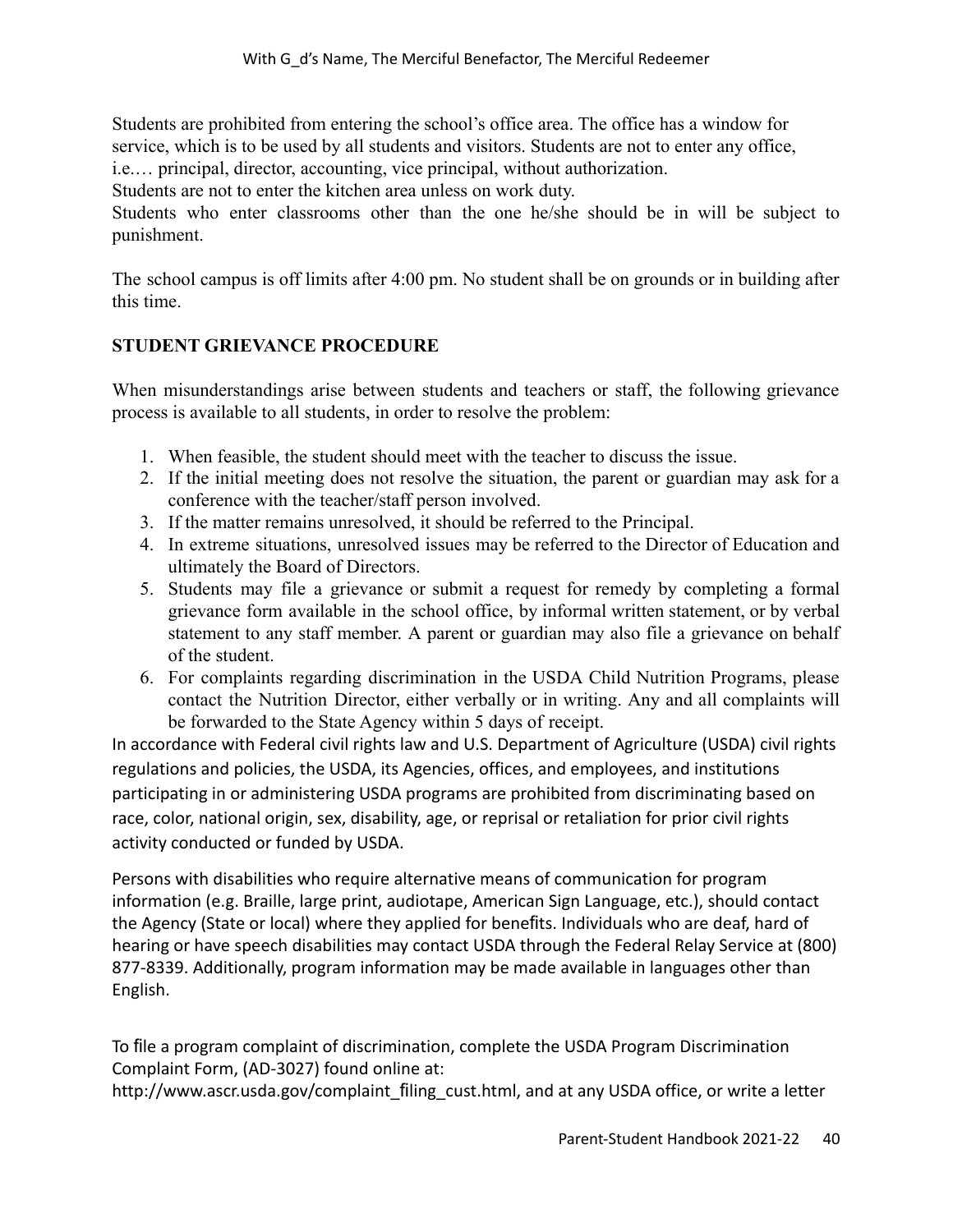Students are prohibited from entering the school's office area. The office has a window for service, which is to be used by all students and visitors. Students are not to enter any office, i.e.… principal, director, accounting, vice principal, without authorization.
Students are not to enter the kitchen area unless on work duty.
Students who enter classrooms other than the one he/she should be in will be subject to punishment.

The school campus is off limits after 4:00 pm. No student shall be on grounds or in building after this time.

## STUDENT GRIEVANCE PROCEDURE

When misunderstandings arise between students and teachers or staff, the following grievance process is available to all students, in order to resolve the problem:

1. When feasible, the student should meet with the teacher to discuss the issue.
2. If the initial meeting does not resolve the situation, the parent or guardian may ask for a conference with the teacher/staff person involved.
3. If the matter remains unresolved, it should be referred to the Principal.
4. In extreme situations, unresolved issues may be referred to the Director of Education and ultimately the Board of Directors.
5. Students may file a grievance or submit a request for remedy by completing a formal grievance form available in the school office, by informal written statement, or by verbal statement to any staff member. A parent or guardian may also file a grievance on behalf of the student.
6. For complaints regarding discrimination in the USDA Child Nutrition Programs, please contact the Nutrition Director, either verbally or in writing. Any and all complaints will be forwarded to the State Agency within 5 days of receipt.

In accordance with Federal civil rights law and U.S. Department of Agriculture (USDA) civil rights regulations and policies, the USDA, its Agencies, offices, and employees, and institutions participating in or administering USDA programs are prohibited from discriminating based on race, color, national origin, sex, disability, age, or reprisal or retaliation for prior civil rights activity conducted or funded by USDA.

Persons with disabilities who require alternative means of communication for program information (e.g. Braille, large print, audiotape, American Sign Language, etc.), should contact the Agency (State or local) where they applied for benefits. Individuals who are deaf, hard of hearing or have speech disabilities may contact USDA through the Federal Relay Service at (800) 877-8339. Additionally, program information may be made available in languages other than English.

To file a program complaint of discrimination, complete the USDA Program Discrimination Complaint Form, (AD-3027) found online at: http://www.ascr.usda.gov/complaint_filing_cust.html, and at any USDA office, or write a letter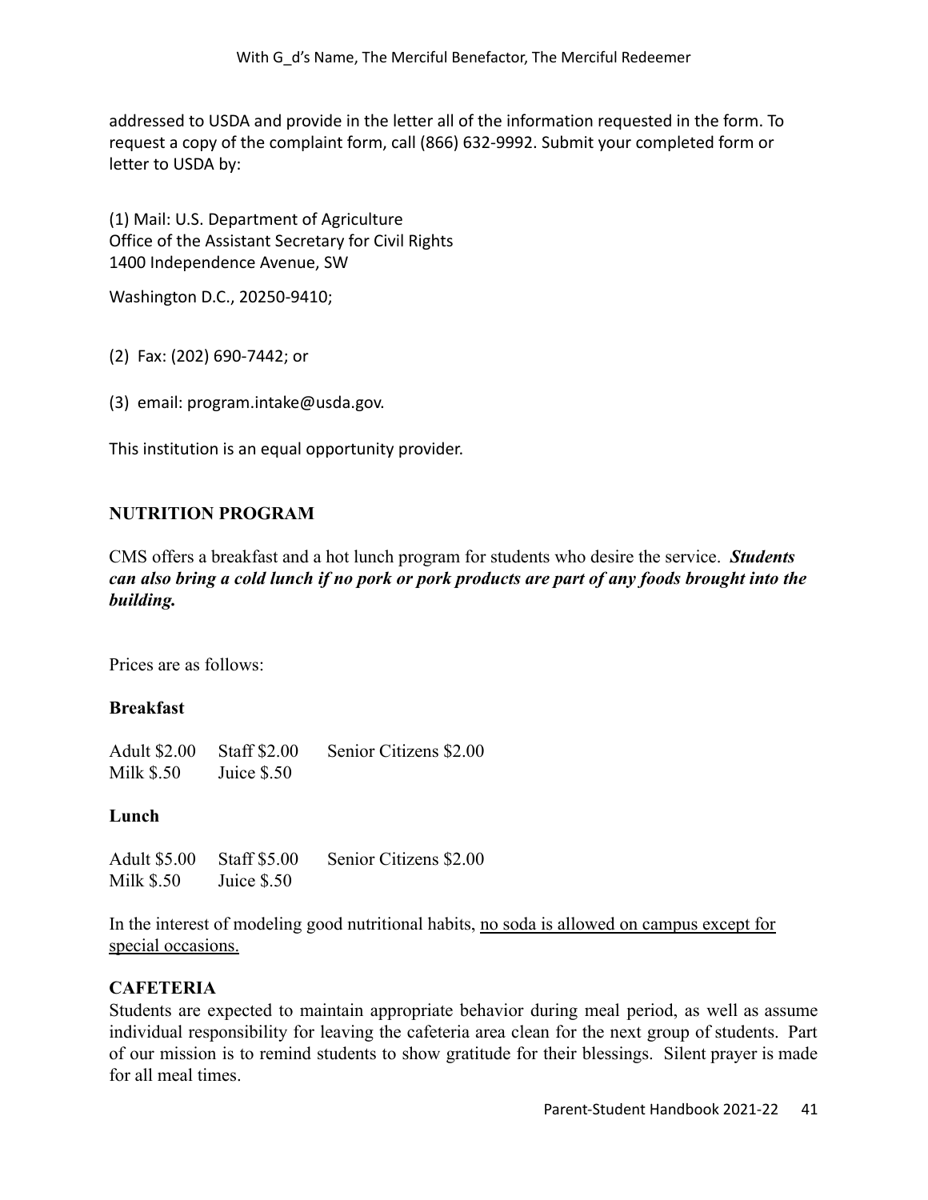addressed to USDA and provide in the letter all of the information requested in the form. To request a copy of the complaint form, call (866) 632-9992. Submit your completed form or letter to USDA by:

(1) Mail: U.S. Department of Agriculture
Office of the Assistant Secretary for Civil Rights
1400 Independence Avenue, SW

Washington D.C., 20250-9410;

(2) Fax: (202) 690-7442; or

(3) email: program.intake@usda.gov.

This institution is an equal opportunity provider.

## NUTRITION PROGRAM

CMS offers a breakfast and a hot lunch program for students who desire the service. ***Students can also bring a cold lunch if no pork or pork products are part of any foods brought into the building.***

Prices are as follows:

**Breakfast**

| | | |
|---|---|---|
| Adult $2.00 | Staff $2.00 | Senior Citizens $2.00 |
| Milk $.50 | Juice $.50 | |

**Lunch**

| | | |
|---|---|---|
| Adult $5.00 | Staff $5.00 | Senior Citizens $2.00 |
| Milk $.50 | Juice $.50 | |

In the interest of modeling good nutritional habits, no soda is allowed on campus except for special occasions.

## CAFETERIA

Students are expected to maintain appropriate behavior during meal period, as well as assume individual responsibility for leaving the cafeteria area clean for the next group of students. Part of our mission is to remind students to show gratitude for their blessings. Silent prayer is made for all meal times.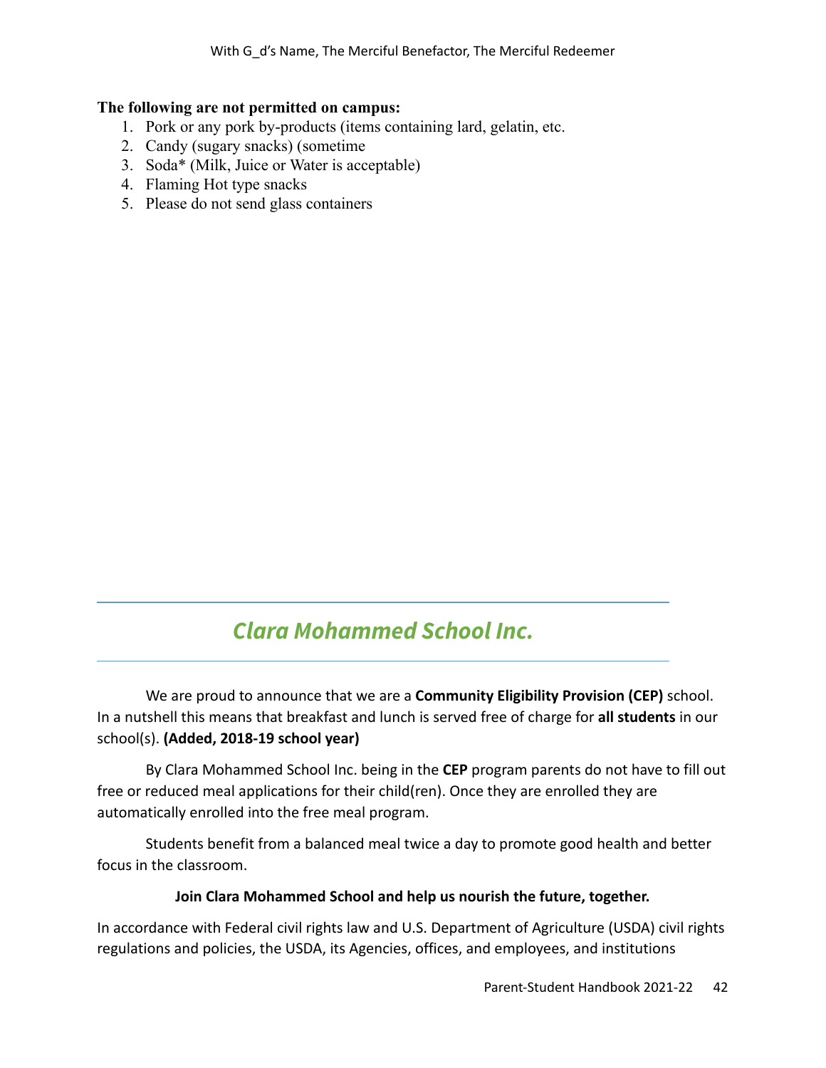**The following are not permitted on campus:**

1. Pork or any pork by-products (items containing lard, gelatin, etc.
2. Candy (sugary snacks) (sometime
3. Soda* (Milk, Juice or Water is acceptable)
4. Flaming Hot type snacks
5. Please do not send glass containers

## *Clara Mohammed School Inc.*

We are proud to announce that we are a **Community Eligibility Provision (CEP)** school. In a nutshell this means that breakfast and lunch is served free of charge for **all students** in our school(s). **(Added, 2018-19 school year)**

By Clara Mohammed School Inc. being in the **CEP** program parents do not have to fill out free or reduced meal applications for their child(ren). Once they are enrolled they are automatically enrolled into the free meal program.

Students benefit from a balanced meal twice a day to promote good health and better focus in the classroom.

**Join Clara Mohammed School and help us nourish the future, together.**

In accordance with Federal civil rights law and U.S. Department of Agriculture (USDA) civil rights regulations and policies, the USDA, its Agencies, offices, and employees, and institutions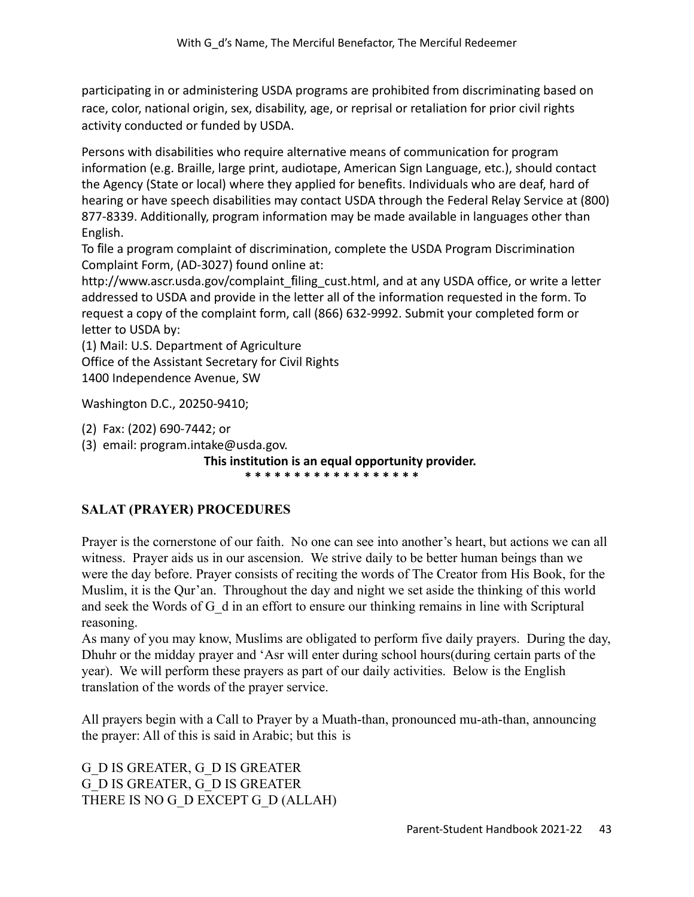participating in or administering USDA programs are prohibited from discriminating based on race, color, national origin, sex, disability, age, or reprisal or retaliation for prior civil rights activity conducted or funded by USDA.

Persons with disabilities who require alternative means of communication for program information (e.g. Braille, large print, audiotape, American Sign Language, etc.), should contact the Agency (State or local) where they applied for benefits. Individuals who are deaf, hard of hearing or have speech disabilities may contact USDA through the Federal Relay Service at (800) 877-8339. Additionally, program information may be made available in languages other than English.
To file a program complaint of discrimination, complete the USDA Program Discrimination Complaint Form, (AD-3027) found online at:
http://www.ascr.usda.gov/complaint_filing_cust.html, and at any USDA office, or write a letter addressed to USDA and provide in the letter all of the information requested in the form. To request a copy of the complaint form, call (866) 632-9992. Submit your completed form or letter to USDA by:
(1) Mail: U.S. Department of Agriculture
Office of the Assistant Secretary for Civil Rights
1400 Independence Avenue, SW

Washington D.C., 20250-9410;

(2) Fax: (202) 690-7442; or
(3) email: program.intake@usda.gov.

**This institution is an equal opportunity provider.**

**\* \* \* \* \* \* \* \* \* \* \* \* \* \* \* \* \* \***

## SALAT (PRAYER) PROCEDURES

Prayer is the cornerstone of our faith. No one can see into another's heart, but actions we can all witness. Prayer aids us in our ascension. We strive daily to be better human beings than we were the day before. Prayer consists of reciting the words of The Creator from His Book, for the Muslim, it is the Qur'an. Throughout the day and night we set aside the thinking of this world and seek the Words of G_d in an effort to ensure our thinking remains in line with Scriptural reasoning.
As many of you may know, Muslims are obligated to perform five daily prayers. During the day, Dhuhr or the midday prayer and 'Asr will enter during school hours(during certain parts of the year). We will perform these prayers as part of our daily activities. Below is the English translation of the words of the prayer service.

All prayers begin with a Call to Prayer by a Muath-than, pronounced mu-ath-than, announcing the prayer: All of this is said in Arabic; but this is

G_D IS GREATER, G_D IS GREATER
G_D IS GREATER, G_D IS GREATER
THERE IS NO G_D EXCEPT G_D (ALLAH)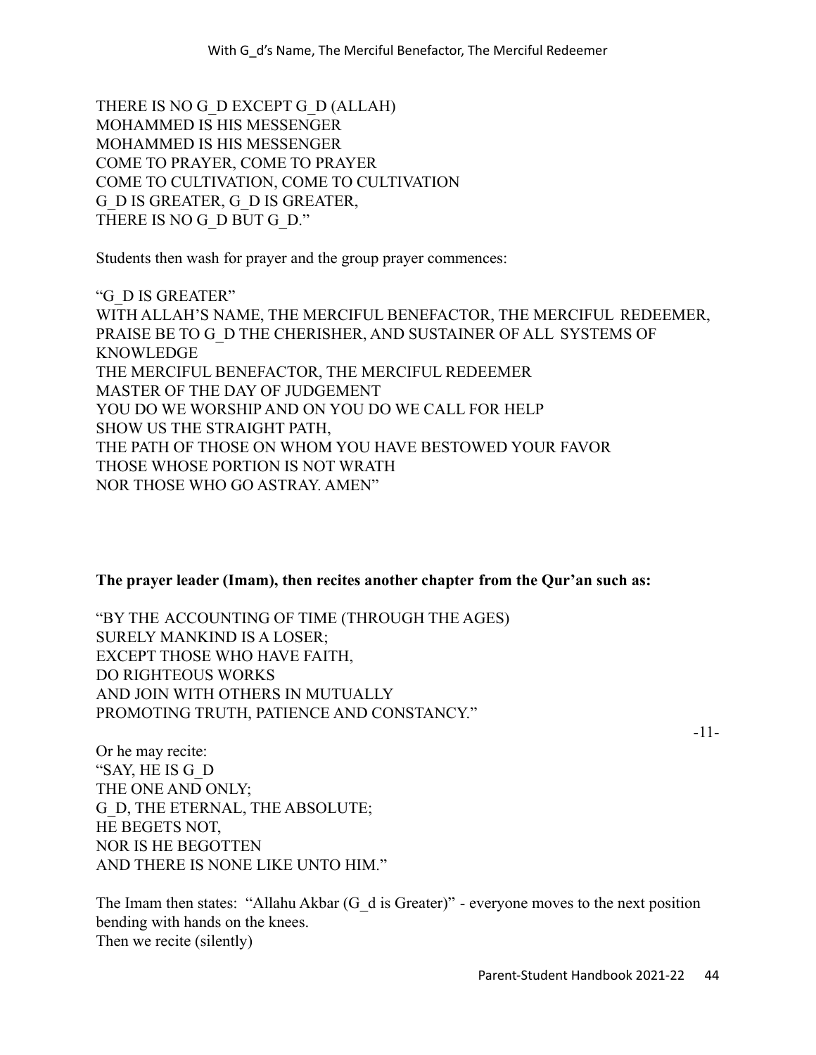THERE IS NO G_D EXCEPT G_D (ALLAH)
MOHAMMED IS HIS MESSENGER
MOHAMMED IS HIS MESSENGER
COME TO PRAYER, COME TO PRAYER
COME TO CULTIVATION, COME TO CULTIVATION
G_D IS GREATER, G_D IS GREATER,
THERE IS NO G_D BUT G_D."

Students then wash for prayer and the group prayer commences:

"G_D IS GREATER"
WITH ALLAH'S NAME, THE MERCIFUL BENEFACTOR, THE MERCIFUL REDEEMER,
PRAISE BE TO G_D THE CHERISHER, AND SUSTAINER OF ALL SYSTEMS OF KNOWLEDGE
THE MERCIFUL BENEFACTOR, THE MERCIFUL REDEEMER
MASTER OF THE DAY OF JUDGEMENT
YOU DO WE WORSHIP AND ON YOU DO WE CALL FOR HELP
SHOW US THE STRAIGHT PATH,
THE PATH OF THOSE ON WHOM YOU HAVE BESTOWED YOUR FAVOR
THOSE WHOSE PORTION IS NOT WRATH
NOR THOSE WHO GO ASTRAY. AMEN"

**The prayer leader (Imam), then recites another chapter from the Qur'an such as:**

"BY THE ACCOUNTING OF TIME (THROUGH THE AGES)
SURELY MANKIND IS A LOSER;
EXCEPT THOSE WHO HAVE FAITH,
DO RIGHTEOUS WORKS
AND JOIN WITH OTHERS IN MUTUALLY
PROMOTING TRUTH, PATIENCE AND CONSTANCY."

Or he may recite:
"SAY, HE IS G_D
THE ONE AND ONLY;
G_D, THE ETERNAL, THE ABSOLUTE;
HE BEGETS NOT,
NOR IS HE BEGOTTEN
AND THERE IS NONE LIKE UNTO HIM."

The Imam then states: "Allahu Akbar (G_d is Greater)" - everyone moves to the next position bending with hands on the knees.
Then we recite (silently)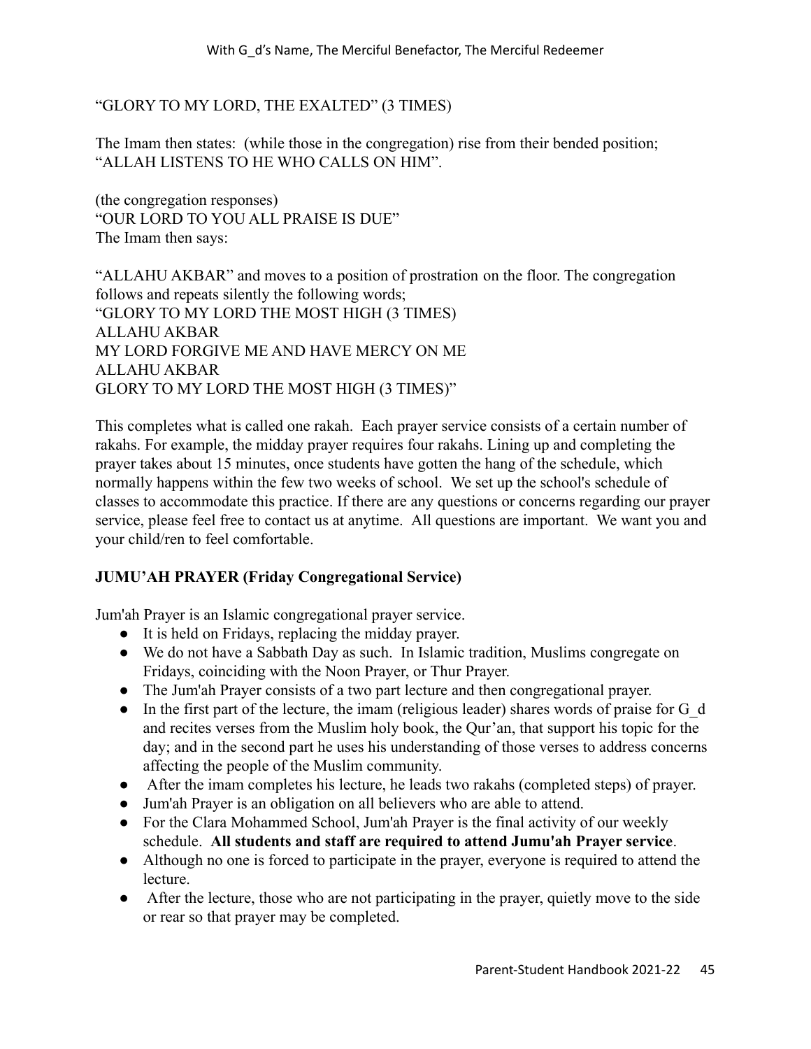"GLORY TO MY LORD, THE EXALTED" (3 TIMES)

The Imam then states: (while those in the congregation) rise from their bended position; "ALLAH LISTENS TO HE WHO CALLS ON HIM".

(the congregation responses)
"OUR LORD TO YOU ALL PRAISE IS DUE"
The Imam then says:

"ALLAHU AKBAR" and moves to a position of prostration on the floor. The congregation follows and repeats silently the following words;
"GLORY TO MY LORD THE MOST HIGH (3 TIMES)
ALLAHU AKBAR
MY LORD FORGIVE ME AND HAVE MERCY ON ME
ALLAHU AKBAR
GLORY TO MY LORD THE MOST HIGH (3 TIMES)"

This completes what is called one rakah. Each prayer service consists of a certain number of rakahs. For example, the midday prayer requires four rakahs. Lining up and completing the prayer takes about 15 minutes, once students have gotten the hang of the schedule, which normally happens within the few two weeks of school. We set up the school's schedule of classes to accommodate this practice. If there are any questions or concerns regarding our prayer service, please feel free to contact us at anytime. All questions are important. We want you and your child/ren to feel comfortable.

**JUMU'AH PRAYER (Friday Congregational Service)**

Jum'ah Prayer is an Islamic congregational prayer service.

- It is held on Fridays, replacing the midday prayer.
- We do not have a Sabbath Day as such. In Islamic tradition, Muslims congregate on Fridays, coinciding with the Noon Prayer, or Thur Prayer.
- The Jum'ah Prayer consists of a two part lecture and then congregational prayer.
- In the first part of the lecture, the imam (religious leader) shares words of praise for G_d and recites verses from the Muslim holy book, the Qur'an, that support his topic for the day; and in the second part he uses his understanding of those verses to address concerns affecting the people of the Muslim community.
- After the imam completes his lecture, he leads two rakahs (completed steps) of prayer.
- Jum'ah Prayer is an obligation on all believers who are able to attend.
- For the Clara Mohammed School, Jum'ah Prayer is the final activity of our weekly schedule. **All students and staff are required to attend Jumu'ah Prayer service**.
- Although no one is forced to participate in the prayer, everyone is required to attend the lecture.
- After the lecture, those who are not participating in the prayer, quietly move to the side or rear so that prayer may be completed.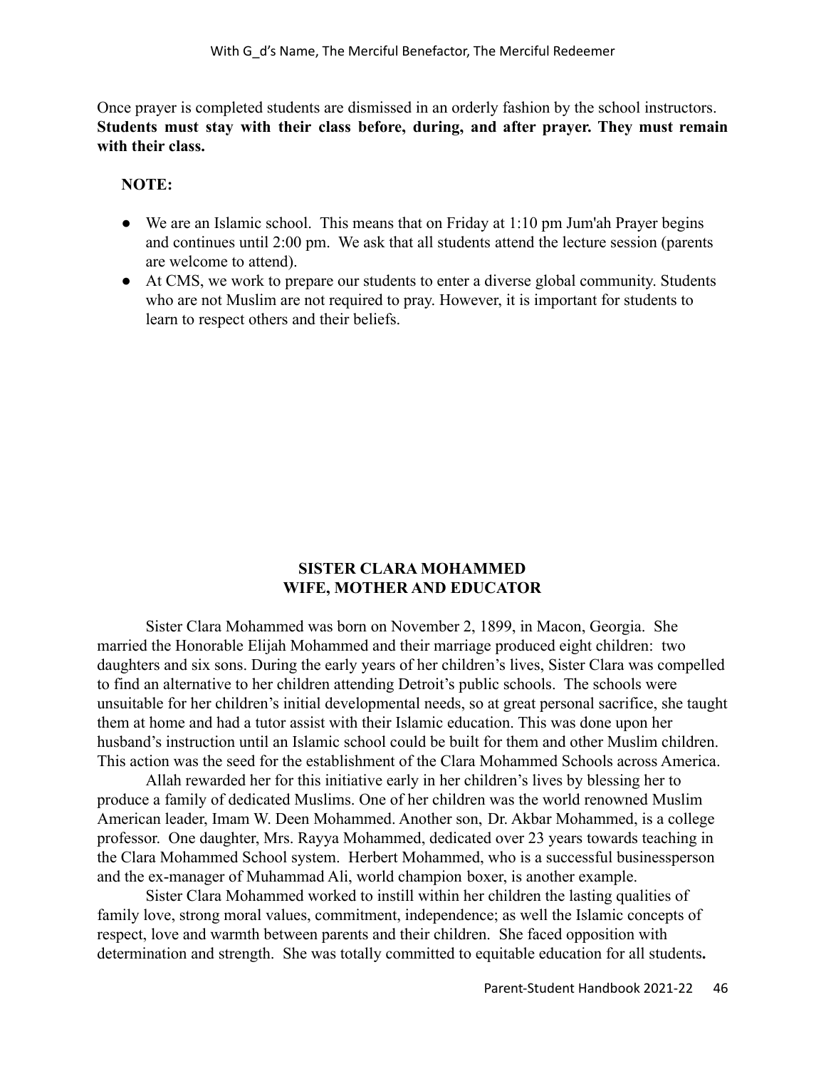Once prayer is completed students are dismissed in an orderly fashion by the school instructors. **Students must stay with their class before, during, and after prayer. They must remain with their class.**

**NOTE:**

- We are an Islamic school. This means that on Friday at 1:10 pm Jum'ah Prayer begins and continues until 2:00 pm. We ask that all students attend the lecture session (parents are welcome to attend).
- At CMS, we work to prepare our students to enter a diverse global community. Students who are not Muslim are not required to pray. However, it is important for students to learn to respect others and their beliefs.

## SISTER CLARA MOHAMMED
## WIFE, MOTHER AND EDUCATOR

Sister Clara Mohammed was born on November 2, 1899, in Macon, Georgia. She married the Honorable Elijah Mohammed and their marriage produced eight children: two daughters and six sons. During the early years of her children's lives, Sister Clara was compelled to find an alternative to her children attending Detroit's public schools. The schools were unsuitable for her children's initial developmental needs, so at great personal sacrifice, she taught them at home and had a tutor assist with their Islamic education. This was done upon her husband's instruction until an Islamic school could be built for them and other Muslim children. This action was the seed for the establishment of the Clara Mohammed Schools across America.

Allah rewarded her for this initiative early in her children's lives by blessing her to produce a family of dedicated Muslims. One of her children was the world renowned Muslim American leader, Imam W. Deen Mohammed. Another son, Dr. Akbar Mohammed, is a college professor. One daughter, Mrs. Rayya Mohammed, dedicated over 23 years towards teaching in the Clara Mohammed School system. Herbert Mohammed, who is a successful businessperson and the ex-manager of Muhammad Ali, world champion boxer, is another example.

Sister Clara Mohammed worked to instill within her children the lasting qualities of family love, strong moral values, commitment, independence; as well the Islamic concepts of respect, love and warmth between parents and their children. She faced opposition with determination and strength. She was totally committed to equitable education for all students.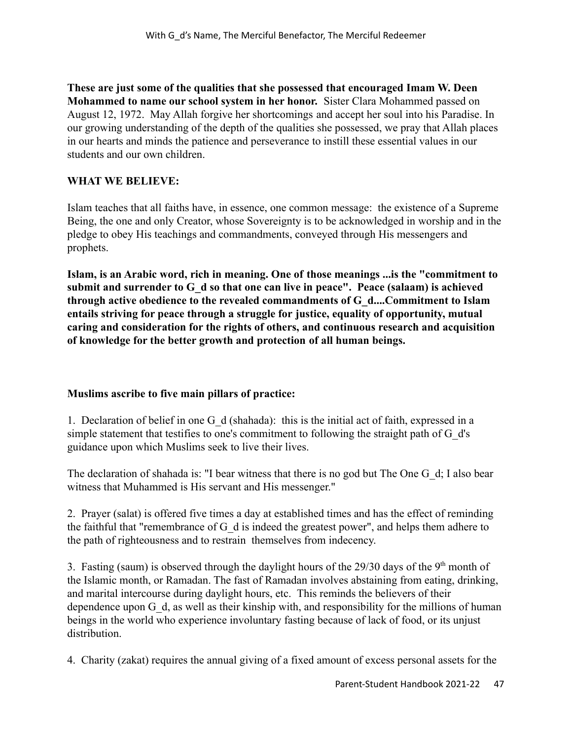**These are just some of the qualities that she possessed that encouraged Imam W. Deen Mohammed to name our school system in her honor.** Sister Clara Mohammed passed on August 12, 1972. May Allah forgive her shortcomings and accept her soul into his Paradise. In our growing understanding of the depth of the qualities she possessed, we pray that Allah places in our hearts and minds the patience and perseverance to instill these essential values in our students and our own children.

**WHAT WE BELIEVE:**

Islam teaches that all faiths have, in essence, one common message: the existence of a Supreme Being, the one and only Creator, whose Sovereignty is to be acknowledged in worship and in the pledge to obey His teachings and commandments, conveyed through His messengers and prophets.

**Islam, is an Arabic word, rich in meaning. One of those meanings ...is the "commitment to submit and surrender to G_d so that one can live in peace". Peace (salaam) is achieved through active obedience to the revealed commandments of G_d....Commitment to Islam entails striving for peace through a struggle for justice, equality of opportunity, mutual caring and consideration for the rights of others, and continuous research and acquisition of knowledge for the better growth and protection of all human beings.**

**Muslims ascribe to five main pillars of practice:**

1. Declaration of belief in one G_d (shahada): this is the initial act of faith, expressed in a simple statement that testifies to one's commitment to following the straight path of G_d's guidance upon which Muslims seek to live their lives.

The declaration of shahada is: "I bear witness that there is no god but The One G_d; I also bear witness that Muhammed is His servant and His messenger."

2. Prayer (salat) is offered five times a day at established times and has the effect of reminding the faithful that "remembrance of G_d is indeed the greatest power", and helps them adhere to the path of righteousness and to restrain themselves from indecency.

3. Fasting (saum) is observed through the daylight hours of the 29/30 days of the 9th month of the Islamic month, or Ramadan. The fast of Ramadan involves abstaining from eating, drinking, and marital intercourse during daylight hours, etc. This reminds the believers of their dependence upon G_d, as well as their kinship with, and responsibility for the millions of human beings in the world who experience involuntary fasting because of lack of food, or its unjust distribution.

4. Charity (zakat) requires the annual giving of a fixed amount of excess personal assets for the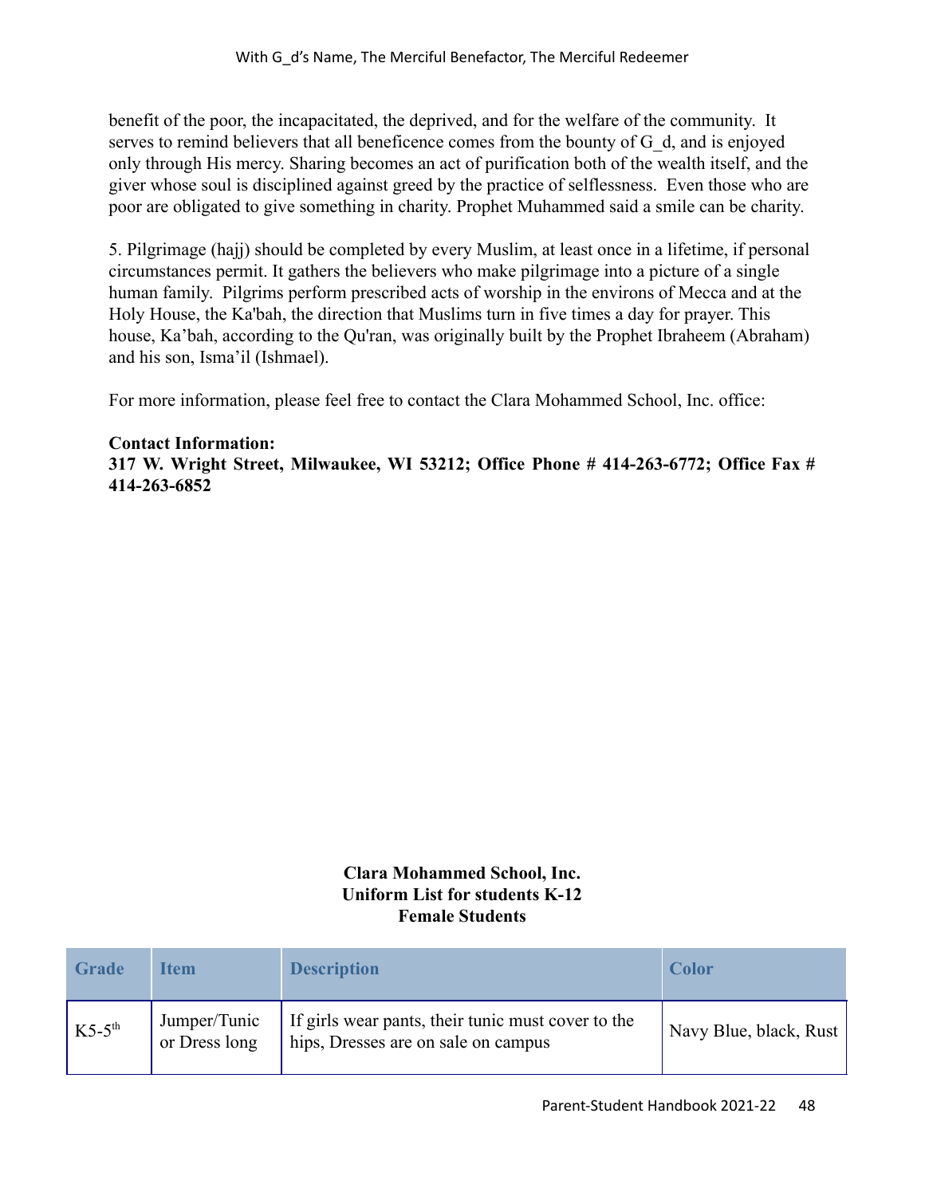benefit of the poor, the incapacitated, the deprived, and for the welfare of the community. It serves to remind believers that all beneficence comes from the bounty of G_d, and is enjoyed only through His mercy. Sharing becomes an act of purification both of the wealth itself, and the giver whose soul is disciplined against greed by the practice of selflessness. Even those who are poor are obligated to give something in charity. Prophet Muhammed said a smile can be charity.

5. Pilgrimage (hajj) should be completed by every Muslim, at least once in a lifetime, if personal circumstances permit. It gathers the believers who make pilgrimage into a picture of a single human family. Pilgrims perform prescribed acts of worship in the environs of Mecca and at the Holy House, the Ka'bah, the direction that Muslims turn in five times a day for prayer. This house, Ka'bah, according to the Qu'ran, was originally built by the Prophet Ibraheem (Abraham) and his son, Isma'il (Ishmael).

For more information, please feel free to contact the Clara Mohammed School, Inc. office:

**Contact Information:**
**317 W. Wright Street, Milwaukee, WI 53212; Office Phone # 414-263-6772; Office Fax # 414-263-6852**

**Clara Mohammed School, Inc.**
**Uniform List for students K-12**
**Female Students**

| Grade | Item | Description | Color |
|---|---|---|---|
| K5-5th | Jumper/Tunic or Dress long | If girls wear pants, their tunic must cover to the hips, Dresses are on sale on campus | Navy Blue, black, Rust |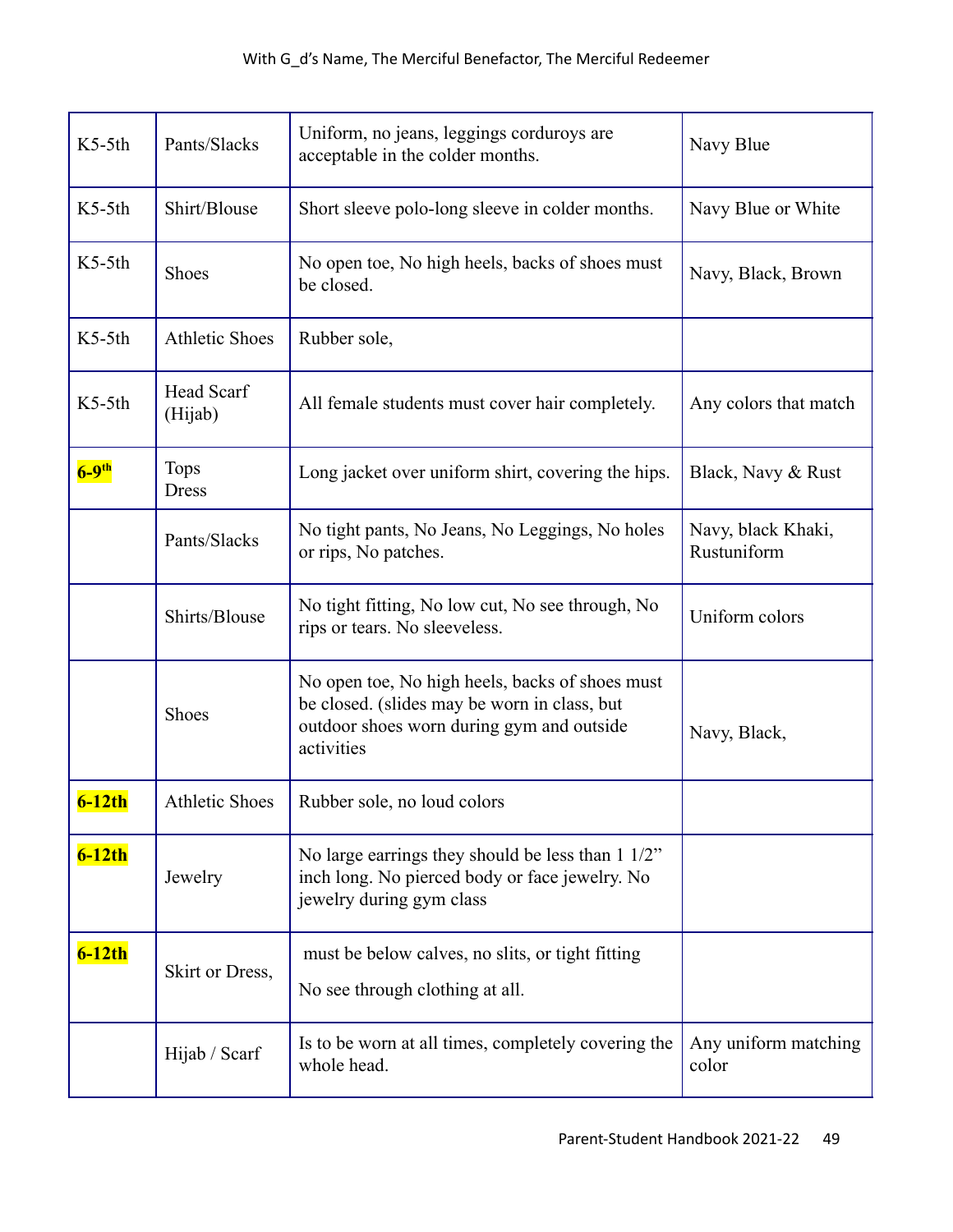| | | | |
|---|---|---|---|
| K5-5th | Pants/Slacks | Uniform, no jeans, leggings corduroys are acceptable in the colder months. | Navy Blue |
| K5-5th | Shirt/Blouse | Short sleeve polo-long sleeve in colder months. | Navy Blue or White |
| K5-5th | Shoes | No open toe, No high heels, backs of shoes must be closed. | Navy, Black, Brown |
| K5-5th | Athletic Shoes | Rubber sole, | |
| K5-5th | Head Scarf (Hijab) | All female students must cover hair completely. | Any colors that match |
| **6-9th** | Tops Dress | Long jacket over uniform shirt, covering the hips. | Black, Navy & Rust |
| | Pants/Slacks | No tight pants, No Jeans, No Leggings, No holes or rips, No patches. | Navy, black Khaki, Rustuniform |
| | Shirts/Blouse | No tight fitting, No low cut, No see through, No rips or tears. No sleeveless. | Uniform colors |
| | Shoes | No open toe, No high heels, backs of shoes must be closed. (slides may be worn in class, but outdoor shoes worn during gym and outside activities | Navy, Black, |
| **6-12th** | Athletic Shoes | Rubber sole, no loud colors | |
| **6-12th** | Jewelry | No large earrings they should be less than 1 1/2" inch long. No pierced body or face jewelry. No jewelry during gym class | |
| **6-12th** | Skirt or Dress, | must be below calves, no slits, or tight fitting<br>No see through clothing at all. | |
| | Hijab / Scarf | Is to be worn at all times, completely covering the whole head. | Any uniform matching color |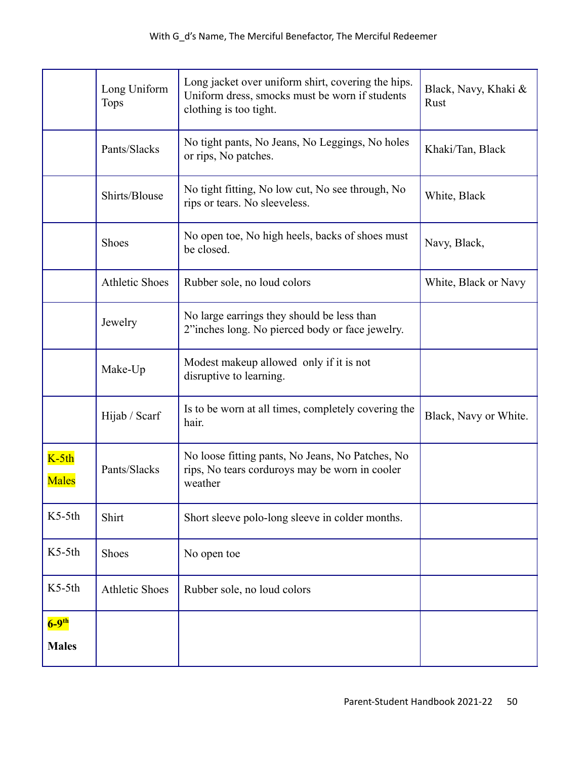| | | | |
|---|---|---|---|
| | Long Uniform Tops | Long jacket over uniform shirt, covering the hips. Uniform dress, smocks must be worn if students clothing is too tight. | Black, Navy, Khaki & Rust |
| | Pants/Slacks | No tight pants, No Jeans, No Leggings, No holes or rips, No patches. | Khaki/Tan, Black |
| | Shirts/Blouse | No tight fitting, No low cut, No see through, No rips or tears. No sleeveless. | White, Black |
| | Shoes | No open toe, No high heels, backs of shoes must be closed. | Navy, Black, |
| | Athletic Shoes | Rubber sole, no loud colors | White, Black or Navy |
| | Jewelry | No large earrings they should be less than 2”inches long. No pierced body or face jewelry. | |
| | Make-Up | Modest makeup allowed only if it is not disruptive to learning. | |
| | Hijab / Scarf | Is to be worn at all times, completely covering the hair. | Black, Navy or White. |
| K-5th Males | Pants/Slacks | No loose fitting pants, No Jeans, No Patches, No rips, No tears corduroys may be worn in cooler weather | |
| K5-5th | Shirt | Short sleeve polo-long sleeve in colder months. | |
| K5-5th | Shoes | No open toe | |
| K5-5th | Athletic Shoes | Rubber sole, no loud colors | |
| **6-9th Males** | | | |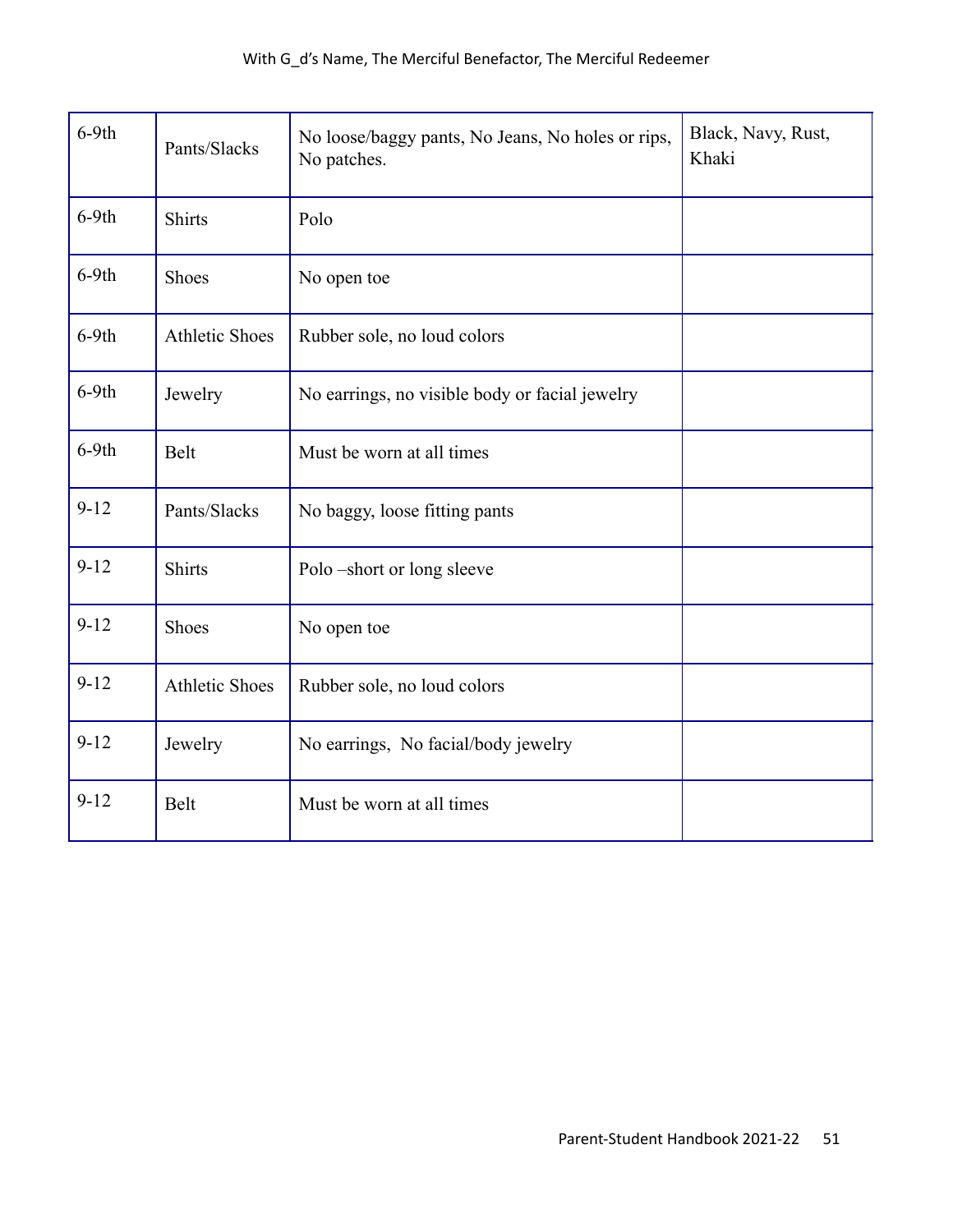| | | | |
|---|---|---|---|
| 6-9th | Pants/Slacks | No loose/baggy pants, No Jeans, No holes or rips, No patches. | Black, Navy, Rust, Khaki |
| 6-9th | Shirts | Polo | |
| 6-9th | Shoes | No open toe | |
| 6-9th | Athletic Shoes | Rubber sole, no loud colors | |
| 6-9th | Jewelry | No earrings, no visible body or facial jewelry | |
| 6-9th | Belt | Must be worn at all times | |
| 9-12 | Pants/Slacks | No baggy, loose fitting pants | |
| 9-12 | Shirts | Polo –short or long sleeve | |
| 9-12 | Shoes | No open toe | |
| 9-12 | Athletic Shoes | Rubber sole, no loud colors | |
| 9-12 | Jewelry | No earrings, No facial/body jewelry | |
| 9-12 | Belt | Must be worn at all times | |